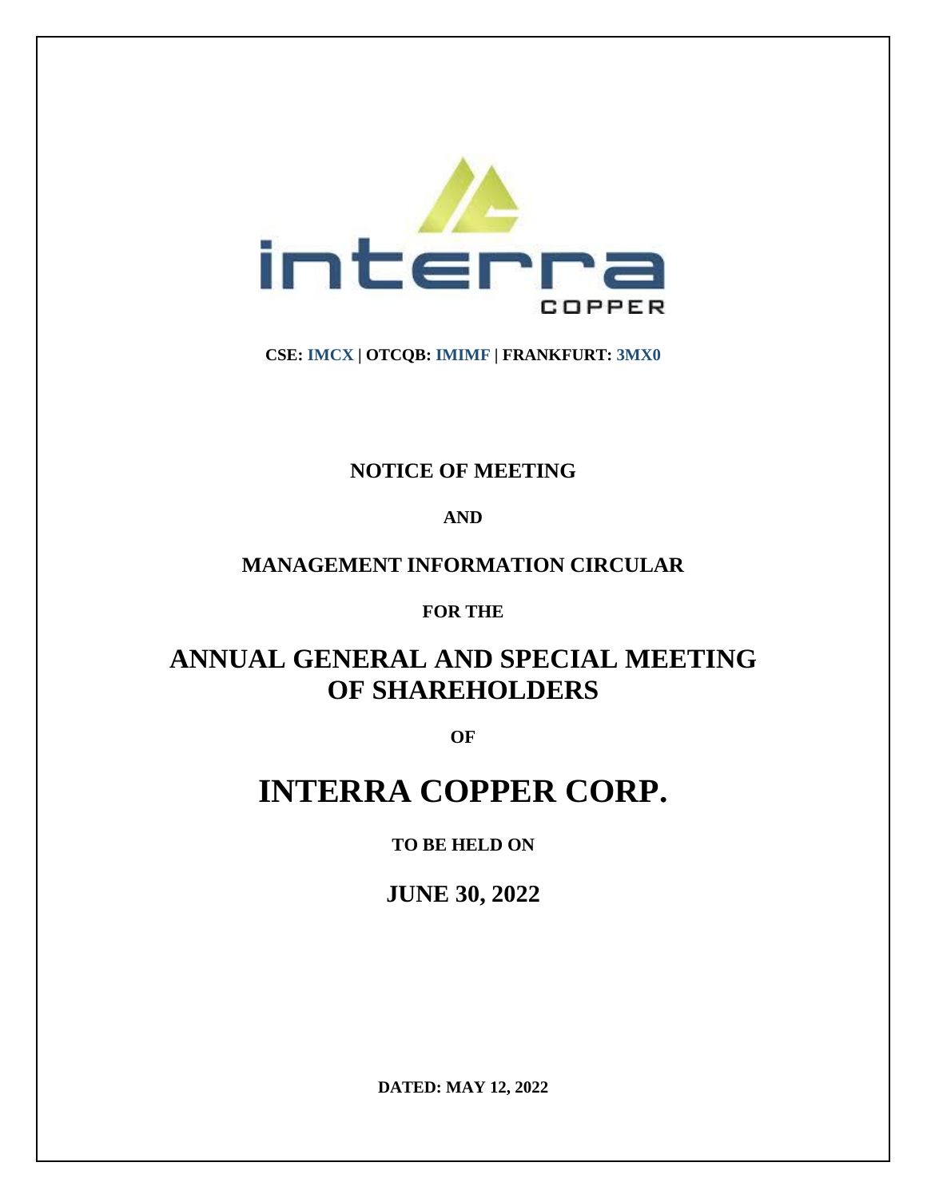CSE: IMCX | OTCQB: IMIMF | FRANKFURT: 3MX0

**NOTICE OF MEETING**

**AND**

**MANAGEMENT INFORMATION CIRCULAR**

**FOR THE**

# ANNUAL GENERAL AND SPECIAL MEETING OF SHAREHOLDERS

**OF**

# INTERRA COPPER CORP.

**TO BE HELD ON**

**JUNE 30, 2022**

**DATED: MAY 12, 2022**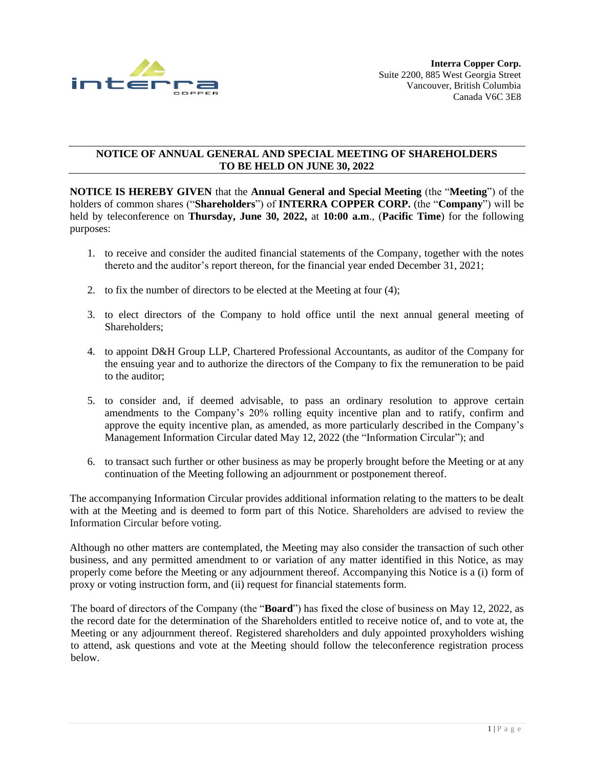**Interra Copper Corp.**
Suite 2200, 885 West Georgia Street
Vancouver, British Columbia
Canada V6C 3E8

## NOTICE OF ANNUAL GENERAL AND SPECIAL MEETING OF SHAREHOLDERS TO BE HELD ON JUNE 30, 2022

**NOTICE IS HEREBY GIVEN** that the **Annual General and Special Meeting** (the "**Meeting**") of the holders of common shares ("**Shareholders**") of **INTERRA COPPER CORP.** (the "**Company**") will be held by teleconference on **Thursday, June 30, 2022,** at **10:00 a.m**., (**Pacific Time**) for the following purposes:

1. to receive and consider the audited financial statements of the Company, together with the notes thereto and the auditor's report thereon, for the financial year ended December 31, 2021;
2. to fix the number of directors to be elected at the Meeting at four (4);
3. to elect directors of the Company to hold office until the next annual general meeting of Shareholders;
4. to appoint D&H Group LLP, Chartered Professional Accountants, as auditor of the Company for the ensuing year and to authorize the directors of the Company to fix the remuneration to be paid to the auditor;
5. to consider and, if deemed advisable, to pass an ordinary resolution to approve certain amendments to the Company's 20% rolling equity incentive plan and to ratify, confirm and approve the equity incentive plan, as amended, as more particularly described in the Company's Management Information Circular dated May 12, 2022 (the "Information Circular"); and
6. to transact such further or other business as may be properly brought before the Meeting or at any continuation of the Meeting following an adjournment or postponement thereof.

The accompanying Information Circular provides additional information relating to the matters to be dealt with at the Meeting and is deemed to form part of this Notice. Shareholders are advised to review the Information Circular before voting.

Although no other matters are contemplated, the Meeting may also consider the transaction of such other business, and any permitted amendment to or variation of any matter identified in this Notice, as may properly come before the Meeting or any adjournment thereof. Accompanying this Notice is a (i) form of proxy or voting instruction form, and (ii) request for financial statements form.

The board of directors of the Company (the "**Board**") has fixed the close of business on May 12, 2022, as the record date for the determination of the Shareholders entitled to receive notice of, and to vote at, the Meeting or any adjournment thereof. Registered shareholders and duly appointed proxyholders wishing to attend, ask questions and vote at the Meeting should follow the teleconference registration process below.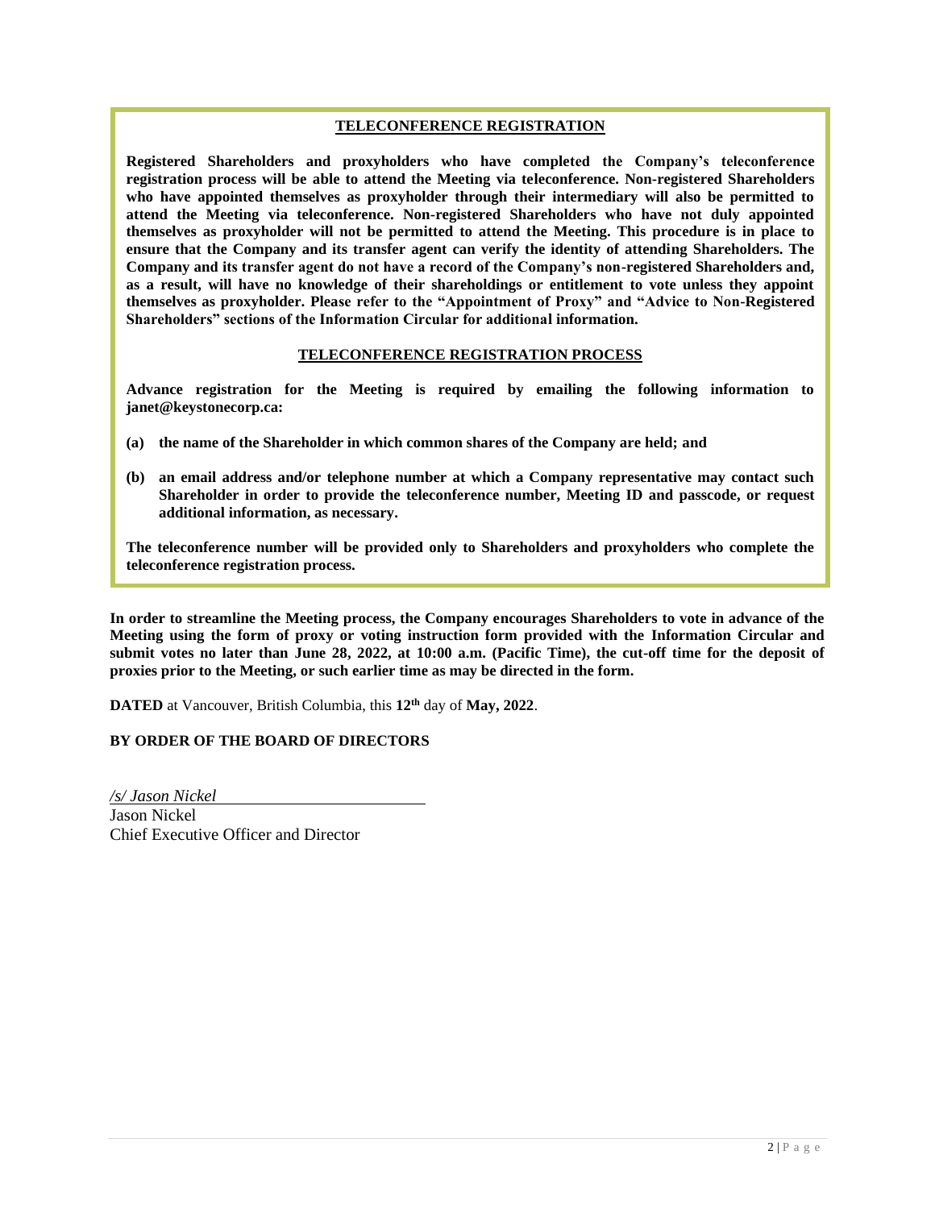**TELECONFERENCE REGISTRATION**

**Registered Shareholders and proxyholders who have completed the Company's teleconference registration process will be able to attend the Meeting via teleconference. Non-registered Shareholders who have appointed themselves as proxyholder through their intermediary will also be permitted to attend the Meeting via teleconference. Non-registered Shareholders who have not duly appointed themselves as proxyholder will not be permitted to attend the Meeting. This procedure is in place to ensure that the Company and its transfer agent can verify the identity of attending Shareholders. The Company and its transfer agent do not have a record of the Company's non-registered Shareholders and, as a result, will have no knowledge of their shareholdings or entitlement to vote unless they appoint themselves as proxyholder. Please refer to the "Appointment of Proxy" and "Advice to Non-Registered Shareholders" sections of the Information Circular for additional information.**

**TELECONFERENCE REGISTRATION PROCESS**

**Advance registration for the Meeting is required by emailing the following information to janet@keystonecorp.ca:**

**(a) the name of the Shareholder in which common shares of the Company are held; and**

**(b) an email address and/or telephone number at which a Company representative may contact such Shareholder in order to provide the teleconference number, Meeting ID and passcode, or request additional information, as necessary.**

**The teleconference number will be provided only to Shareholders and proxyholders who complete the teleconference registration process.**

**In order to streamline the Meeting process, the Company encourages Shareholders to vote in advance of the Meeting using the form of proxy or voting instruction form provided with the Information Circular and submit votes no later than June 28, 2022, at 10:00 a.m. (Pacific Time), the cut-off time for the deposit of proxies prior to the Meeting, or such earlier time as may be directed in the form.**

**DATED** at Vancouver, British Columbia, this **12th** day of **May, 2022**.

**BY ORDER OF THE BOARD OF DIRECTORS**

*/s/ Jason Nickel*
Jason Nickel
Chief Executive Officer and Director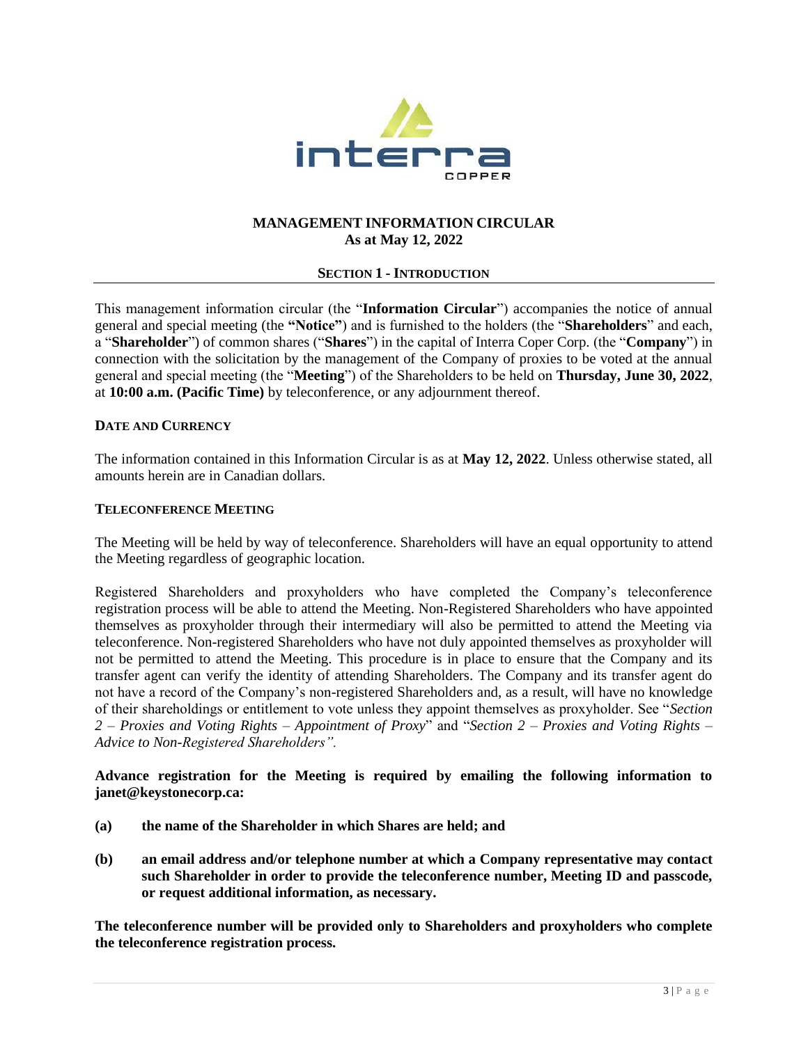## MANAGEMENT INFORMATION CIRCULAR
## As at May 12, 2022

### SECTION 1 - INTRODUCTION

This management information circular (the "**Information Circular**") accompanies the notice of annual general and special meeting (the **"Notice"**) and is furnished to the holders (the "**Shareholders**" and each, a "**Shareholder**") of common shares ("**Shares**") in the capital of Interra Coper Corp. (the "**Company**") in connection with the solicitation by the management of the Company of proxies to be voted at the annual general and special meeting (the "**Meeting**") of the Shareholders to be held on **Thursday, June 30, 2022**, at **10:00 a.m. (Pacific Time)** by teleconference, or any adjournment thereof.

**DATE AND CURRENCY**

The information contained in this Information Circular is as at **May 12, 2022**. Unless otherwise stated, all amounts herein are in Canadian dollars.

**TELECONFERENCE MEETING**

The Meeting will be held by way of teleconference. Shareholders will have an equal opportunity to attend the Meeting regardless of geographic location.

Registered Shareholders and proxyholders who have completed the Company's teleconference registration process will be able to attend the Meeting. Non-Registered Shareholders who have appointed themselves as proxyholder through their intermediary will also be permitted to attend the Meeting via teleconference. Non-registered Shareholders who have not duly appointed themselves as proxyholder will not be permitted to attend the Meeting. This procedure is in place to ensure that the Company and its transfer agent can verify the identity of attending Shareholders. The Company and its transfer agent do not have a record of the Company's non-registered Shareholders and, as a result, will have no knowledge of their shareholdings or entitlement to vote unless they appoint themselves as proxyholder. See "*Section 2 – Proxies and Voting Rights – Appointment of Proxy*" and "*Section 2 – Proxies and Voting Rights – Advice to Non-Registered Shareholders".*

**Advance registration for the Meeting is required by emailing the following information to janet@keystonecorp.ca:**

**(a) the name of the Shareholder in which Shares are held; and**

**(b) an email address and/or telephone number at which a Company representative may contact such Shareholder in order to provide the teleconference number, Meeting ID and passcode, or request additional information, as necessary.**

**The teleconference number will be provided only to Shareholders and proxyholders who complete the teleconference registration process.**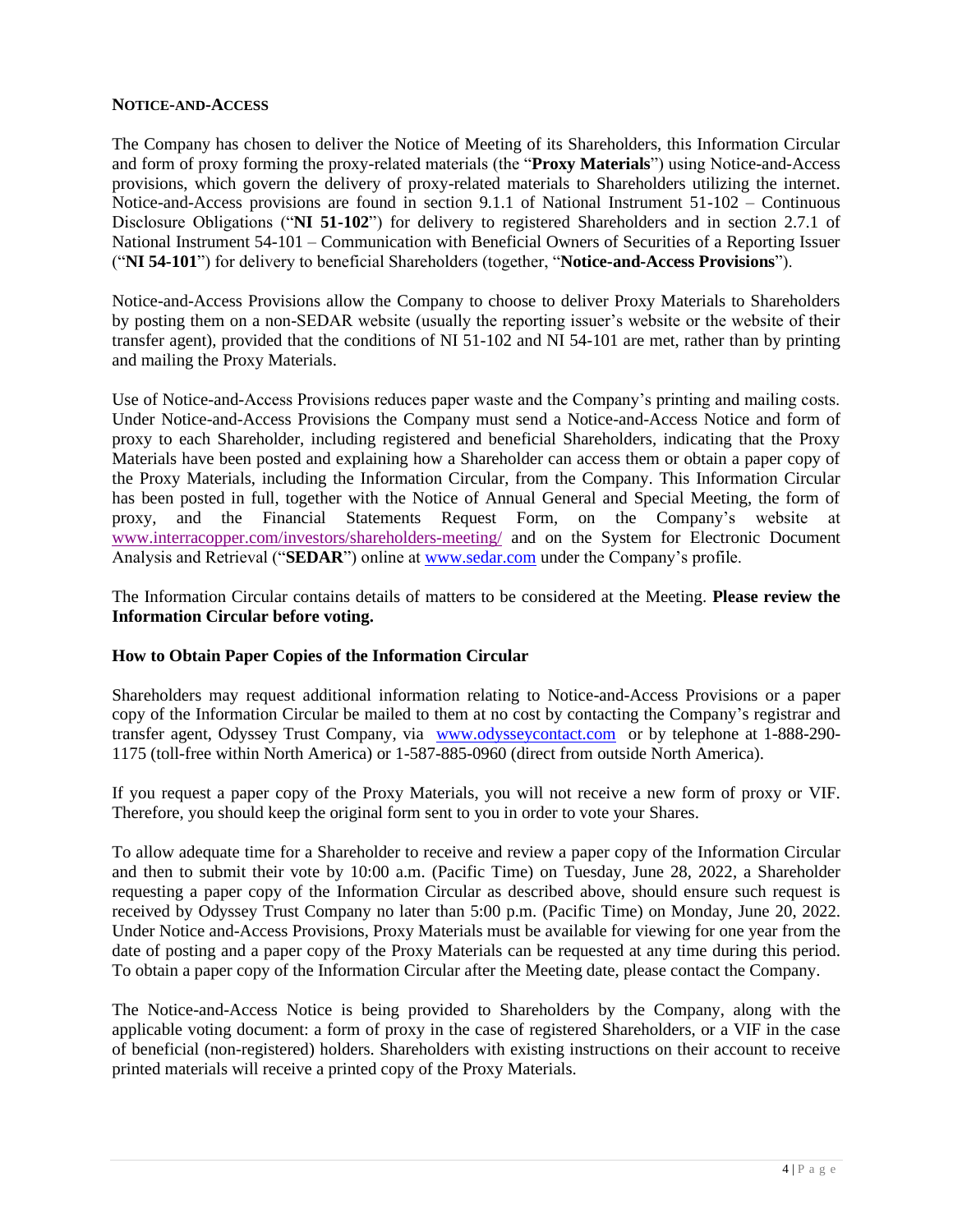**NOTICE-AND-ACCESS**

The Company has chosen to deliver the Notice of Meeting of its Shareholders, this Information Circular and form of proxy forming the proxy-related materials (the "**Proxy Materials**") using Notice-and-Access provisions, which govern the delivery of proxy-related materials to Shareholders utilizing the internet. Notice-and-Access provisions are found in section 9.1.1 of National Instrument 51-102 – Continuous Disclosure Obligations ("**NI 51-102**") for delivery to registered Shareholders and in section 2.7.1 of National Instrument 54-101 – Communication with Beneficial Owners of Securities of a Reporting Issuer ("**NI 54-101**") for delivery to beneficial Shareholders (together, "**Notice-and-Access Provisions**").

Notice-and-Access Provisions allow the Company to choose to deliver Proxy Materials to Shareholders by posting them on a non-SEDAR website (usually the reporting issuer's website or the website of their transfer agent), provided that the conditions of NI 51-102 and NI 54-101 are met, rather than by printing and mailing the Proxy Materials.

Use of Notice-and-Access Provisions reduces paper waste and the Company's printing and mailing costs. Under Notice-and-Access Provisions the Company must send a Notice-and-Access Notice and form of proxy to each Shareholder, including registered and beneficial Shareholders, indicating that the Proxy Materials have been posted and explaining how a Shareholder can access them or obtain a paper copy of the Proxy Materials, including the Information Circular, from the Company. This Information Circular has been posted in full, together with the Notice of Annual General and Special Meeting, the form of proxy, and the Financial Statements Request Form, on the Company's website at www.interracopper.com/investors/shareholders-meeting/ and on the System for Electronic Document Analysis and Retrieval ("**SEDAR**") online at www.sedar.com under the Company's profile.

The Information Circular contains details of matters to be considered at the Meeting. **Please review the Information Circular before voting.**

**How to Obtain Paper Copies of the Information Circular**

Shareholders may request additional information relating to Notice-and-Access Provisions or a paper copy of the Information Circular be mailed to them at no cost by contacting the Company's registrar and transfer agent, Odyssey Trust Company, via www.odysseycontact.com or by telephone at 1-888-290-1175 (toll-free within North America) or 1-587-885-0960 (direct from outside North America).

If you request a paper copy of the Proxy Materials, you will not receive a new form of proxy or VIF. Therefore, you should keep the original form sent to you in order to vote your Shares.

To allow adequate time for a Shareholder to receive and review a paper copy of the Information Circular and then to submit their vote by 10:00 a.m. (Pacific Time) on Tuesday, June 28, 2022, a Shareholder requesting a paper copy of the Information Circular as described above, should ensure such request is received by Odyssey Trust Company no later than 5:00 p.m. (Pacific Time) on Monday, June 20, 2022. Under Notice and-Access Provisions, Proxy Materials must be available for viewing for one year from the date of posting and a paper copy of the Proxy Materials can be requested at any time during this period. To obtain a paper copy of the Information Circular after the Meeting date, please contact the Company.

The Notice-and-Access Notice is being provided to Shareholders by the Company, along with the applicable voting document: a form of proxy in the case of registered Shareholders, or a VIF in the case of beneficial (non-registered) holders. Shareholders with existing instructions on their account to receive printed materials will receive a printed copy of the Proxy Materials.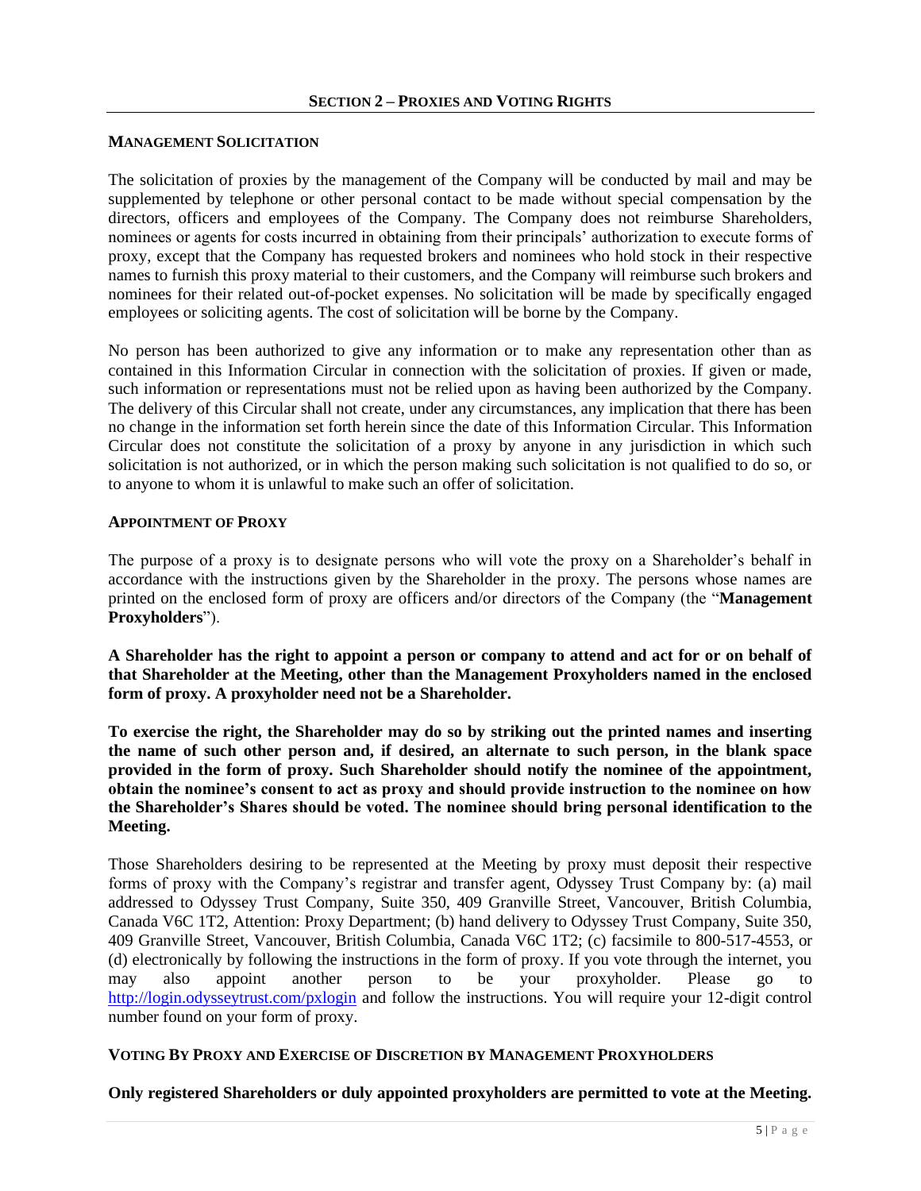## SECTION 2 – PROXIES AND VOTING RIGHTS

### MANAGEMENT SOLICITATION

The solicitation of proxies by the management of the Company will be conducted by mail and may be supplemented by telephone or other personal contact to be made without special compensation by the directors, officers and employees of the Company. The Company does not reimburse Shareholders, nominees or agents for costs incurred in obtaining from their principals' authorization to execute forms of proxy, except that the Company has requested brokers and nominees who hold stock in their respective names to furnish this proxy material to their customers, and the Company will reimburse such brokers and nominees for their related out-of-pocket expenses. No solicitation will be made by specifically engaged employees or soliciting agents. The cost of solicitation will be borne by the Company.

No person has been authorized to give any information or to make any representation other than as contained in this Information Circular in connection with the solicitation of proxies. If given or made, such information or representations must not be relied upon as having been authorized by the Company. The delivery of this Circular shall not create, under any circumstances, any implication that there has been no change in the information set forth herein since the date of this Information Circular. This Information Circular does not constitute the solicitation of a proxy by anyone in any jurisdiction in which such solicitation is not authorized, or in which the person making such solicitation is not qualified to do so, or to anyone to whom it is unlawful to make such an offer of solicitation.

### APPOINTMENT OF PROXY

The purpose of a proxy is to designate persons who will vote the proxy on a Shareholder's behalf in accordance with the instructions given by the Shareholder in the proxy. The persons whose names are printed on the enclosed form of proxy are officers and/or directors of the Company (the "**Management Proxyholders**").

**A Shareholder has the right to appoint a person or company to attend and act for or on behalf of that Shareholder at the Meeting, other than the Management Proxyholders named in the enclosed form of proxy. A proxyholder need not be a Shareholder.**

**To exercise the right, the Shareholder may do so by striking out the printed names and inserting the name of such other person and, if desired, an alternate to such person, in the blank space provided in the form of proxy. Such Shareholder should notify the nominee of the appointment, obtain the nominee's consent to act as proxy and should provide instruction to the nominee on how the Shareholder's Shares should be voted. The nominee should bring personal identification to the Meeting.**

Those Shareholders desiring to be represented at the Meeting by proxy must deposit their respective forms of proxy with the Company's registrar and transfer agent, Odyssey Trust Company by: (a) mail addressed to Odyssey Trust Company, Suite 350, 409 Granville Street, Vancouver, British Columbia, Canada V6C 1T2, Attention: Proxy Department; (b) hand delivery to Odyssey Trust Company, Suite 350, 409 Granville Street, Vancouver, British Columbia, Canada V6C 1T2; (c) facsimile to 800-517-4553, or (d) electronically by following the instructions in the form of proxy. If you vote through the internet, you may also appoint another person to be your proxyholder. Please go to http://login.odysseytrust.com/pxlogin and follow the instructions. You will require your 12-digit control number found on your form of proxy.

### VOTING BY PROXY AND EXERCISE OF DISCRETION BY MANAGEMENT PROXYHOLDERS

**Only registered Shareholders or duly appointed proxyholders are permitted to vote at the Meeting.**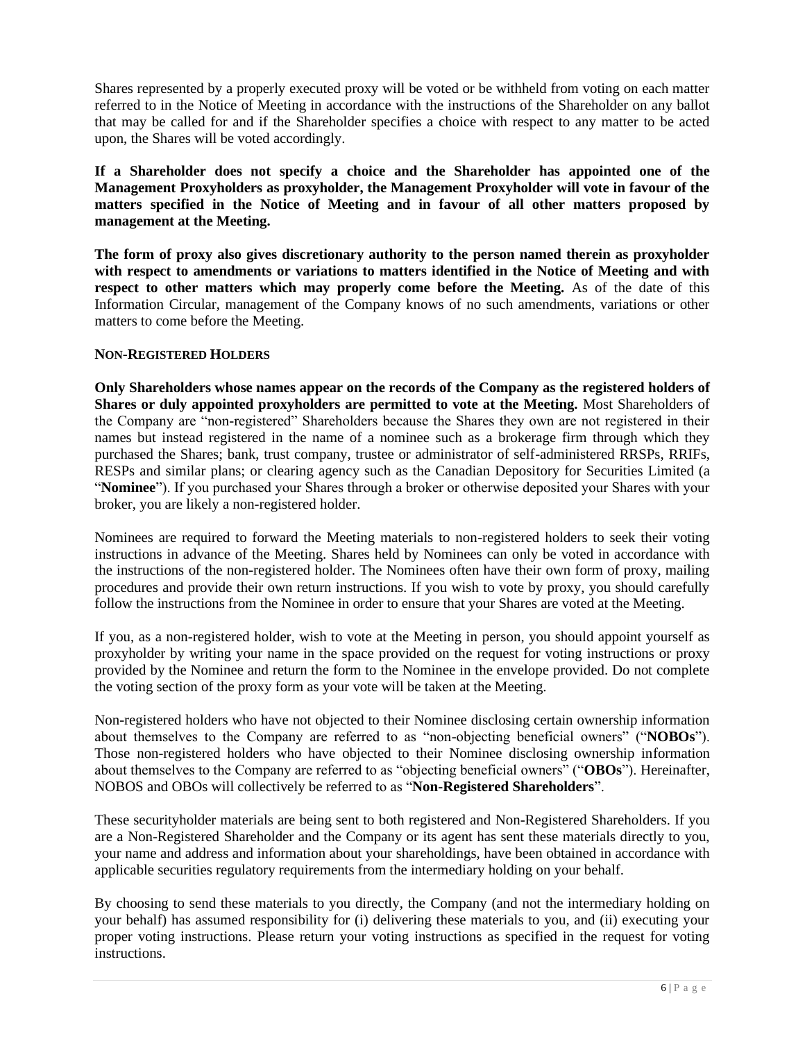Shares represented by a properly executed proxy will be voted or be withheld from voting on each matter referred to in the Notice of Meeting in accordance with the instructions of the Shareholder on any ballot that may be called for and if the Shareholder specifies a choice with respect to any matter to be acted upon, the Shares will be voted accordingly.

**If a Shareholder does not specify a choice and the Shareholder has appointed one of the Management Proxyholders as proxyholder, the Management Proxyholder will vote in favour of the matters specified in the Notice of Meeting and in favour of all other matters proposed by management at the Meeting.**

**The form of proxy also gives discretionary authority to the person named therein as proxyholder with respect to amendments or variations to matters identified in the Notice of Meeting and with respect to other matters which may properly come before the Meeting.** As of the date of this Information Circular, management of the Company knows of no such amendments, variations or other matters to come before the Meeting.

**NON-REGISTERED HOLDERS**

**Only Shareholders whose names appear on the records of the Company as the registered holders of Shares or duly appointed proxyholders are permitted to vote at the Meeting.** Most Shareholders of the Company are "non-registered" Shareholders because the Shares they own are not registered in their names but instead registered in the name of a nominee such as a brokerage firm through which they purchased the Shares; bank, trust company, trustee or administrator of self-administered RRSPs, RRIFs, RESPs and similar plans; or clearing agency such as the Canadian Depository for Securities Limited (a "**Nominee**"). If you purchased your Shares through a broker or otherwise deposited your Shares with your broker, you are likely a non-registered holder.

Nominees are required to forward the Meeting materials to non-registered holders to seek their voting instructions in advance of the Meeting. Shares held by Nominees can only be voted in accordance with the instructions of the non-registered holder. The Nominees often have their own form of proxy, mailing procedures and provide their own return instructions. If you wish to vote by proxy, you should carefully follow the instructions from the Nominee in order to ensure that your Shares are voted at the Meeting.

If you, as a non-registered holder, wish to vote at the Meeting in person, you should appoint yourself as proxyholder by writing your name in the space provided on the request for voting instructions or proxy provided by the Nominee and return the form to the Nominee in the envelope provided. Do not complete the voting section of the proxy form as your vote will be taken at the Meeting.

Non-registered holders who have not objected to their Nominee disclosing certain ownership information about themselves to the Company are referred to as "non-objecting beneficial owners" ("**NOBOs**"). Those non-registered holders who have objected to their Nominee disclosing ownership information about themselves to the Company are referred to as "objecting beneficial owners" ("**OBOs**"). Hereinafter, NOBOS and OBOs will collectively be referred to as "**Non-Registered Shareholders**".

These securityholder materials are being sent to both registered and Non-Registered Shareholders. If you are a Non-Registered Shareholder and the Company or its agent has sent these materials directly to you, your name and address and information about your shareholdings, have been obtained in accordance with applicable securities regulatory requirements from the intermediary holding on your behalf.

By choosing to send these materials to you directly, the Company (and not the intermediary holding on your behalf) has assumed responsibility for (i) delivering these materials to you, and (ii) executing your proper voting instructions. Please return your voting instructions as specified in the request for voting instructions.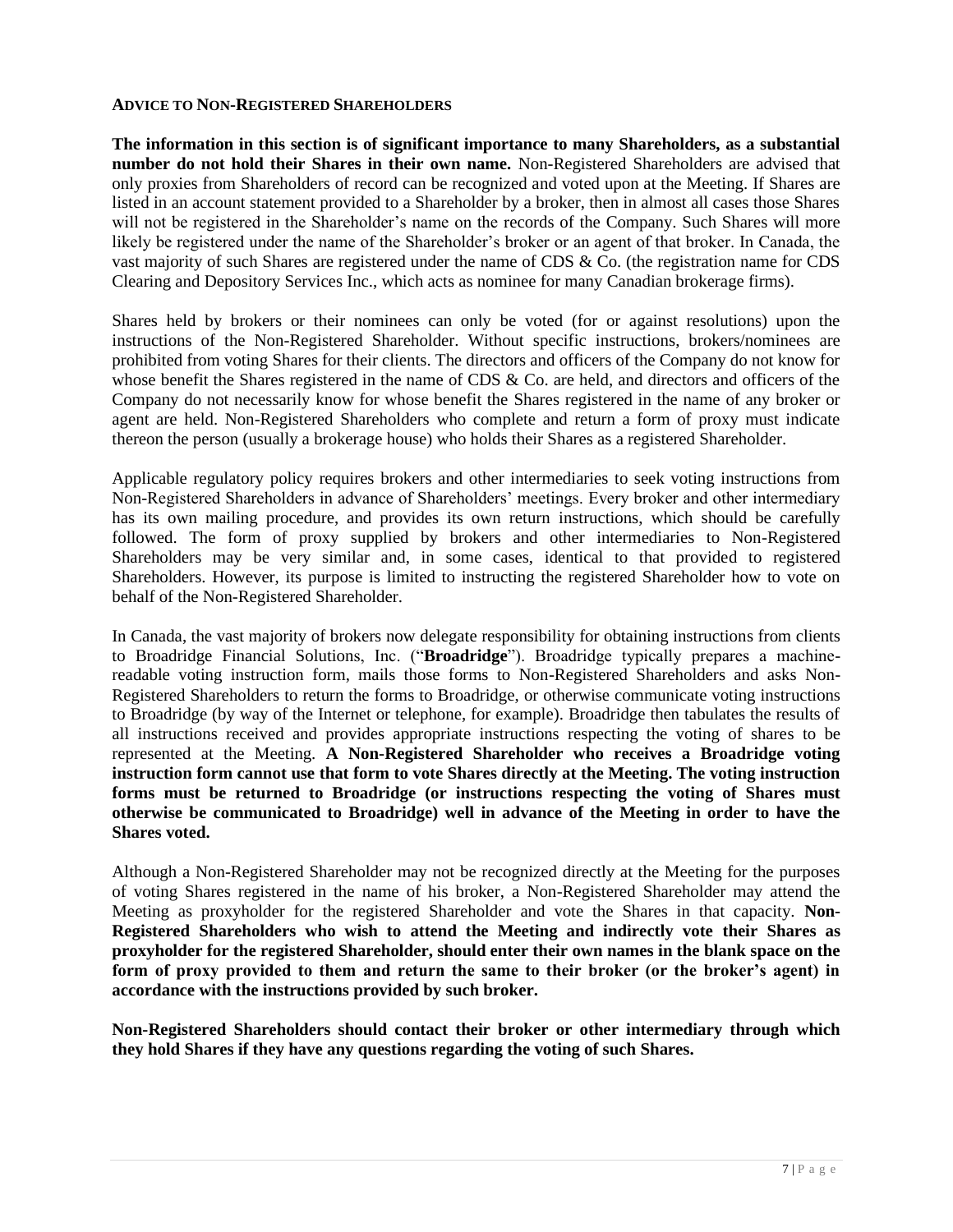## ADVICE TO NON-REGISTERED SHAREHOLDERS

**The information in this section is of significant importance to many Shareholders, as a substantial number do not hold their Shares in their own name.** Non-Registered Shareholders are advised that only proxies from Shareholders of record can be recognized and voted upon at the Meeting. If Shares are listed in an account statement provided to a Shareholder by a broker, then in almost all cases those Shares will not be registered in the Shareholder's name on the records of the Company. Such Shares will more likely be registered under the name of the Shareholder's broker or an agent of that broker. In Canada, the vast majority of such Shares are registered under the name of CDS & Co. (the registration name for CDS Clearing and Depository Services Inc., which acts as nominee for many Canadian brokerage firms).

Shares held by brokers or their nominees can only be voted (for or against resolutions) upon the instructions of the Non-Registered Shareholder. Without specific instructions, brokers/nominees are prohibited from voting Shares for their clients. The directors and officers of the Company do not know for whose benefit the Shares registered in the name of CDS & Co. are held, and directors and officers of the Company do not necessarily know for whose benefit the Shares registered in the name of any broker or agent are held. Non-Registered Shareholders who complete and return a form of proxy must indicate thereon the person (usually a brokerage house) who holds their Shares as a registered Shareholder.

Applicable regulatory policy requires brokers and other intermediaries to seek voting instructions from Non-Registered Shareholders in advance of Shareholders' meetings. Every broker and other intermediary has its own mailing procedure, and provides its own return instructions, which should be carefully followed. The form of proxy supplied by brokers and other intermediaries to Non-Registered Shareholders may be very similar and, in some cases, identical to that provided to registered Shareholders. However, its purpose is limited to instructing the registered Shareholder how to vote on behalf of the Non-Registered Shareholder.

In Canada, the vast majority of brokers now delegate responsibility for obtaining instructions from clients to Broadridge Financial Solutions, Inc. ("**Broadridge**"). Broadridge typically prepares a machine-readable voting instruction form, mails those forms to Non-Registered Shareholders and asks Non-Registered Shareholders to return the forms to Broadridge, or otherwise communicate voting instructions to Broadridge (by way of the Internet or telephone, for example). Broadridge then tabulates the results of all instructions received and provides appropriate instructions respecting the voting of shares to be represented at the Meeting. **A Non-Registered Shareholder who receives a Broadridge voting instruction form cannot use that form to vote Shares directly at the Meeting. The voting instruction forms must be returned to Broadridge (or instructions respecting the voting of Shares must otherwise be communicated to Broadridge) well in advance of the Meeting in order to have the Shares voted.**

Although a Non-Registered Shareholder may not be recognized directly at the Meeting for the purposes of voting Shares registered in the name of his broker, a Non-Registered Shareholder may attend the Meeting as proxyholder for the registered Shareholder and vote the Shares in that capacity. **Non-Registered Shareholders who wish to attend the Meeting and indirectly vote their Shares as proxyholder for the registered Shareholder, should enter their own names in the blank space on the form of proxy provided to them and return the same to their broker (or the broker's agent) in accordance with the instructions provided by such broker.**

**Non-Registered Shareholders should contact their broker or other intermediary through which they hold Shares if they have any questions regarding the voting of such Shares.**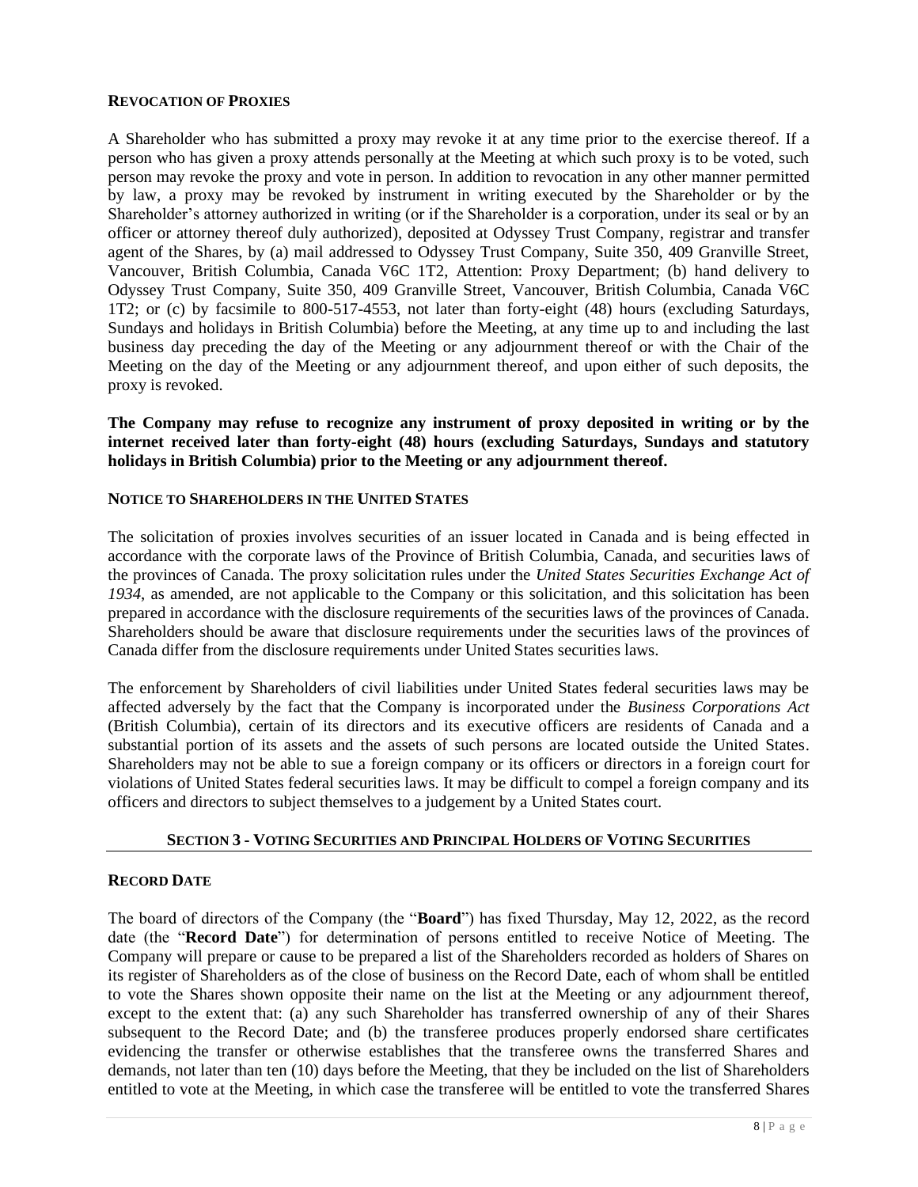**REVOCATION OF PROXIES**

A Shareholder who has submitted a proxy may revoke it at any time prior to the exercise thereof. If a person who has given a proxy attends personally at the Meeting at which such proxy is to be voted, such person may revoke the proxy and vote in person. In addition to revocation in any other manner permitted by law, a proxy may be revoked by instrument in writing executed by the Shareholder or by the Shareholder's attorney authorized in writing (or if the Shareholder is a corporation, under its seal or by an officer or attorney thereof duly authorized), deposited at Odyssey Trust Company, registrar and transfer agent of the Shares, by (a) mail addressed to Odyssey Trust Company, Suite 350, 409 Granville Street, Vancouver, British Columbia, Canada V6C 1T2, Attention: Proxy Department; (b) hand delivery to Odyssey Trust Company, Suite 350, 409 Granville Street, Vancouver, British Columbia, Canada V6C 1T2; or (c) by facsimile to 800-517-4553, not later than forty-eight (48) hours (excluding Saturdays, Sundays and holidays in British Columbia) before the Meeting, at any time up to and including the last business day preceding the day of the Meeting or any adjournment thereof or with the Chair of the Meeting on the day of the Meeting or any adjournment thereof, and upon either of such deposits, the proxy is revoked.

**The Company may refuse to recognize any instrument of proxy deposited in writing or by the internet received later than forty-eight (48) hours (excluding Saturdays, Sundays and statutory holidays in British Columbia) prior to the Meeting or any adjournment thereof.**

**NOTICE TO SHAREHOLDERS IN THE UNITED STATES**

The solicitation of proxies involves securities of an issuer located in Canada and is being effected in accordance with the corporate laws of the Province of British Columbia, Canada, and securities laws of the provinces of Canada. The proxy solicitation rules under the *United States Securities Exchange Act of 1934*, as amended, are not applicable to the Company or this solicitation, and this solicitation has been prepared in accordance with the disclosure requirements of the securities laws of the provinces of Canada. Shareholders should be aware that disclosure requirements under the securities laws of the provinces of Canada differ from the disclosure requirements under United States securities laws.

The enforcement by Shareholders of civil liabilities under United States federal securities laws may be affected adversely by the fact that the Company is incorporated under the *Business Corporations Act* (British Columbia), certain of its directors and its executive officers are residents of Canada and a substantial portion of its assets and the assets of such persons are located outside the United States. Shareholders may not be able to sue a foreign company or its officers or directors in a foreign court for violations of United States federal securities laws. It may be difficult to compel a foreign company and its officers and directors to subject themselves to a judgement by a United States court.

## SECTION 3 - VOTING SECURITIES AND PRINCIPAL HOLDERS OF VOTING SECURITIES

**RECORD DATE**

The board of directors of the Company (the "**Board**") has fixed Thursday, May 12, 2022, as the record date (the "**Record Date**") for determination of persons entitled to receive Notice of Meeting. The Company will prepare or cause to be prepared a list of the Shareholders recorded as holders of Shares on its register of Shareholders as of the close of business on the Record Date, each of whom shall be entitled to vote the Shares shown opposite their name on the list at the Meeting or any adjournment thereof, except to the extent that: (a) any such Shareholder has transferred ownership of any of their Shares subsequent to the Record Date; and (b) the transferee produces properly endorsed share certificates evidencing the transfer or otherwise establishes that the transferee owns the transferred Shares and demands, not later than ten (10) days before the Meeting, that they be included on the list of Shareholders entitled to vote at the Meeting, in which case the transferee will be entitled to vote the transferred Shares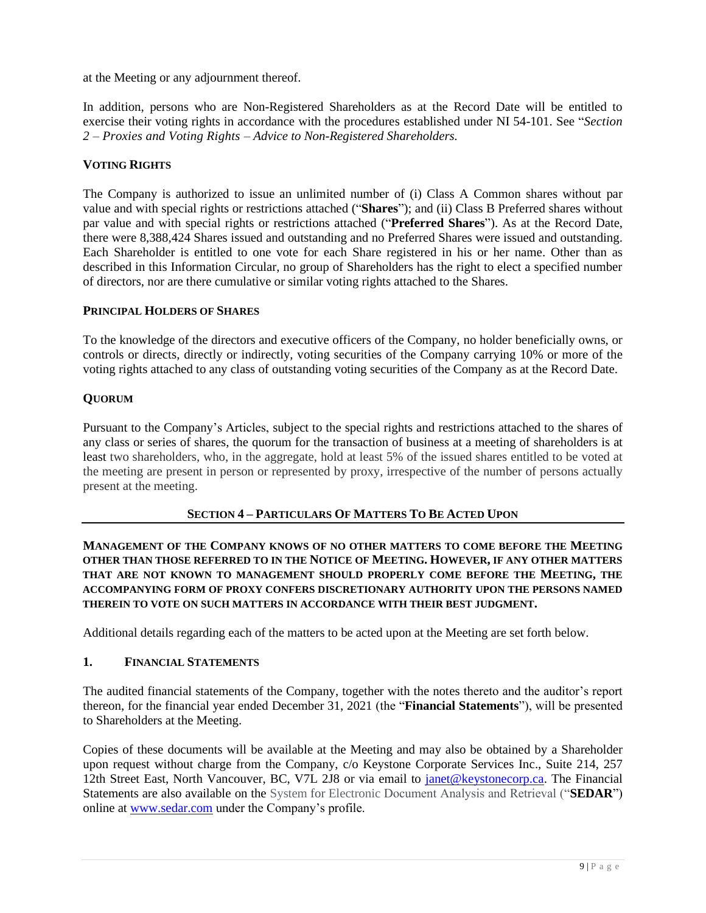at the Meeting or any adjournment thereof.

In addition, persons who are Non-Registered Shareholders as at the Record Date will be entitled to exercise their voting rights in accordance with the procedures established under NI 54-101. See "*Section 2 – Proxies and Voting Rights – Advice to Non-Registered Shareholders.*

### VOTING RIGHTS

The Company is authorized to issue an unlimited number of (i) Class A Common shares without par value and with special rights or restrictions attached ("**Shares**"); and (ii) Class B Preferred shares without par value and with special rights or restrictions attached ("**Preferred Shares**"). As at the Record Date, there were 8,388,424 Shares issued and outstanding and no Preferred Shares were issued and outstanding. Each Shareholder is entitled to one vote for each Share registered in his or her name. Other than as described in this Information Circular, no group of Shareholders has the right to elect a specified number of directors, nor are there cumulative or similar voting rights attached to the Shares.

### PRINCIPAL HOLDERS OF SHARES

To the knowledge of the directors and executive officers of the Company, no holder beneficially owns, or controls or directs, directly or indirectly, voting securities of the Company carrying 10% or more of the voting rights attached to any class of outstanding voting securities of the Company as at the Record Date.

### QUORUM

Pursuant to the Company's Articles, subject to the special rights and restrictions attached to the shares of any class or series of shares, the quorum for the transaction of business at a meeting of shareholders is at least two shareholders, who, in the aggregate, hold at least 5% of the issued shares entitled to be voted at the meeting are present in person or represented by proxy, irrespective of the number of persons actually present at the meeting.

## SECTION 4 – PARTICULARS OF MATTERS TO BE ACTED UPON

**MANAGEMENT OF THE COMPANY KNOWS OF NO OTHER MATTERS TO COME BEFORE THE MEETING OTHER THAN THOSE REFERRED TO IN THE NOTICE OF MEETING. HOWEVER, IF ANY OTHER MATTERS THAT ARE NOT KNOWN TO MANAGEMENT SHOULD PROPERLY COME BEFORE THE MEETING, THE ACCOMPANYING FORM OF PROXY CONFERS DISCRETIONARY AUTHORITY UPON THE PERSONS NAMED THEREIN TO VOTE ON SUCH MATTERS IN ACCORDANCE WITH THEIR BEST JUDGMENT.**

Additional details regarding each of the matters to be acted upon at the Meeting are set forth below.

### 1. FINANCIAL STATEMENTS

The audited financial statements of the Company, together with the notes thereto and the auditor's report thereon, for the financial year ended December 31, 2021 (the "**Financial Statements**"), will be presented to Shareholders at the Meeting.

Copies of these documents will be available at the Meeting and may also be obtained by a Shareholder upon request without charge from the Company, c/o Keystone Corporate Services Inc., Suite 214, 257 12th Street East, North Vancouver, BC, V7L 2J8 or via email to janet@keystonecorp.ca. The Financial Statements are also available on the System for Electronic Document Analysis and Retrieval ("**SEDAR**") online at www.sedar.com under the Company's profile.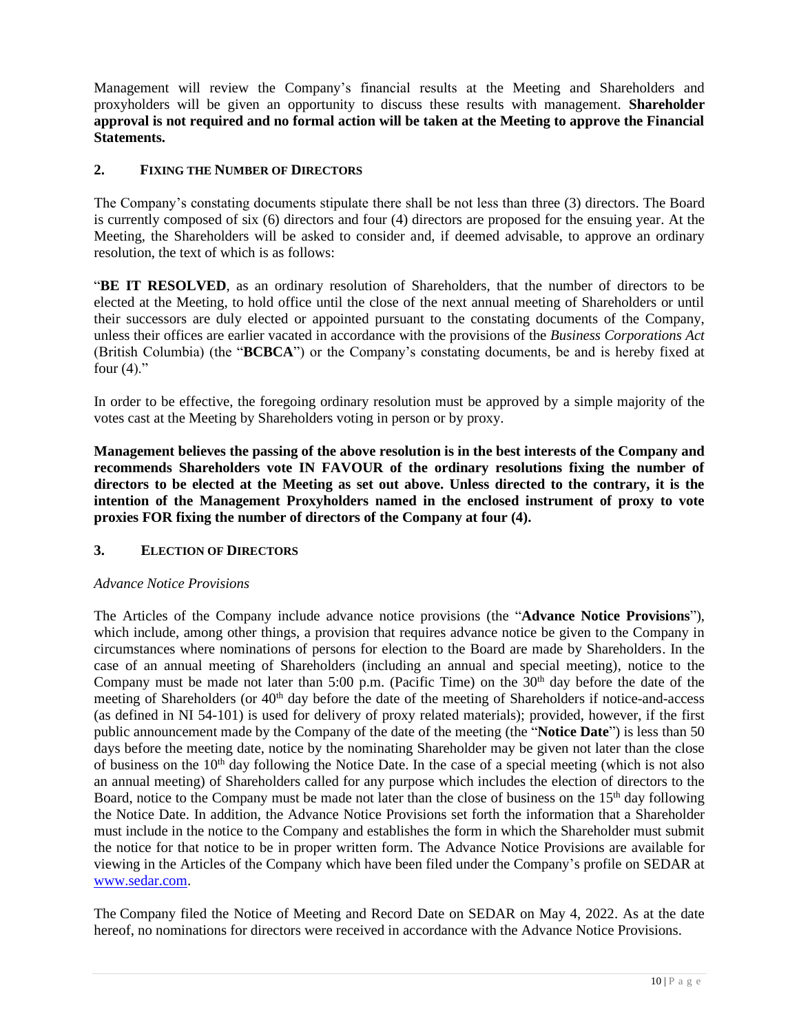Management will review the Company's financial results at the Meeting and Shareholders and proxyholders will be given an opportunity to discuss these results with management. **Shareholder approval is not required and no formal action will be taken at the Meeting to approve the Financial Statements.**

## 2. FIXING THE NUMBER OF DIRECTORS

The Company's constating documents stipulate there shall be not less than three (3) directors. The Board is currently composed of six (6) directors and four (4) directors are proposed for the ensuing year. At the Meeting, the Shareholders will be asked to consider and, if deemed advisable, to approve an ordinary resolution, the text of which is as follows:

"**BE IT RESOLVED**, as an ordinary resolution of Shareholders, that the number of directors to be elected at the Meeting, to hold office until the close of the next annual meeting of Shareholders or until their successors are duly elected or appointed pursuant to the constating documents of the Company, unless their offices are earlier vacated in accordance with the provisions of the *Business Corporations Act* (British Columbia) (the "**BCBCA**") or the Company's constating documents, be and is hereby fixed at four (4)."

In order to be effective, the foregoing ordinary resolution must be approved by a simple majority of the votes cast at the Meeting by Shareholders voting in person or by proxy.

**Management believes the passing of the above resolution is in the best interests of the Company and recommends Shareholders vote IN FAVOUR of the ordinary resolutions fixing the number of directors to be elected at the Meeting as set out above. Unless directed to the contrary, it is the intention of the Management Proxyholders named in the enclosed instrument of proxy to vote proxies FOR fixing the number of directors of the Company at four (4).**

## 3. ELECTION OF DIRECTORS

*Advance Notice Provisions*

The Articles of the Company include advance notice provisions (the "**Advance Notice Provisions**"), which include, among other things, a provision that requires advance notice be given to the Company in circumstances where nominations of persons for election to the Board are made by Shareholders. In the case of an annual meeting of Shareholders (including an annual and special meeting), notice to the Company must be made not later than 5:00 p.m. (Pacific Time) on the 30th day before the date of the meeting of Shareholders (or 40th day before the date of the meeting of Shareholders if notice-and-access (as defined in NI 54-101) is used for delivery of proxy related materials); provided, however, if the first public announcement made by the Company of the date of the meeting (the "**Notice Date**") is less than 50 days before the meeting date, notice by the nominating Shareholder may be given not later than the close of business on the 10th day following the Notice Date. In the case of a special meeting (which is not also an annual meeting) of Shareholders called for any purpose which includes the election of directors to the Board, notice to the Company must be made not later than the close of business on the 15th day following the Notice Date. In addition, the Advance Notice Provisions set forth the information that a Shareholder must include in the notice to the Company and establishes the form in which the Shareholder must submit the notice for that notice to be in proper written form. The Advance Notice Provisions are available for viewing in the Articles of the Company which have been filed under the Company's profile on SEDAR at www.sedar.com.

The Company filed the Notice of Meeting and Record Date on SEDAR on May 4, 2022. As at the date hereof, no nominations for directors were received in accordance with the Advance Notice Provisions.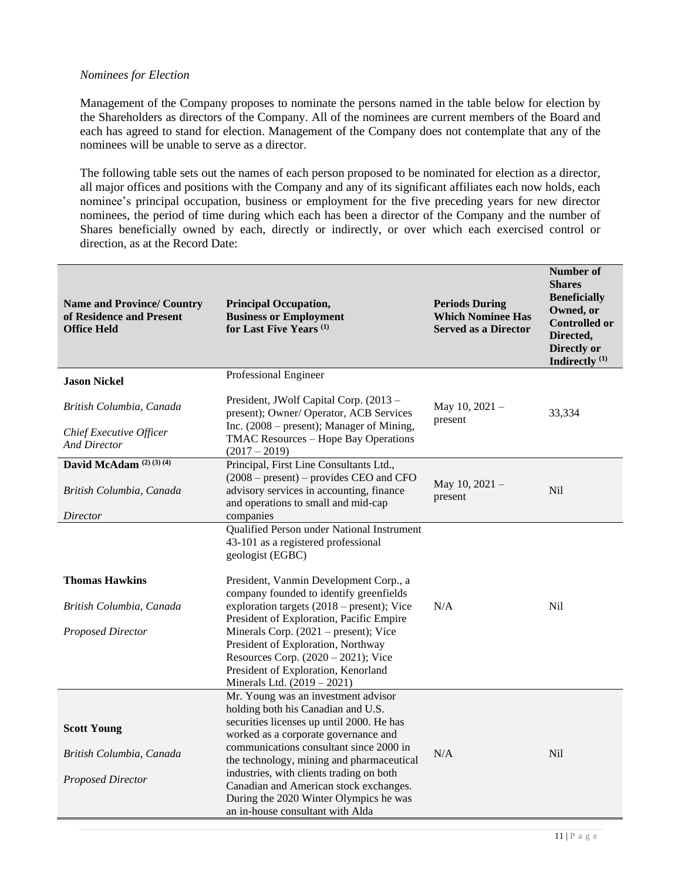*Nominees for Election*

Management of the Company proposes to nominate the persons named in the table below for election by the Shareholders as directors of the Company. All of the nominees are current members of the Board and each has agreed to stand for election. Management of the Company does not contemplate that any of the nominees will be unable to serve as a director.

The following table sets out the names of each person proposed to be nominated for election as a director, all major offices and positions with the Company and any of its significant affiliates each now holds, each nominee's principal occupation, business or employment for the five preceding years for new director nominees, the period of time during which each has been a director of the Company and the number of Shares beneficially owned by each, directly or indirectly, or over which each exercised control or direction, as at the Record Date:

| Name and Province/ Country of Residence and Present Office Held | Principal Occupation, Business or Employment for Last Five Years (1) | Periods During Which Nominee Has Served as a Director | Number of Shares Beneficially Owned, or Controlled or Directed, Directly or Indirectly (1) |
|---|---|---|---|
| **Jason Nickel**<br><br>*British Columbia, Canada*<br><br>*Chief Executive Officer And Director* | Professional Engineer<br><br>President, JWolf Capital Corp. (2013 – present); Owner/ Operator, ACB Services Inc. (2008 – present); Manager of Mining, TMAC Resources – Hope Bay Operations (2017 – 2019) | May 10, 2021 – present | 33,334 |
| **David McAdam (2) (3) (4)**<br><br>*British Columbia, Canada*<br><br>*Director* | Principal, First Line Consultants Ltd., (2008 – present) – provides CEO and CFO advisory services in accounting, finance and operations to small and mid-cap companies | May 10, 2021 – present | Nil |
| **Thomas Hawkins**<br><br>*British Columbia, Canada*<br><br>*Proposed Director* | Qualified Person under National Instrument 43-101 as a registered professional geologist (EGBC)<br><br>President, Vanmin Development Corp., a company founded to identify greenfields exploration targets (2018 – present); Vice President of Exploration, Pacific Empire Minerals Corp. (2021 – present); Vice President of Exploration, Northway Resources Corp. (2020 – 2021); Vice President of Exploration, Kenorland Minerals Ltd. (2019 – 2021) | N/A | Nil |
| **Scott Young**<br><br>*British Columbia, Canada*<br><br>*Proposed Director* | Mr. Young was an investment advisor holding both his Canadian and U.S. securities licenses up until 2000. He has worked as a corporate governance and communications consultant since 2000 in the technology, mining and pharmaceutical industries, with clients trading on both Canadian and American stock exchanges. During the 2020 Winter Olympics he was an in-house consultant with Alda | N/A | Nil |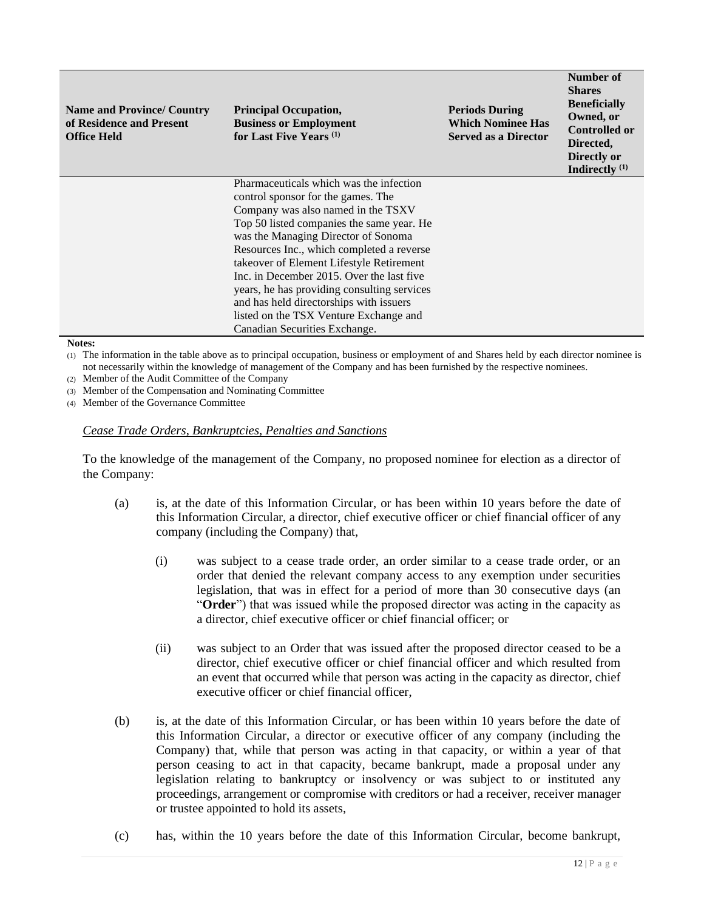| Name and Province/ Country of Residence and Present Office Held | Principal Occupation, Business or Employment for Last Five Years (1) | Periods During Which Nominee Has Served as a Director | Number of Shares Beneficially Owned, or Controlled or Directed, Directly or Indirectly (1) |
|---|---|---|---|
| | Pharmaceuticals which was the infection control sponsor for the games. The Company was also named in the TSXV Top 50 listed companies the same year. He was the Managing Director of Sonoma Resources Inc., which completed a reverse takeover of Element Lifestyle Retirement Inc. in December 2015. Over the last five years, he has providing consulting services and has held directorships with issuers listed on the TSX Venture Exchange and Canadian Securities Exchange. | | |

**Notes:**

(1) The information in the table above as to principal occupation, business or employment of and Shares held by each director nominee is not necessarily within the knowledge of management of the Company and has been furnished by the respective nominees.
(2) Member of the Audit Committee of the Company
(3) Member of the Compensation and Nominating Committee
(4) Member of the Governance Committee

*Cease Trade Orders, Bankruptcies, Penalties and Sanctions*

To the knowledge of the management of the Company, no proposed nominee for election as a director of the Company:

(a) is, at the date of this Information Circular, or has been within 10 years before the date of this Information Circular, a director, chief executive officer or chief financial officer of any company (including the Company) that,

 (i) was subject to a cease trade order, an order similar to a cease trade order, or an order that denied the relevant company access to any exemption under securities legislation, that was in effect for a period of more than 30 consecutive days (an "**Order**") that was issued while the proposed director was acting in the capacity as a director, chief executive officer or chief financial officer; or

 (ii) was subject to an Order that was issued after the proposed director ceased to be a director, chief executive officer or chief financial officer and which resulted from an event that occurred while that person was acting in the capacity as director, chief executive officer or chief financial officer,

(b) is, at the date of this Information Circular, or has been within 10 years before the date of this Information Circular, a director or executive officer of any company (including the Company) that, while that person was acting in that capacity, or within a year of that person ceasing to act in that capacity, became bankrupt, made a proposal under any legislation relating to bankruptcy or insolvency or was subject to or instituted any proceedings, arrangement or compromise with creditors or had a receiver, receiver manager or trustee appointed to hold its assets,

(c) has, within the 10 years before the date of this Information Circular, become bankrupt,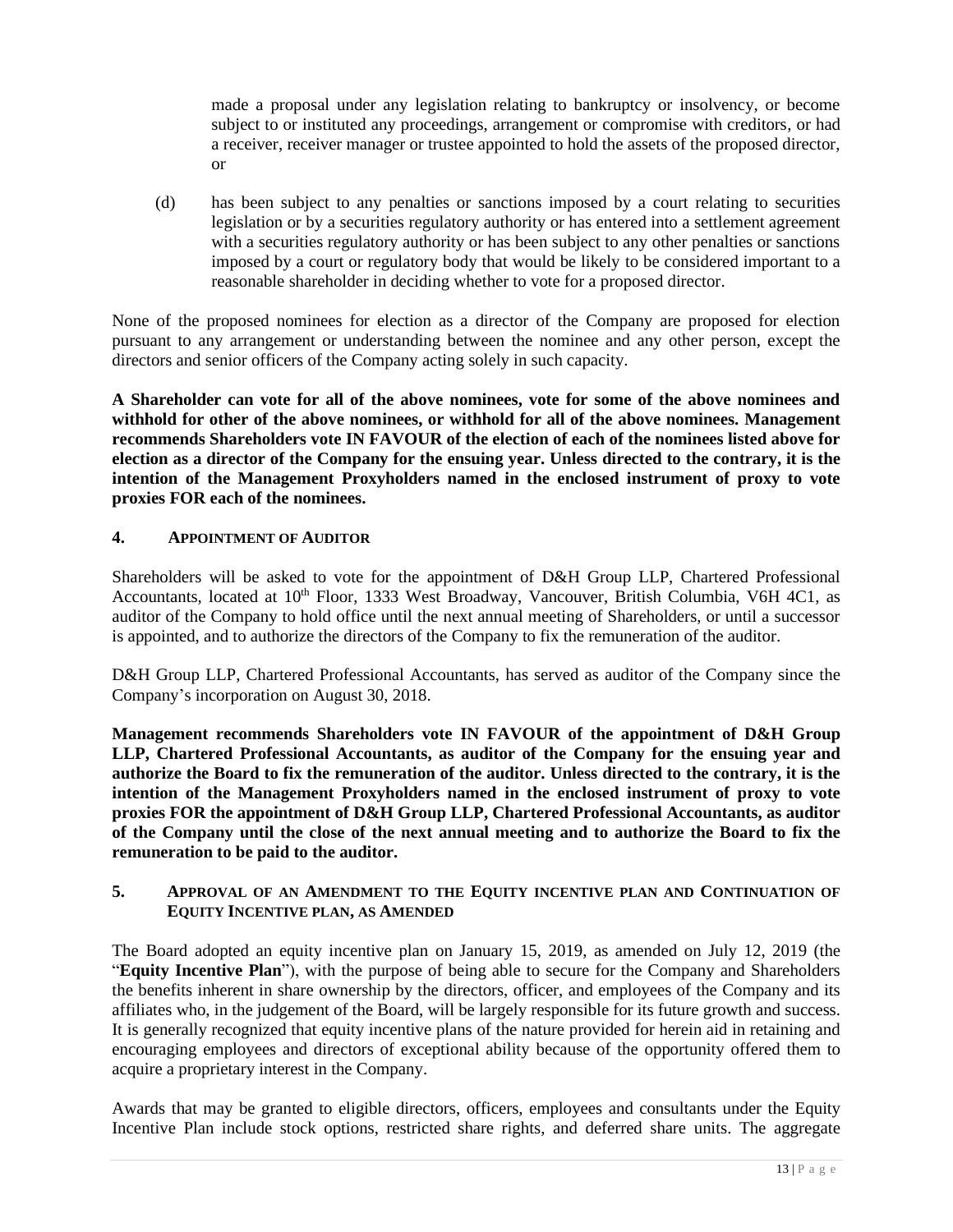made a proposal under any legislation relating to bankruptcy or insolvency, or become subject to or instituted any proceedings, arrangement or compromise with creditors, or had a receiver, receiver manager or trustee appointed to hold the assets of the proposed director, or

(d) has been subject to any penalties or sanctions imposed by a court relating to securities legislation or by a securities regulatory authority or has entered into a settlement agreement with a securities regulatory authority or has been subject to any other penalties or sanctions imposed by a court or regulatory body that would be likely to be considered important to a reasonable shareholder in deciding whether to vote for a proposed director.

None of the proposed nominees for election as a director of the Company are proposed for election pursuant to any arrangement or understanding between the nominee and any other person, except the directors and senior officers of the Company acting solely in such capacity.

**A Shareholder can vote for all of the above nominees, vote for some of the above nominees and withhold for other of the above nominees, or withhold for all of the above nominees. Management recommends Shareholders vote IN FAVOUR of the election of each of the nominees listed above for election as a director of the Company for the ensuing year. Unless directed to the contrary, it is the intention of the Management Proxyholders named in the enclosed instrument of proxy to vote proxies FOR each of the nominees.**

## 4. APPOINTMENT OF AUDITOR

Shareholders will be asked to vote for the appointment of D&H Group LLP, Chartered Professional Accountants, located at 10th Floor, 1333 West Broadway, Vancouver, British Columbia, V6H 4C1, as auditor of the Company to hold office until the next annual meeting of Shareholders, or until a successor is appointed, and to authorize the directors of the Company to fix the remuneration of the auditor.

D&H Group LLP, Chartered Professional Accountants, has served as auditor of the Company since the Company's incorporation on August 30, 2018.

**Management recommends Shareholders vote IN FAVOUR of the appointment of D&H Group LLP, Chartered Professional Accountants, as auditor of the Company for the ensuing year and authorize the Board to fix the remuneration of the auditor. Unless directed to the contrary, it is the intention of the Management Proxyholders named in the enclosed instrument of proxy to vote proxies FOR the appointment of D&H Group LLP, Chartered Professional Accountants, as auditor of the Company until the close of the next annual meeting and to authorize the Board to fix the remuneration to be paid to the auditor.**

## 5. APPROVAL OF AN AMENDMENT TO THE EQUITY INCENTIVE PLAN AND CONTINUATION OF EQUITY INCENTIVE PLAN, AS AMENDED

The Board adopted an equity incentive plan on January 15, 2019, as amended on July 12, 2019 (the "**Equity Incentive Plan**"), with the purpose of being able to secure for the Company and Shareholders the benefits inherent in share ownership by the directors, officer, and employees of the Company and its affiliates who, in the judgement of the Board, will be largely responsible for its future growth and success. It is generally recognized that equity incentive plans of the nature provided for herein aid in retaining and encouraging employees and directors of exceptional ability because of the opportunity offered them to acquire a proprietary interest in the Company.

Awards that may be granted to eligible directors, officers, employees and consultants under the Equity Incentive Plan include stock options, restricted share rights, and deferred share units. The aggregate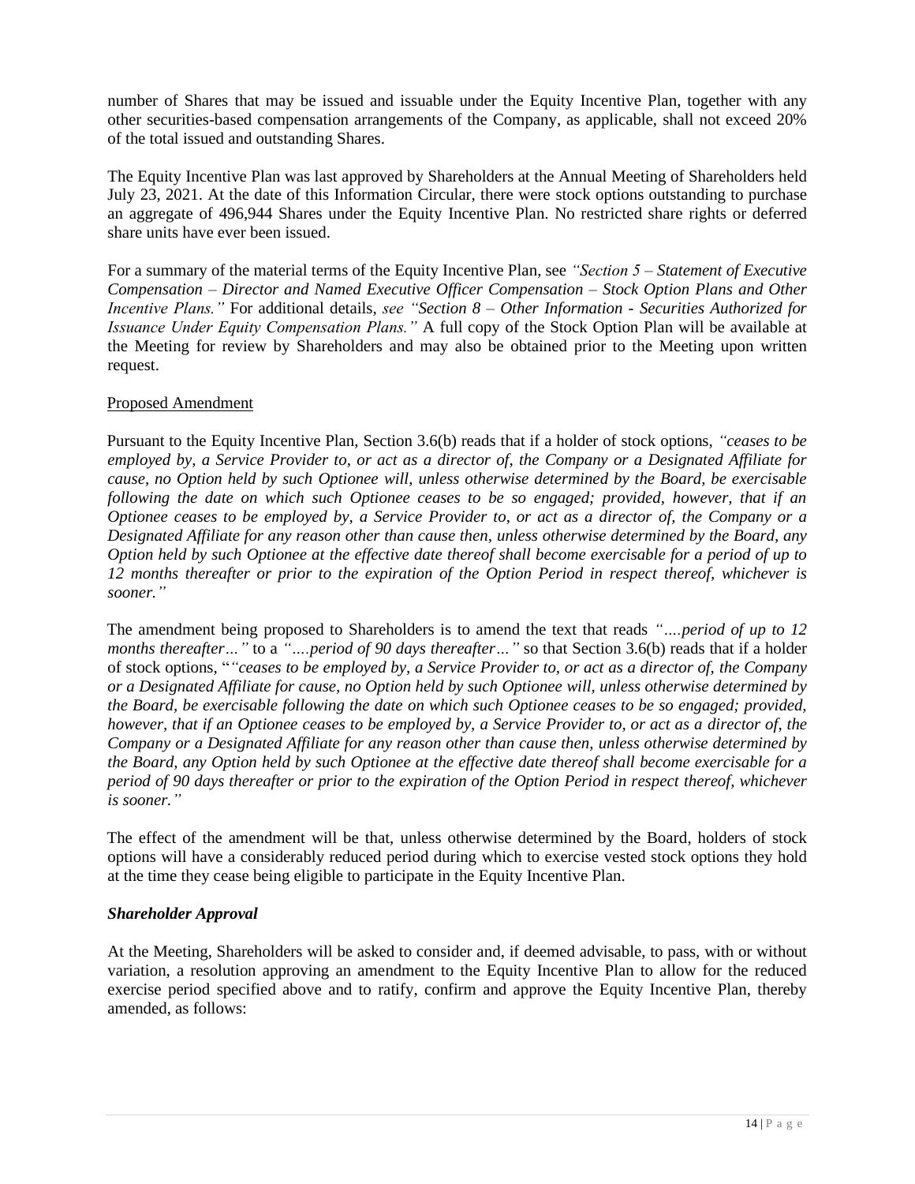number of Shares that may be issued and issuable under the Equity Incentive Plan, together with any other securities-based compensation arrangements of the Company, as applicable, shall not exceed 20% of the total issued and outstanding Shares.

The Equity Incentive Plan was last approved by Shareholders at the Annual Meeting of Shareholders held July 23, 2021. At the date of this Information Circular, there were stock options outstanding to purchase an aggregate of 496,944 Shares under the Equity Incentive Plan. No restricted share rights or deferred share units have ever been issued.

For a summary of the material terms of the Equity Incentive Plan, see *"Section 5 – Statement of Executive Compensation – Director and Named Executive Officer Compensation – Stock Option Plans and Other Incentive Plans."* For additional details, *see "Section 8 – Other Information - Securities Authorized for Issuance Under Equity Compensation Plans."* A full copy of the Stock Option Plan will be available at the Meeting for review by Shareholders and may also be obtained prior to the Meeting upon written request.

Proposed Amendment

Pursuant to the Equity Incentive Plan, Section 3.6(b) reads that if a holder of stock options, *"ceases to be employed by, a Service Provider to, or act as a director of, the Company or a Designated Affiliate for cause, no Option held by such Optionee will, unless otherwise determined by the Board, be exercisable following the date on which such Optionee ceases to be so engaged; provided, however, that if an Optionee ceases to be employed by, a Service Provider to, or act as a director of, the Company or a Designated Affiliate for any reason other than cause then, unless otherwise determined by the Board, any Option held by such Optionee at the effective date thereof shall become exercisable for a period of up to 12 months thereafter or prior to the expiration of the Option Period in respect thereof, whichever is sooner."*

The amendment being proposed to Shareholders is to amend the text that reads *"….period of up to 12 months thereafter…"* to a *"….period of 90 days thereafter…"* so that Section 3.6(b) reads that if a holder of stock options, "*"ceases to be employed by, a Service Provider to, or act as a director of, the Company or a Designated Affiliate for cause, no Option held by such Optionee will, unless otherwise determined by the Board, be exercisable following the date on which such Optionee ceases to be so engaged; provided, however, that if an Optionee ceases to be employed by, a Service Provider to, or act as a director of, the Company or a Designated Affiliate for any reason other than cause then, unless otherwise determined by the Board, any Option held by such Optionee at the effective date thereof shall become exercisable for a period of 90 days thereafter or prior to the expiration of the Option Period in respect thereof, whichever is sooner."*

The effect of the amendment will be that, unless otherwise determined by the Board, holders of stock options will have a considerably reduced period during which to exercise vested stock options they hold at the time they cease being eligible to participate in the Equity Incentive Plan.

***Shareholder Approval***

At the Meeting, Shareholders will be asked to consider and, if deemed advisable, to pass, with or without variation, a resolution approving an amendment to the Equity Incentive Plan to allow for the reduced exercise period specified above and to ratify, confirm and approve the Equity Incentive Plan, thereby amended, as follows: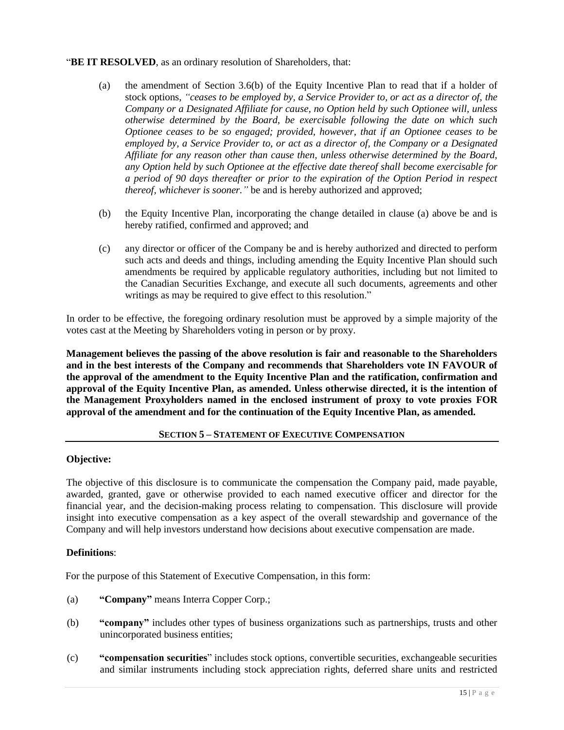"**BE IT RESOLVED**, as an ordinary resolution of Shareholders, that:

(a) the amendment of Section 3.6(b) of the Equity Incentive Plan to read that if a holder of stock options, *"ceases to be employed by, a Service Provider to, or act as a director of, the Company or a Designated Affiliate for cause, no Option held by such Optionee will, unless otherwise determined by the Board, be exercisable following the date on which such Optionee ceases to be so engaged; provided, however, that if an Optionee ceases to be employed by, a Service Provider to, or act as a director of, the Company or a Designated Affiliate for any reason other than cause then, unless otherwise determined by the Board, any Option held by such Optionee at the effective date thereof shall become exercisable for a period of 90 days thereafter or prior to the expiration of the Option Period in respect thereof, whichever is sooner."* be and is hereby authorized and approved;

(b) the Equity Incentive Plan, incorporating the change detailed in clause (a) above be and is hereby ratified, confirmed and approved; and

(c) any director or officer of the Company be and is hereby authorized and directed to perform such acts and deeds and things, including amending the Equity Incentive Plan should such amendments be required by applicable regulatory authorities, including but not limited to the Canadian Securities Exchange, and execute all such documents, agreements and other writings as may be required to give effect to this resolution."

In order to be effective, the foregoing ordinary resolution must be approved by a simple majority of the votes cast at the Meeting by Shareholders voting in person or by proxy.

**Management believes the passing of the above resolution is fair and reasonable to the Shareholders and in the best interests of the Company and recommends that Shareholders vote IN FAVOUR of the approval of the amendment to the Equity Incentive Plan and the ratification, confirmation and approval of the Equity Incentive Plan, as amended. Unless otherwise directed, it is the intention of the Management Proxyholders named in the enclosed instrument of proxy to vote proxies FOR approval of the amendment and for the continuation of the Equity Incentive Plan, as amended.**

## SECTION 5 – STATEMENT OF EXECUTIVE COMPENSATION

**Objective:**

The objective of this disclosure is to communicate the compensation the Company paid, made payable, awarded, granted, gave or otherwise provided to each named executive officer and director for the financial year, and the decision-making process relating to compensation. This disclosure will provide insight into executive compensation as a key aspect of the overall stewardship and governance of the Company and will help investors understand how decisions about executive compensation are made.

**Definitions**:

For the purpose of this Statement of Executive Compensation, in this form:

(a) **"Company"** means Interra Copper Corp.;

(b) **"company"** includes other types of business organizations such as partnerships, trusts and other unincorporated business entities;

(c) **"compensation securities"** includes stock options, convertible securities, exchangeable securities and similar instruments including stock appreciation rights, deferred share units and restricted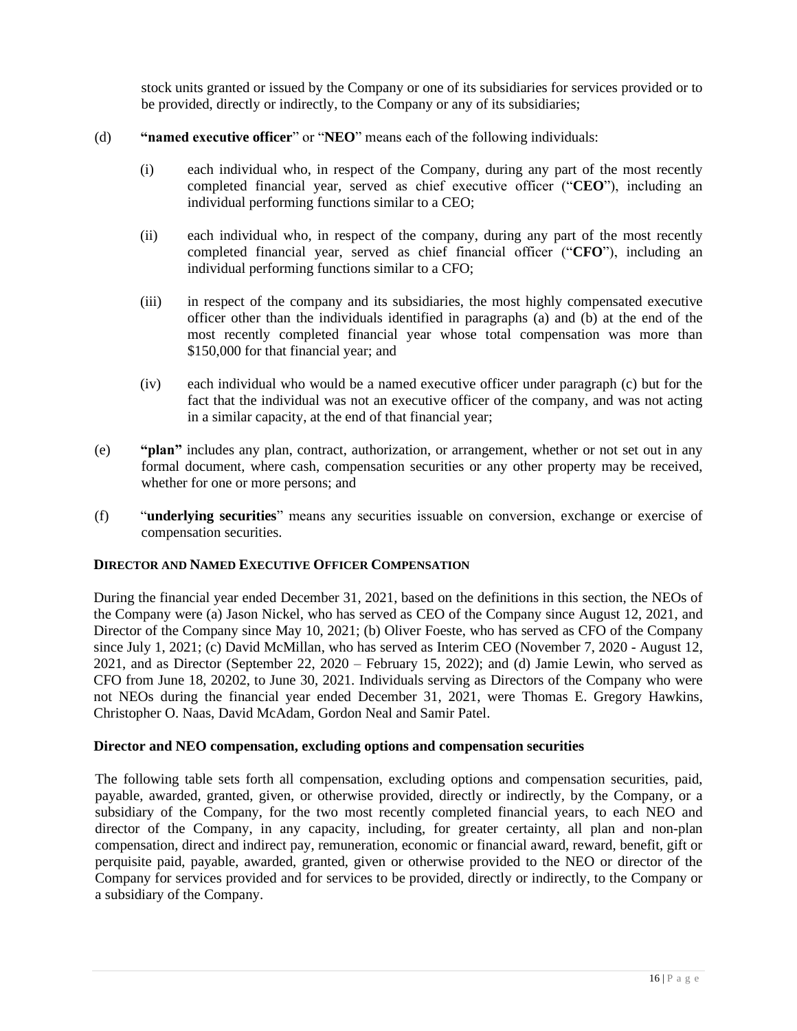stock units granted or issued by the Company or one of its subsidiaries for services provided or to be provided, directly or indirectly, to the Company or any of its subsidiaries;

(d) **"named executive officer"** or "**NEO**" means each of the following individuals:

(i) each individual who, in respect of the Company, during any part of the most recently completed financial year, served as chief executive officer ("**CEO**"), including an individual performing functions similar to a CEO;

(ii) each individual who, in respect of the company, during any part of the most recently completed financial year, served as chief financial officer ("**CFO**"), including an individual performing functions similar to a CFO;

(iii) in respect of the company and its subsidiaries, the most highly compensated executive officer other than the individuals identified in paragraphs (a) and (b) at the end of the most recently completed financial year whose total compensation was more than $150,000 for that financial year; and

(iv) each individual who would be a named executive officer under paragraph (c) but for the fact that the individual was not an executive officer of the company, and was not acting in a similar capacity, at the end of that financial year;

(e) **"plan"** includes any plan, contract, authorization, or arrangement, whether or not set out in any formal document, where cash, compensation securities or any other property may be received, whether for one or more persons; and

(f) "**underlying securities**" means any securities issuable on conversion, exchange or exercise of compensation securities.

## DIRECTOR AND NAMED EXECUTIVE OFFICER COMPENSATION

During the financial year ended December 31, 2021, based on the definitions in this section, the NEOs of the Company were (a) Jason Nickel, who has served as CEO of the Company since August 12, 2021, and Director of the Company since May 10, 2021; (b) Oliver Foeste, who has served as CFO of the Company since July 1, 2021; (c) David McMillan, who has served as Interim CEO (November 7, 2020 - August 12, 2021, and as Director (September 22, 2020 – February 15, 2022); and (d) Jamie Lewin, who served as CFO from June 18, 20202, to June 30, 2021. Individuals serving as Directors of the Company who were not NEOs during the financial year ended December 31, 2021, were Thomas E. Gregory Hawkins, Christopher O. Naas, David McAdam, Gordon Neal and Samir Patel.

### Director and NEO compensation, excluding options and compensation securities

The following table sets forth all compensation, excluding options and compensation securities, paid, payable, awarded, granted, given, or otherwise provided, directly or indirectly, by the Company, or a subsidiary of the Company, for the two most recently completed financial years, to each NEO and director of the Company, in any capacity, including, for greater certainty, all plan and non-plan compensation, direct and indirect pay, remuneration, economic or financial award, reward, benefit, gift or perquisite paid, payable, awarded, granted, given or otherwise provided to the NEO or director of the Company for services provided and for services to be provided, directly or indirectly, to the Company or a subsidiary of the Company.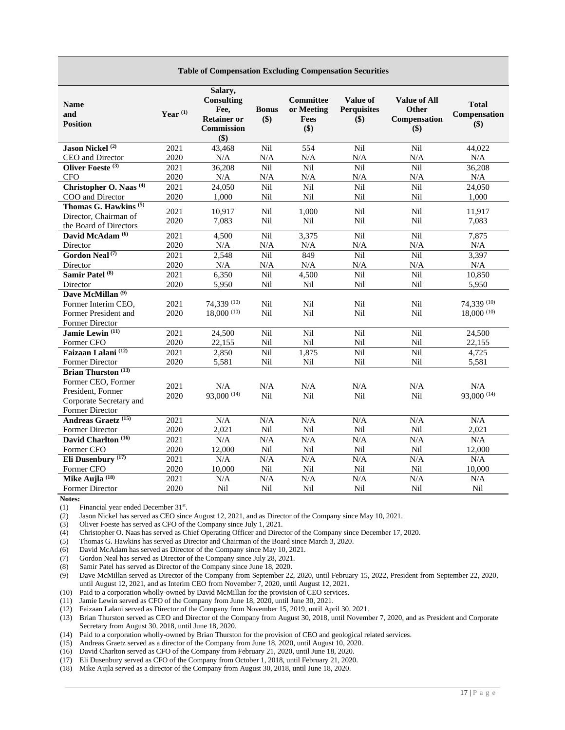**Table of Compensation Excluding Compensation Securities**

| Name and Position | Year [(1)] | Salary, Consulting Fee, Retainer or Commission ($) | Bonus ($) | Committee or Meeting Fees ($) | Value of Perquisites ($) | Value of All Other Compensation ($) | Total Compensation ($) |
|---|---|---|---|---|---|---|---|
| **Jason Nickel [(2)]** CEO and Director | 2021 | 43,468 | Nil | 554 | Nil | Nil | 44,022 |
| | 2020 | N/A | N/A | N/A | N/A | N/A | N/A |
| **Oliver Foeste [(3)]** CFO | 2021 | 36,208 | Nil | Nil | Nil | Nil | 36,208 |
| | 2020 | N/A | N/A | N/A | N/A | N/A | N/A |
| **Christopher O. Naas [(4)]** COO and Director | 2021 | 24,050 | Nil | Nil | Nil | Nil | 24,050 |
| | 2020 | 1,000 | Nil | Nil | Nil | Nil | 1,000 |
| **Thomas G. Hawkins [(5)]** Director, Chairman of the Board of Directors | 2021 | 10,917 | Nil | 1,000 | Nil | Nil | 11,917 |
| | 2020 | 7,083 | Nil | Nil | Nil | Nil | 7,083 |
| **David McAdam [(6)]** Director | 2021 | 4,500 | Nil | 3,375 | Nil | Nil | 7,875 |
| | 2020 | N/A | N/A | N/A | N/A | N/A | N/A |
| **Gordon Neal [(7)]** Director | 2021 | 2,548 | Nil | 849 | Nil | Nil | 3,397 |
| | 2020 | N/A | N/A | N/A | N/A | N/A | N/A |
| **Samir Patel [(8)]** Director | 2021 | 6,350 | Nil | 4,500 | Nil | Nil | 10,850 |
| | 2020 | 5,950 | Nil | Nil | Nil | Nil | 5,950 |
| **Dave McMillan [(9)]** Former Interim CEO, Former President and Former Director | 2021 | 74,339 [(10)] | Nil | Nil | Nil | Nil | 74,339 [(10)] |
| | 2020 | 18,000 [(10)] | Nil | Nil | Nil | Nil | 18,000 [(10)] |
| **Jamie Lewin [(11)]** Former CFO | 2021 | 24,500 | Nil | Nil | Nil | Nil | 24,500 |
| | 2020 | 22,155 | Nil | Nil | Nil | Nil | 22,155 |
| **Faizaan Lalani [(12)]** Former Director | 2021 | 2,850 | Nil | 1,875 | Nil | Nil | 4,725 |
| | 2020 | 5,581 | Nil | Nil | Nil | Nil | 5,581 |
| **Brian Thurston [(13)]** Former CEO, Former President, Former Corporate Secretary and Former Director | 2021 | N/A | N/A | N/A | N/A | N/A | N/A |
| | 2020 | 93,000 [(14)] | Nil | Nil | Nil | Nil | 93,000 [(14)] |
| **Andreas Graetz [(15)]** Former Director | 2021 | N/A | N/A | N/A | N/A | N/A | N/A |
| | 2020 | 2,021 | Nil | Nil | Nil | Nil | 2,021 |
| **David Charlton [(16)]** Former CFO | 2021 | N/A | N/A | N/A | N/A | N/A | N/A |
| | 2020 | 12,000 | Nil | Nil | Nil | Nil | 12,000 |
| **Eli Dusenbury [(17)]** Former CFO | 2021 | N/A | N/A | N/A | N/A | N/A | N/A |
| | 2020 | 10,000 | Nil | Nil | Nil | Nil | 10,000 |
| **Mike Aujla [(18)]** Former Director | 2021 | N/A | N/A | N/A | N/A | N/A | N/A |
| | 2020 | Nil | Nil | Nil | Nil | Nil | Nil |

**Notes:**

(1) Financial year ended December 31st.
(2) Jason Nickel has served as CEO since August 12, 2021, and as Director of the Company since May 10, 2021.
(3) Oliver Foeste has served as CFO of the Company since July 1, 2021.
(4) Christopher O. Naas has served as Chief Operating Officer and Director of the Company since December 17, 2020.
(5) Thomas G. Hawkins has served as Director and Chairman of the Board since March 3, 2020.
(6) David McAdam has served as Director of the Company since May 10, 2021.
(7) Gordon Neal has served as Director of the Company since July 28, 2021.
(8) Samir Patel has served as Director of the Company since June 18, 2020.
(9) Dave McMillan served as Director of the Company from September 22, 2020, until February 15, 2022, President from September 22, 2020, until August 12, 2021, and as Interim CEO from November 7, 2020, until August 12, 2021.
(10) Paid to a corporation wholly-owned by David McMillan for the provision of CEO services.
(11) Jamie Lewin served as CFO of the Company from June 18, 2020, until June 30, 2021.
(12) Faizaan Lalani served as Director of the Company from November 15, 2019, until April 30, 2021.
(13) Brian Thurston served as CEO and Director of the Company from August 30, 2018, until November 7, 2020, and as President and Corporate Secretary from August 30, 2018, until June 18, 2020.
(14) Paid to a corporation wholly-owned by Brian Thurston for the provision of CEO and geological related services.
(15) Andreas Graetz served as a director of the Company from June 18, 2020, until August 10, 2020.
(16) David Charlton served as CFO of the Company from February 21, 2020, until June 18, 2020.
(17) Eli Dusenbury served as CFO of the Company from October 1, 2018, until February 21, 2020.
(18) Mike Aujla served as a director of the Company from August 30, 2018, until June 18, 2020.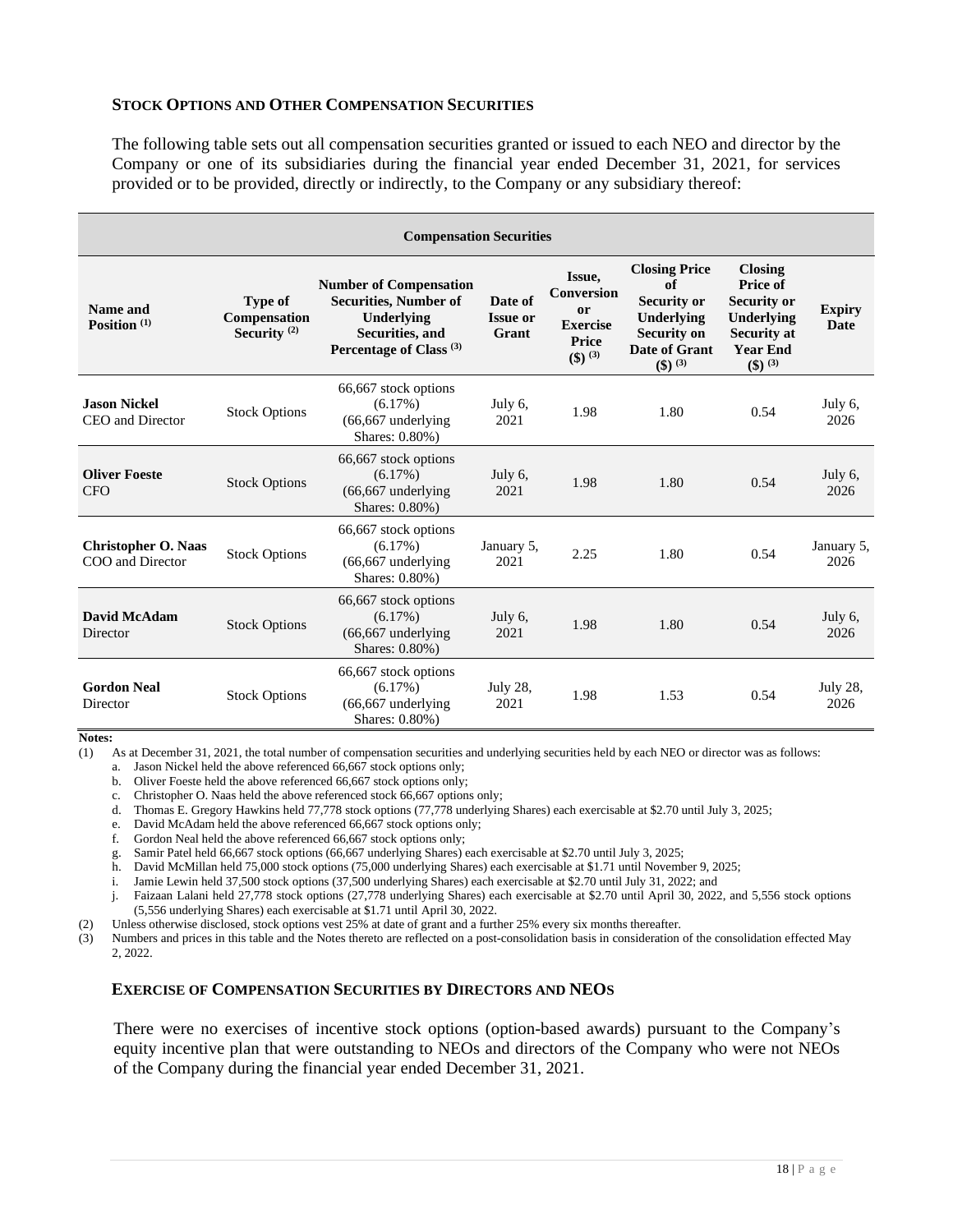### STOCK OPTIONS AND OTHER COMPENSATION SECURITIES

The following table sets out all compensation securities granted or issued to each NEO and director by the Company or one of its subsidiaries during the financial year ended December 31, 2021, for services provided or to be provided, directly or indirectly, to the Company or any subsidiary thereof:

| Compensation Securities | | | | | | | |
|---|---|---|---|---|---|---|---|
| **Name and Position (1)** | **Type of Compensation Security (2)** | **Number of Compensation Securities, Number of Underlying Securities, and Percentage of Class (3)** | **Date of Issue or Grant** | **Issue, Conversion or Exercise Price ($) (3)** | **Closing Price of Security or Underlying Security on Date of Grant ($) (3)** | **Closing Price of Security or Underlying Security at Year End ($) (3)** | **Expiry Date** |
| **Jason Nickel** CEO and Director | Stock Options | 66,667 stock options (6.17%) (66,667 underlying Shares: 0.80%) | July 6, 2021 | 1.98 | 1.80 | 0.54 | July 6, 2026 |
| **Oliver Foeste** CFO | Stock Options | 66,667 stock options (6.17%) (66,667 underlying Shares: 0.80%) | July 6, 2021 | 1.98 | 1.80 | 0.54 | July 6, 2026 |
| **Christopher O. Naas** COO and Director | Stock Options | 66,667 stock options (6.17%) (66,667 underlying Shares: 0.80%) | January 5, 2021 | 2.25 | 1.80 | 0.54 | January 5, 2026 |
| **David McAdam** Director | Stock Options | 66,667 stock options (6.17%) (66,667 underlying Shares: 0.80%) | July 6, 2021 | 1.98 | 1.80 | 0.54 | July 6, 2026 |
| **Gordon Neal** Director | Stock Options | 66,667 stock options (6.17%) (66,667 underlying Shares: 0.80%) | July 28, 2021 | 1.98 | 1.53 | 0.54 | July 28, 2026 |

**Notes:**

(1) As at December 31, 2021, the total number of compensation securities and underlying securities held by each NEO or director was as follows:
   a. Jason Nickel held the above referenced 66,667 stock options only;
   b. Oliver Foeste held the above referenced 66,667 stock options only;
   c. Christopher O. Naas held the above referenced stock 66,667 options only;
   d. Thomas E. Gregory Hawkins held 77,778 stock options (77,778 underlying Shares) each exercisable at $2.70 until July 3, 2025;
   e. David McAdam held the above referenced 66,667 stock options only;
   f. Gordon Neal held the above referenced 66,667 stock options only;
   g. Samir Patel held 66,667 stock options (66,667 underlying Shares) each exercisable at $2.70 until July 3, 2025;
   h. David McMillan held 75,000 stock options (75,000 underlying Shares) each exercisable at $1.71 until November 9, 2025;
   i. Jamie Lewin held 37,500 stock options (37,500 underlying Shares) each exercisable at $2.70 until July 31, 2022; and
   j. Faizaan Lalani held 27,778 stock options (27,778 underlying Shares) each exercisable at $2.70 until April 30, 2022, and 5,556 stock options (5,556 underlying Shares) each exercisable at $1.71 until April 30, 2022.

(2) Unless otherwise disclosed, stock options vest 25% at date of grant and a further 25% every six months thereafter.

(3) Numbers and prices in this table and the Notes thereto are reflected on a post-consolidation basis in consideration of the consolidation effected May 2, 2022.

### EXERCISE OF COMPENSATION SECURITIES BY DIRECTORS AND NEOS

There were no exercises of incentive stock options (option-based awards) pursuant to the Company's equity incentive plan that were outstanding to NEOs and directors of the Company who were not NEOs of the Company during the financial year ended December 31, 2021.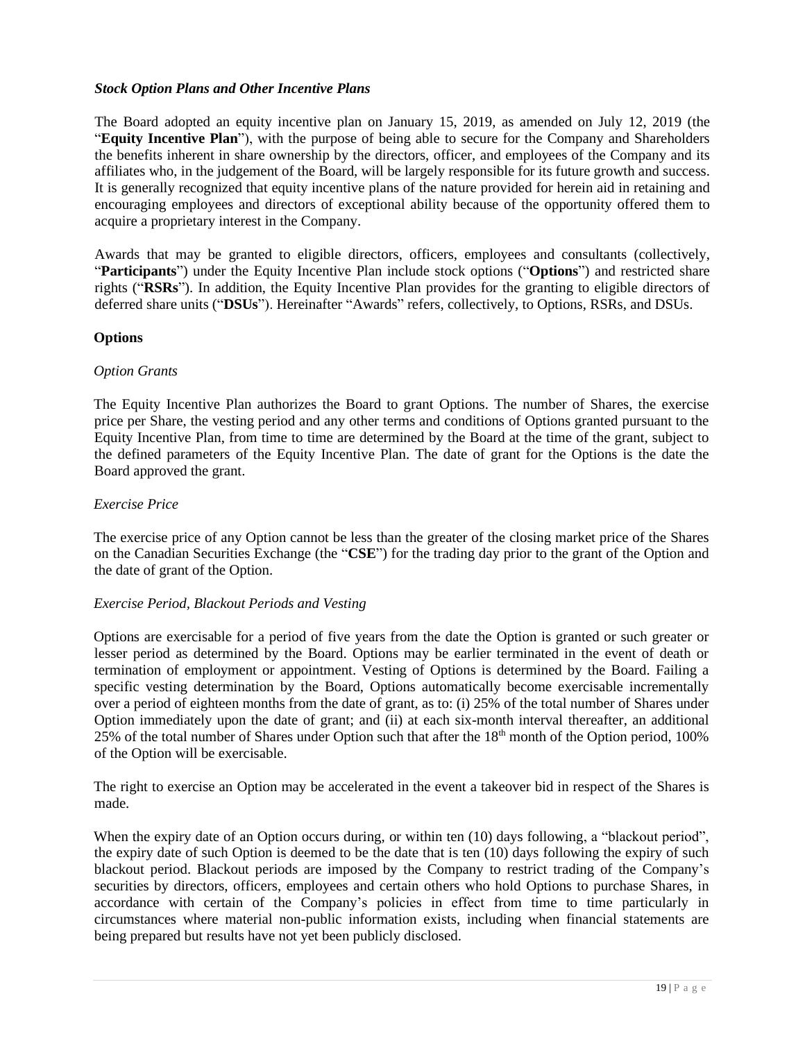***Stock Option Plans and Other Incentive Plans***

The Board adopted an equity incentive plan on January 15, 2019, as amended on July 12, 2019 (the "**Equity Incentive Plan**"), with the purpose of being able to secure for the Company and Shareholders the benefits inherent in share ownership by the directors, officer, and employees of the Company and its affiliates who, in the judgement of the Board, will be largely responsible for its future growth and success. It is generally recognized that equity incentive plans of the nature provided for herein aid in retaining and encouraging employees and directors of exceptional ability because of the opportunity offered them to acquire a proprietary interest in the Company.

Awards that may be granted to eligible directors, officers, employees and consultants (collectively, "**Participants**") under the Equity Incentive Plan include stock options ("**Options**") and restricted share rights ("**RSRs**"). In addition, the Equity Incentive Plan provides for the granting to eligible directors of deferred share units ("**DSUs**"). Hereinafter "Awards" refers, collectively, to Options, RSRs, and DSUs.

**Options**

*Option Grants*

The Equity Incentive Plan authorizes the Board to grant Options. The number of Shares, the exercise price per Share, the vesting period and any other terms and conditions of Options granted pursuant to the Equity Incentive Plan, from time to time are determined by the Board at the time of the grant, subject to the defined parameters of the Equity Incentive Plan. The date of grant for the Options is the date the Board approved the grant.

*Exercise Price*

The exercise price of any Option cannot be less than the greater of the closing market price of the Shares on the Canadian Securities Exchange (the "**CSE**") for the trading day prior to the grant of the Option and the date of grant of the Option.

*Exercise Period, Blackout Periods and Vesting*

Options are exercisable for a period of five years from the date the Option is granted or such greater or lesser period as determined by the Board. Options may be earlier terminated in the event of death or termination of employment or appointment. Vesting of Options is determined by the Board. Failing a specific vesting determination by the Board, Options automatically become exercisable incrementally over a period of eighteen months from the date of grant, as to: (i) 25% of the total number of Shares under Option immediately upon the date of grant; and (ii) at each six-month interval thereafter, an additional 25% of the total number of Shares under Option such that after the 18th month of the Option period, 100% of the Option will be exercisable.

The right to exercise an Option may be accelerated in the event a takeover bid in respect of the Shares is made.

When the expiry date of an Option occurs during, or within ten (10) days following, a "blackout period", the expiry date of such Option is deemed to be the date that is ten (10) days following the expiry of such blackout period. Blackout periods are imposed by the Company to restrict trading of the Company's securities by directors, officers, employees and certain others who hold Options to purchase Shares, in accordance with certain of the Company's policies in effect from time to time particularly in circumstances where material non-public information exists, including when financial statements are being prepared but results have not yet been publicly disclosed.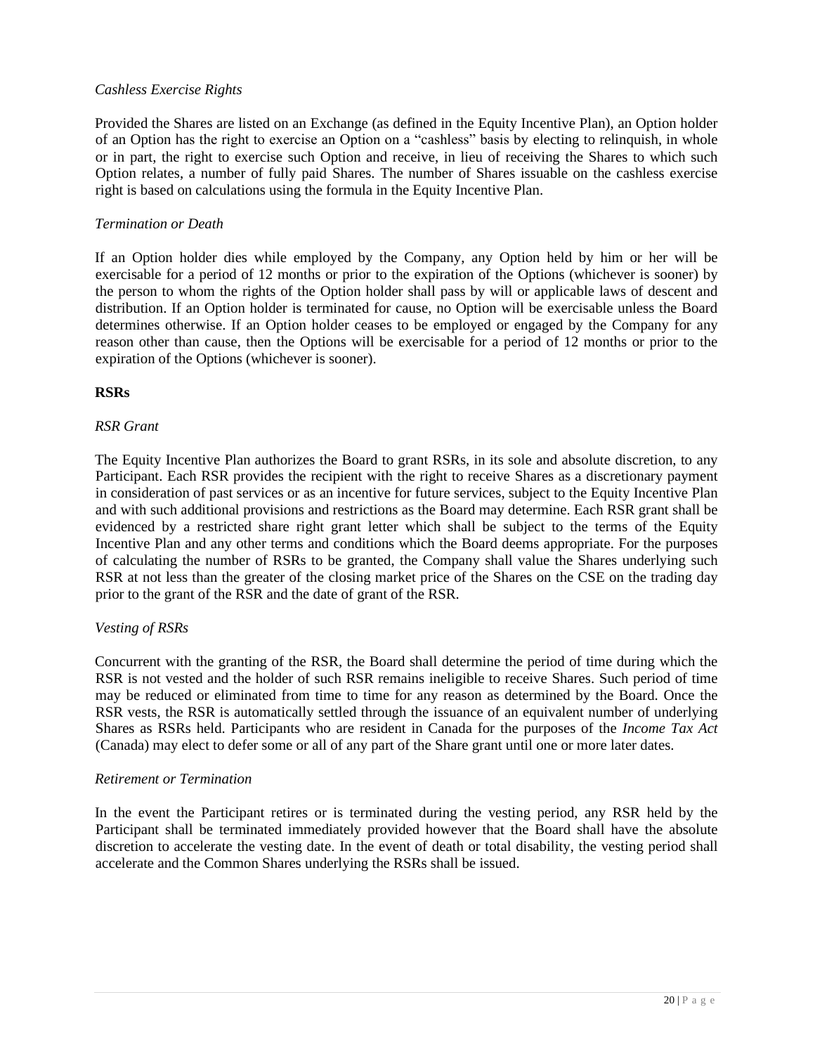*Cashless Exercise Rights*

Provided the Shares are listed on an Exchange (as defined in the Equity Incentive Plan), an Option holder of an Option has the right to exercise an Option on a "cashless" basis by electing to relinquish, in whole or in part, the right to exercise such Option and receive, in lieu of receiving the Shares to which such Option relates, a number of fully paid Shares. The number of Shares issuable on the cashless exercise right is based on calculations using the formula in the Equity Incentive Plan.

*Termination or Death*

If an Option holder dies while employed by the Company, any Option held by him or her will be exercisable for a period of 12 months or prior to the expiration of the Options (whichever is sooner) by the person to whom the rights of the Option holder shall pass by will or applicable laws of descent and distribution. If an Option holder is terminated for cause, no Option will be exercisable unless the Board determines otherwise. If an Option holder ceases to be employed or engaged by the Company for any reason other than cause, then the Options will be exercisable for a period of 12 months or prior to the expiration of the Options (whichever is sooner).

**RSRs**

*RSR Grant*

The Equity Incentive Plan authorizes the Board to grant RSRs, in its sole and absolute discretion, to any Participant. Each RSR provides the recipient with the right to receive Shares as a discretionary payment in consideration of past services or as an incentive for future services, subject to the Equity Incentive Plan and with such additional provisions and restrictions as the Board may determine. Each RSR grant shall be evidenced by a restricted share right grant letter which shall be subject to the terms of the Equity Incentive Plan and any other terms and conditions which the Board deems appropriate. For the purposes of calculating the number of RSRs to be granted, the Company shall value the Shares underlying such RSR at not less than the greater of the closing market price of the Shares on the CSE on the trading day prior to the grant of the RSR and the date of grant of the RSR.

*Vesting of RSRs*

Concurrent with the granting of the RSR, the Board shall determine the period of time during which the RSR is not vested and the holder of such RSR remains ineligible to receive Shares. Such period of time may be reduced or eliminated from time to time for any reason as determined by the Board. Once the RSR vests, the RSR is automatically settled through the issuance of an equivalent number of underlying Shares as RSRs held. Participants who are resident in Canada for the purposes of the *Income Tax Act* (Canada) may elect to defer some or all of any part of the Share grant until one or more later dates.

*Retirement or Termination*

In the event the Participant retires or is terminated during the vesting period, any RSR held by the Participant shall be terminated immediately provided however that the Board shall have the absolute discretion to accelerate the vesting date. In the event of death or total disability, the vesting period shall accelerate and the Common Shares underlying the RSRs shall be issued.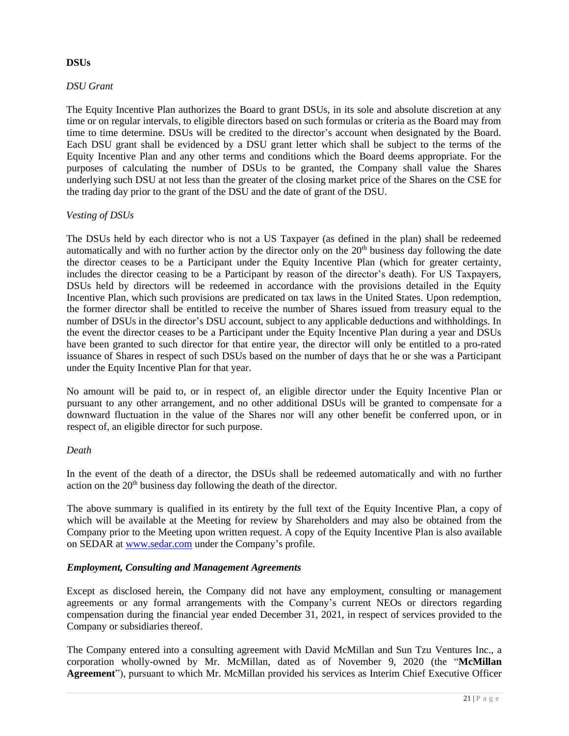**DSUs**

*DSU Grant*

The Equity Incentive Plan authorizes the Board to grant DSUs, in its sole and absolute discretion at any time or on regular intervals, to eligible directors based on such formulas or criteria as the Board may from time to time determine. DSUs will be credited to the director's account when designated by the Board. Each DSU grant shall be evidenced by a DSU grant letter which shall be subject to the terms of the Equity Incentive Plan and any other terms and conditions which the Board deems appropriate. For the purposes of calculating the number of DSUs to be granted, the Company shall value the Shares underlying such DSU at not less than the greater of the closing market price of the Shares on the CSE for the trading day prior to the grant of the DSU and the date of grant of the DSU.

*Vesting of DSUs*

The DSUs held by each director who is not a US Taxpayer (as defined in the plan) shall be redeemed automatically and with no further action by the director only on the 20th business day following the date the director ceases to be a Participant under the Equity Incentive Plan (which for greater certainty, includes the director ceasing to be a Participant by reason of the director's death). For US Taxpayers, DSUs held by directors will be redeemed in accordance with the provisions detailed in the Equity Incentive Plan, which such provisions are predicated on tax laws in the United States. Upon redemption, the former director shall be entitled to receive the number of Shares issued from treasury equal to the number of DSUs in the director's DSU account, subject to any applicable deductions and withholdings. In the event the director ceases to be a Participant under the Equity Incentive Plan during a year and DSUs have been granted to such director for that entire year, the director will only be entitled to a pro-rated issuance of Shares in respect of such DSUs based on the number of days that he or she was a Participant under the Equity Incentive Plan for that year.

No amount will be paid to, or in respect of, an eligible director under the Equity Incentive Plan or pursuant to any other arrangement, and no other additional DSUs will be granted to compensate for a downward fluctuation in the value of the Shares nor will any other benefit be conferred upon, or in respect of, an eligible director for such purpose.

*Death*

In the event of the death of a director, the DSUs shall be redeemed automatically and with no further action on the 20th business day following the death of the director.

The above summary is qualified in its entirety by the full text of the Equity Incentive Plan, a copy of which will be available at the Meeting for review by Shareholders and may also be obtained from the Company prior to the Meeting upon written request. A copy of the Equity Incentive Plan is also available on SEDAR at www.sedar.com under the Company's profile.

***Employment, Consulting and Management Agreements***

Except as disclosed herein, the Company did not have any employment, consulting or management agreements or any formal arrangements with the Company's current NEOs or directors regarding compensation during the financial year ended December 31, 2021, in respect of services provided to the Company or subsidiaries thereof.

The Company entered into a consulting agreement with David McMillan and Sun Tzu Ventures Inc., a corporation wholly-owned by Mr. McMillan, dated as of November 9, 2020 (the "**McMillan Agreement**"), pursuant to which Mr. McMillan provided his services as Interim Chief Executive Officer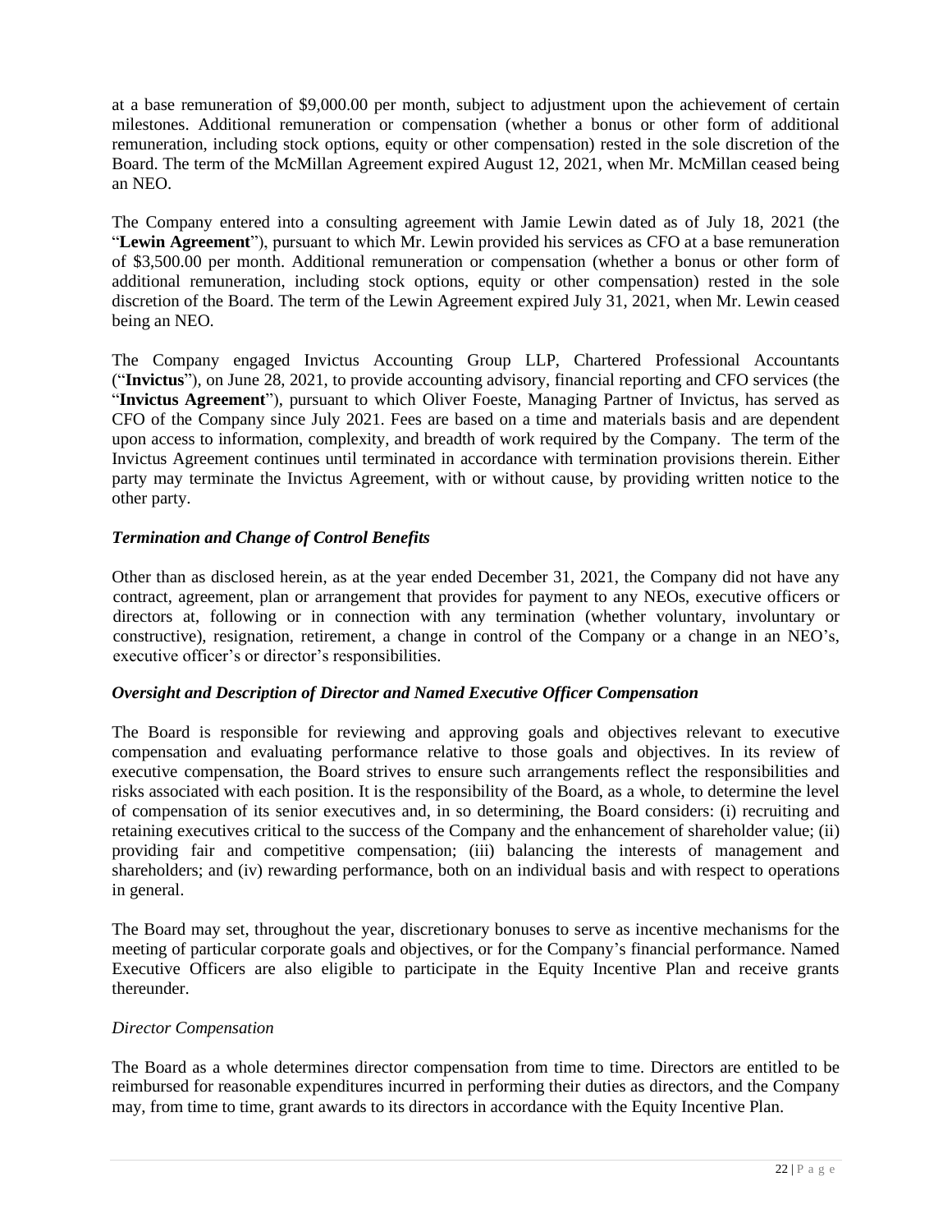at a base remuneration of $9,000.00 per month, subject to adjustment upon the achievement of certain milestones. Additional remuneration or compensation (whether a bonus or other form of additional remuneration, including stock options, equity or other compensation) rested in the sole discretion of the Board. The term of the McMillan Agreement expired August 12, 2021, when Mr. McMillan ceased being an NEO.

The Company entered into a consulting agreement with Jamie Lewin dated as of July 18, 2021 (the "**Lewin Agreement**"), pursuant to which Mr. Lewin provided his services as CFO at a base remuneration of $3,500.00 per month. Additional remuneration or compensation (whether a bonus or other form of additional remuneration, including stock options, equity or other compensation) rested in the sole discretion of the Board. The term of the Lewin Agreement expired July 31, 2021, when Mr. Lewin ceased being an NEO.

The Company engaged Invictus Accounting Group LLP, Chartered Professional Accountants ("**Invictus**"), on June 28, 2021, to provide accounting advisory, financial reporting and CFO services (the "**Invictus Agreement**"), pursuant to which Oliver Foeste, Managing Partner of Invictus, has served as CFO of the Company since July 2021. Fees are based on a time and materials basis and are dependent upon access to information, complexity, and breadth of work required by the Company. The term of the Invictus Agreement continues until terminated in accordance with termination provisions therein. Either party may terminate the Invictus Agreement, with or without cause, by providing written notice to the other party.

### *Termination and Change of Control Benefits*

Other than as disclosed herein, as at the year ended December 31, 2021, the Company did not have any contract, agreement, plan or arrangement that provides for payment to any NEOs, executive officers or directors at, following or in connection with any termination (whether voluntary, involuntary or constructive), resignation, retirement, a change in control of the Company or a change in an NEO's, executive officer's or director's responsibilities.

### *Oversight and Description of Director and Named Executive Officer Compensation*

The Board is responsible for reviewing and approving goals and objectives relevant to executive compensation and evaluating performance relative to those goals and objectives. In its review of executive compensation, the Board strives to ensure such arrangements reflect the responsibilities and risks associated with each position. It is the responsibility of the Board, as a whole, to determine the level of compensation of its senior executives and, in so determining, the Board considers: (i) recruiting and retaining executives critical to the success of the Company and the enhancement of shareholder value; (ii) providing fair and competitive compensation; (iii) balancing the interests of management and shareholders; and (iv) rewarding performance, both on an individual basis and with respect to operations in general.

The Board may set, throughout the year, discretionary bonuses to serve as incentive mechanisms for the meeting of particular corporate goals and objectives, or for the Company's financial performance. Named Executive Officers are also eligible to participate in the Equity Incentive Plan and receive grants thereunder.

#### *Director Compensation*

The Board as a whole determines director compensation from time to time. Directors are entitled to be reimbursed for reasonable expenditures incurred in performing their duties as directors, and the Company may, from time to time, grant awards to its directors in accordance with the Equity Incentive Plan.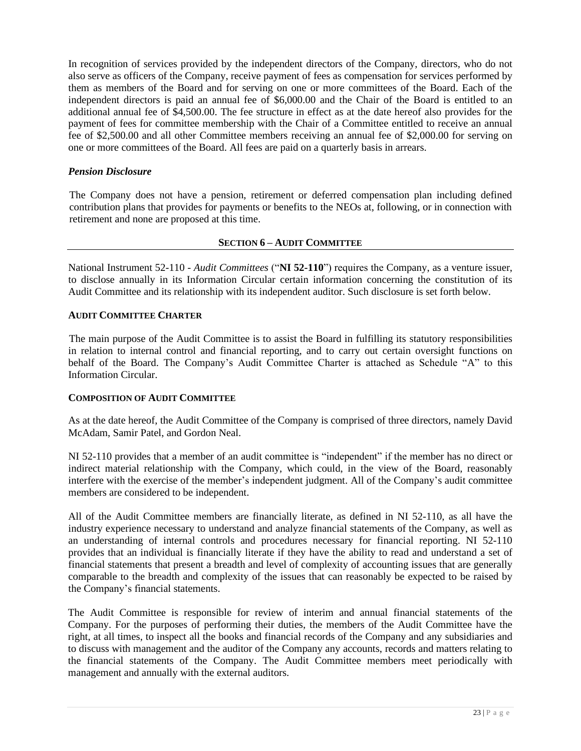In recognition of services provided by the independent directors of the Company, directors, who do not also serve as officers of the Company, receive payment of fees as compensation for services performed by them as members of the Board and for serving on one or more committees of the Board. Each of the independent directors is paid an annual fee of $6,000.00 and the Chair of the Board is entitled to an additional annual fee of $4,500.00. The fee structure in effect as at the date hereof also provides for the payment of fees for committee membership with the Chair of a Committee entitled to receive an annual fee of $2,500.00 and all other Committee members receiving an annual fee of $2,000.00 for serving on one or more committees of the Board. All fees are paid on a quarterly basis in arrears.

### *Pension Disclosure*

The Company does not have a pension, retirement or deferred compensation plan including defined contribution plans that provides for payments or benefits to the NEOs at, following, or in connection with retirement and none are proposed at this time.

## SECTION 6 – AUDIT COMMITTEE

National Instrument 52-110 - *Audit Committees* ("**NI 52-110**") requires the Company, as a venture issuer, to disclose annually in its Information Circular certain information concerning the constitution of its Audit Committee and its relationship with its independent auditor. Such disclosure is set forth below.

### AUDIT COMMITTEE CHARTER

The main purpose of the Audit Committee is to assist the Board in fulfilling its statutory responsibilities in relation to internal control and financial reporting, and to carry out certain oversight functions on behalf of the Board. The Company's Audit Committee Charter is attached as Schedule "A" to this Information Circular.

### COMPOSITION OF AUDIT COMMITTEE

As at the date hereof, the Audit Committee of the Company is comprised of three directors, namely David McAdam, Samir Patel, and Gordon Neal.

NI 52-110 provides that a member of an audit committee is "independent" if the member has no direct or indirect material relationship with the Company, which could, in the view of the Board, reasonably interfere with the exercise of the member's independent judgment. All of the Company's audit committee members are considered to be independent.

All of the Audit Committee members are financially literate, as defined in NI 52-110, as all have the industry experience necessary to understand and analyze financial statements of the Company, as well as an understanding of internal controls and procedures necessary for financial reporting. NI 52-110 provides that an individual is financially literate if they have the ability to read and understand a set of financial statements that present a breadth and level of complexity of accounting issues that are generally comparable to the breadth and complexity of the issues that can reasonably be expected to be raised by the Company's financial statements.

The Audit Committee is responsible for review of interim and annual financial statements of the Company. For the purposes of performing their duties, the members of the Audit Committee have the right, at all times, to inspect all the books and financial records of the Company and any subsidiaries and to discuss with management and the auditor of the Company any accounts, records and matters relating to the financial statements of the Company. The Audit Committee members meet periodically with management and annually with the external auditors.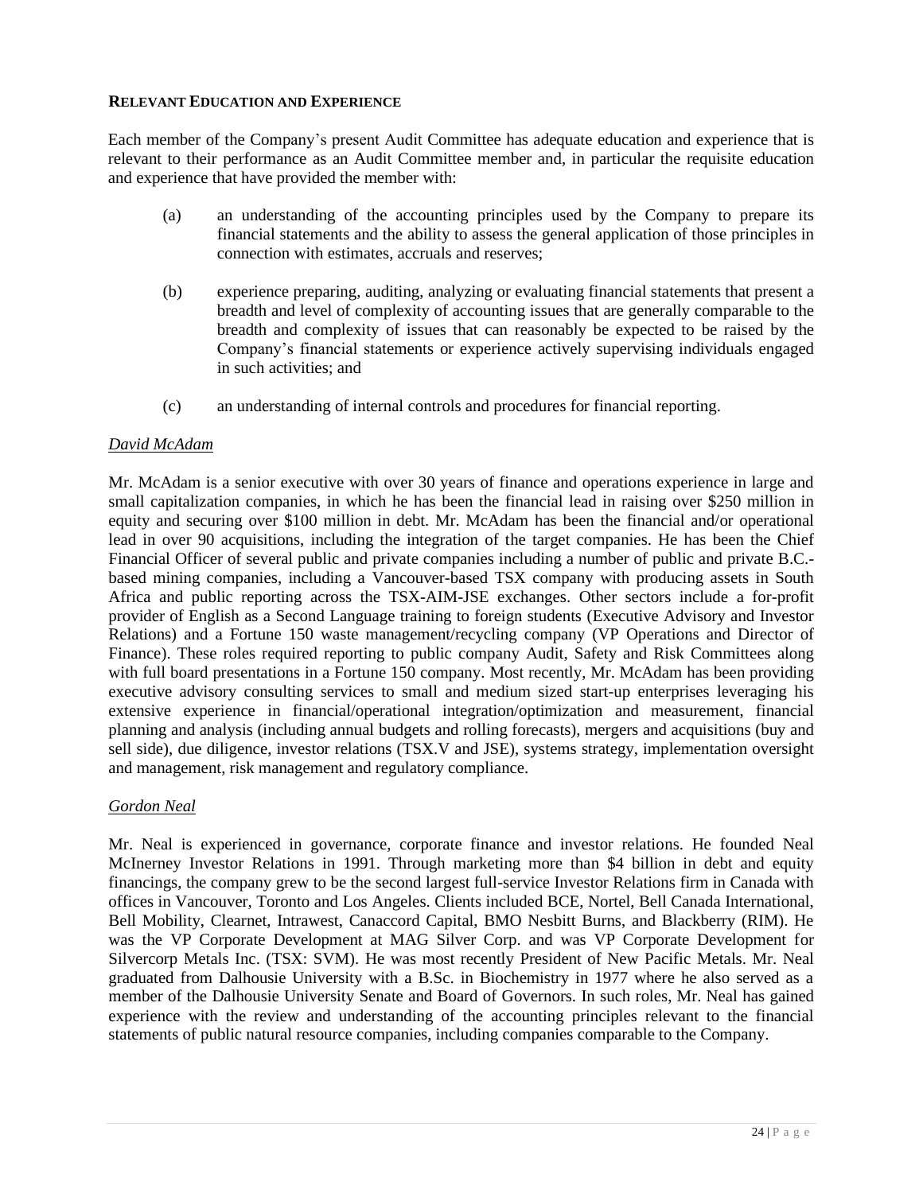**RELEVANT EDUCATION AND EXPERIENCE**

Each member of the Company's present Audit Committee has adequate education and experience that is relevant to their performance as an Audit Committee member and, in particular the requisite education and experience that have provided the member with:

(a) an understanding of the accounting principles used by the Company to prepare its financial statements and the ability to assess the general application of those principles in connection with estimates, accruals and reserves;

(b) experience preparing, auditing, analyzing or evaluating financial statements that present a breadth and level of complexity of accounting issues that are generally comparable to the breadth and complexity of issues that can reasonably be expected to be raised by the Company's financial statements or experience actively supervising individuals engaged in such activities; and

(c) an understanding of internal controls and procedures for financial reporting.

*David McAdam*

Mr. McAdam is a senior executive with over 30 years of finance and operations experience in large and small capitalization companies, in which he has been the financial lead in raising over $250 million in equity and securing over $100 million in debt. Mr. McAdam has been the financial and/or operational lead in over 90 acquisitions, including the integration of the target companies. He has been the Chief Financial Officer of several public and private companies including a number of public and private B.C.-based mining companies, including a Vancouver-based TSX company with producing assets in South Africa and public reporting across the TSX-AIM-JSE exchanges. Other sectors include a for-profit provider of English as a Second Language training to foreign students (Executive Advisory and Investor Relations) and a Fortune 150 waste management/recycling company (VP Operations and Director of Finance). These roles required reporting to public company Audit, Safety and Risk Committees along with full board presentations in a Fortune 150 company. Most recently, Mr. McAdam has been providing executive advisory consulting services to small and medium sized start-up enterprises leveraging his extensive experience in financial/operational integration/optimization and measurement, financial planning and analysis (including annual budgets and rolling forecasts), mergers and acquisitions (buy and sell side), due diligence, investor relations (TSX.V and JSE), systems strategy, implementation oversight and management, risk management and regulatory compliance.

*Gordon Neal*

Mr. Neal is experienced in governance, corporate finance and investor relations. He founded Neal McInerney Investor Relations in 1991. Through marketing more than $4 billion in debt and equity financings, the company grew to be the second largest full-service Investor Relations firm in Canada with offices in Vancouver, Toronto and Los Angeles. Clients included BCE, Nortel, Bell Canada International, Bell Mobility, Clearnet, Intrawest, Canaccord Capital, BMO Nesbitt Burns, and Blackberry (RIM). He was the VP Corporate Development at MAG Silver Corp. and was VP Corporate Development for Silvercorp Metals Inc. (TSX: SVM). He was most recently President of New Pacific Metals. Mr. Neal graduated from Dalhousie University with a B.Sc. in Biochemistry in 1977 where he also served as a member of the Dalhousie University Senate and Board of Governors. In such roles, Mr. Neal has gained experience with the review and understanding of the accounting principles relevant to the financial statements of public natural resource companies, including companies comparable to the Company.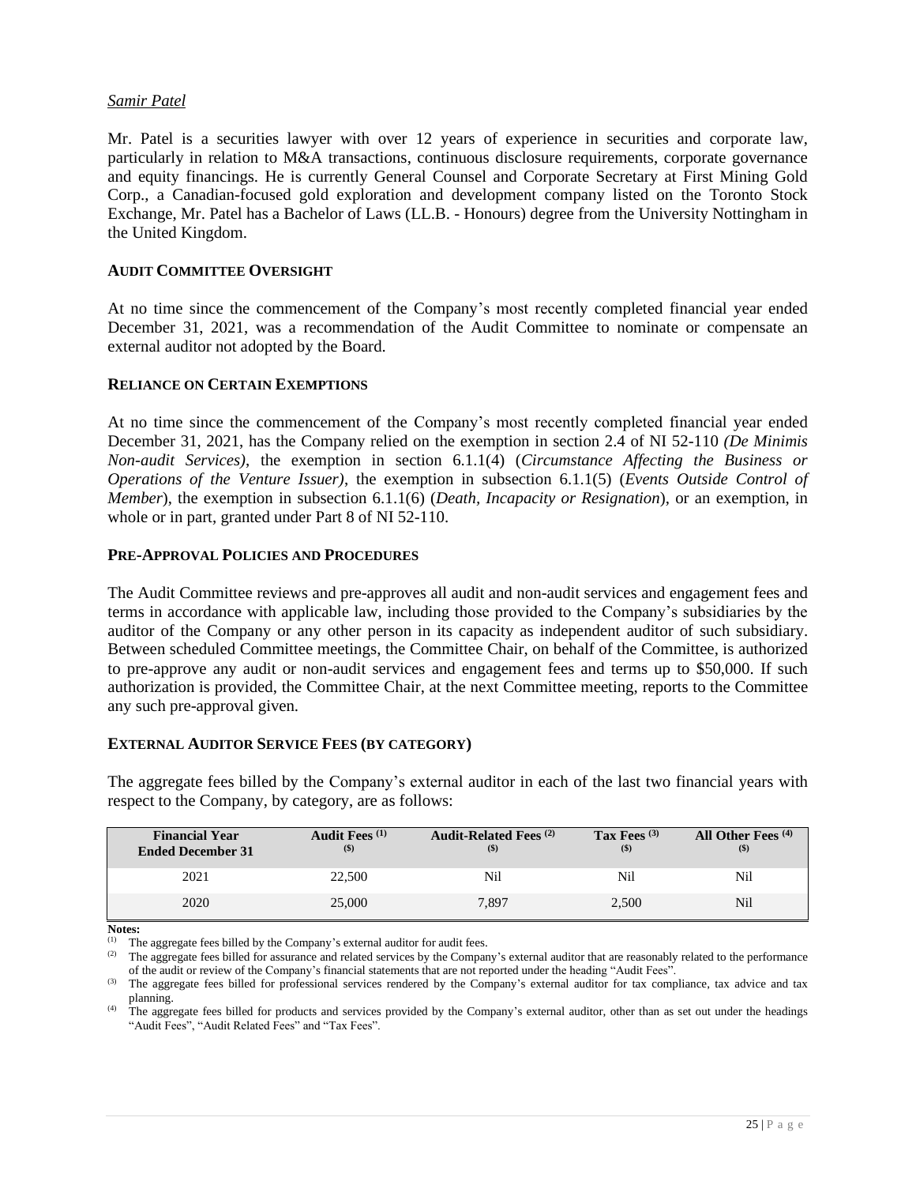*Samir Patel*

Mr. Patel is a securities lawyer with over 12 years of experience in securities and corporate law, particularly in relation to M&A transactions, continuous disclosure requirements, corporate governance and equity financings. He is currently General Counsel and Corporate Secretary at First Mining Gold Corp., a Canadian-focused gold exploration and development company listed on the Toronto Stock Exchange, Mr. Patel has a Bachelor of Laws (LL.B. - Honours) degree from the University Nottingham in the United Kingdom.

## AUDIT COMMITTEE OVERSIGHT

At no time since the commencement of the Company's most recently completed financial year ended December 31, 2021, was a recommendation of the Audit Committee to nominate or compensate an external auditor not adopted by the Board.

## RELIANCE ON CERTAIN EXEMPTIONS

At no time since the commencement of the Company's most recently completed financial year ended December 31, 2021, has the Company relied on the exemption in section 2.4 of NI 52-110 *(De Minimis Non-audit Services)*, the exemption in section 6.1.1(4) (*Circumstance Affecting the Business or Operations of the Venture Issuer)*, the exemption in subsection 6.1.1(5) (*Events Outside Control of Member*), the exemption in subsection 6.1.1(6) (*Death, Incapacity or Resignation*), or an exemption, in whole or in part, granted under Part 8 of NI 52-110.

## PRE-APPROVAL POLICIES AND PROCEDURES

The Audit Committee reviews and pre-approves all audit and non-audit services and engagement fees and terms in accordance with applicable law, including those provided to the Company's subsidiaries by the auditor of the Company or any other person in its capacity as independent auditor of such subsidiary. Between scheduled Committee meetings, the Committee Chair, on behalf of the Committee, is authorized to pre-approve any audit or non-audit services and engagement fees and terms up to $50,000. If such authorization is provided, the Committee Chair, at the next Committee meeting, reports to the Committee any such pre-approval given.

## EXTERNAL AUDITOR SERVICE FEES (BY CATEGORY)

The aggregate fees billed by the Company's external auditor in each of the last two financial years with respect to the Company, by category, are as follows:

| Financial Year Ended December 31 | Audit Fees [(1)] ($) | Audit-Related Fees [(2)] ($) | Tax Fees [(3)] ($) | All Other Fees [(4)] ($) |
|---|---|---|---|---|
| 2021 | 22,500 | Nil | Nil | Nil |
| 2020 | 25,000 | 7,897 | 2,500 | Nil |

**Notes:**

(1) The aggregate fees billed by the Company's external auditor for audit fees.

(2) The aggregate fees billed for assurance and related services by the Company's external auditor that are reasonably related to the performance of the audit or review of the Company's financial statements that are not reported under the heading "Audit Fees".

(3) The aggregate fees billed for professional services rendered by the Company's external auditor for tax compliance, tax advice and tax planning.

(4) The aggregate fees billed for products and services provided by the Company's external auditor, other than as set out under the headings "Audit Fees", "Audit Related Fees" and "Tax Fees".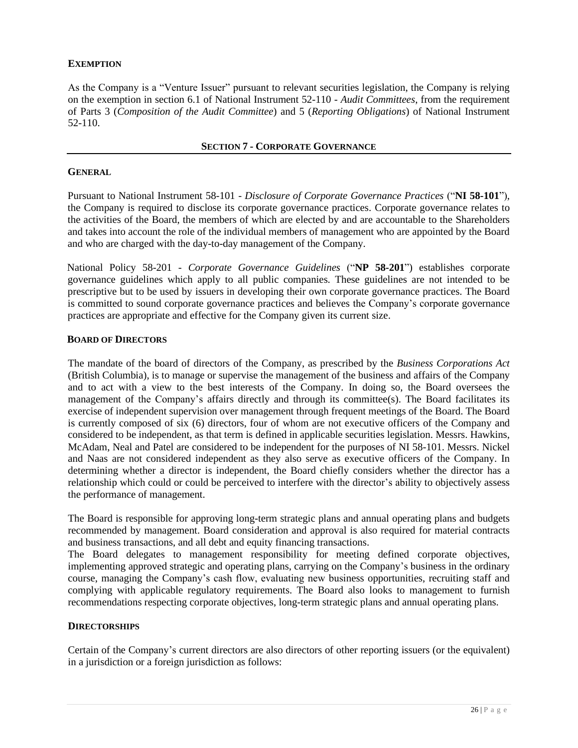### EXEMPTION

As the Company is a "Venture Issuer" pursuant to relevant securities legislation, the Company is relying on the exemption in section 6.1 of National Instrument 52-110 - *Audit Committees*, from the requirement of Parts 3 (*Composition of the Audit Committee*) and 5 (*Reporting Obligations*) of National Instrument 52-110.

## SECTION 7 - CORPORATE GOVERNANCE

### GENERAL

Pursuant to National Instrument 58-101 - *Disclosure of Corporate Governance Practices* ("**NI 58-101**"), the Company is required to disclose its corporate governance practices. Corporate governance relates to the activities of the Board, the members of which are elected by and are accountable to the Shareholders and takes into account the role of the individual members of management who are appointed by the Board and who are charged with the day-to-day management of the Company.

National Policy 58-201 - *Corporate Governance Guidelines* ("**NP 58-201**") establishes corporate governance guidelines which apply to all public companies. These guidelines are not intended to be prescriptive but to be used by issuers in developing their own corporate governance practices. The Board is committed to sound corporate governance practices and believes the Company's corporate governance practices are appropriate and effective for the Company given its current size.

### BOARD OF DIRECTORS

The mandate of the board of directors of the Company, as prescribed by the *Business Corporations Act* (British Columbia), is to manage or supervise the management of the business and affairs of the Company and to act with a view to the best interests of the Company. In doing so, the Board oversees the management of the Company's affairs directly and through its committee(s). The Board facilitates its exercise of independent supervision over management through frequent meetings of the Board. The Board is currently composed of six (6) directors, four of whom are not executive officers of the Company and considered to be independent, as that term is defined in applicable securities legislation. Messrs. Hawkins, McAdam, Neal and Patel are considered to be independent for the purposes of NI 58-101. Messrs. Nickel and Naas are not considered independent as they also serve as executive officers of the Company. In determining whether a director is independent, the Board chiefly considers whether the director has a relationship which could or could be perceived to interfere with the director's ability to objectively assess the performance of management.

The Board is responsible for approving long-term strategic plans and annual operating plans and budgets recommended by management. Board consideration and approval is also required for material contracts and business transactions, and all debt and equity financing transactions.

The Board delegates to management responsibility for meeting defined corporate objectives, implementing approved strategic and operating plans, carrying on the Company's business in the ordinary course, managing the Company's cash flow, evaluating new business opportunities, recruiting staff and complying with applicable regulatory requirements. The Board also looks to management to furnish recommendations respecting corporate objectives, long-term strategic plans and annual operating plans.

### DIRECTORSHIPS

Certain of the Company's current directors are also directors of other reporting issuers (or the equivalent) in a jurisdiction or a foreign jurisdiction as follows: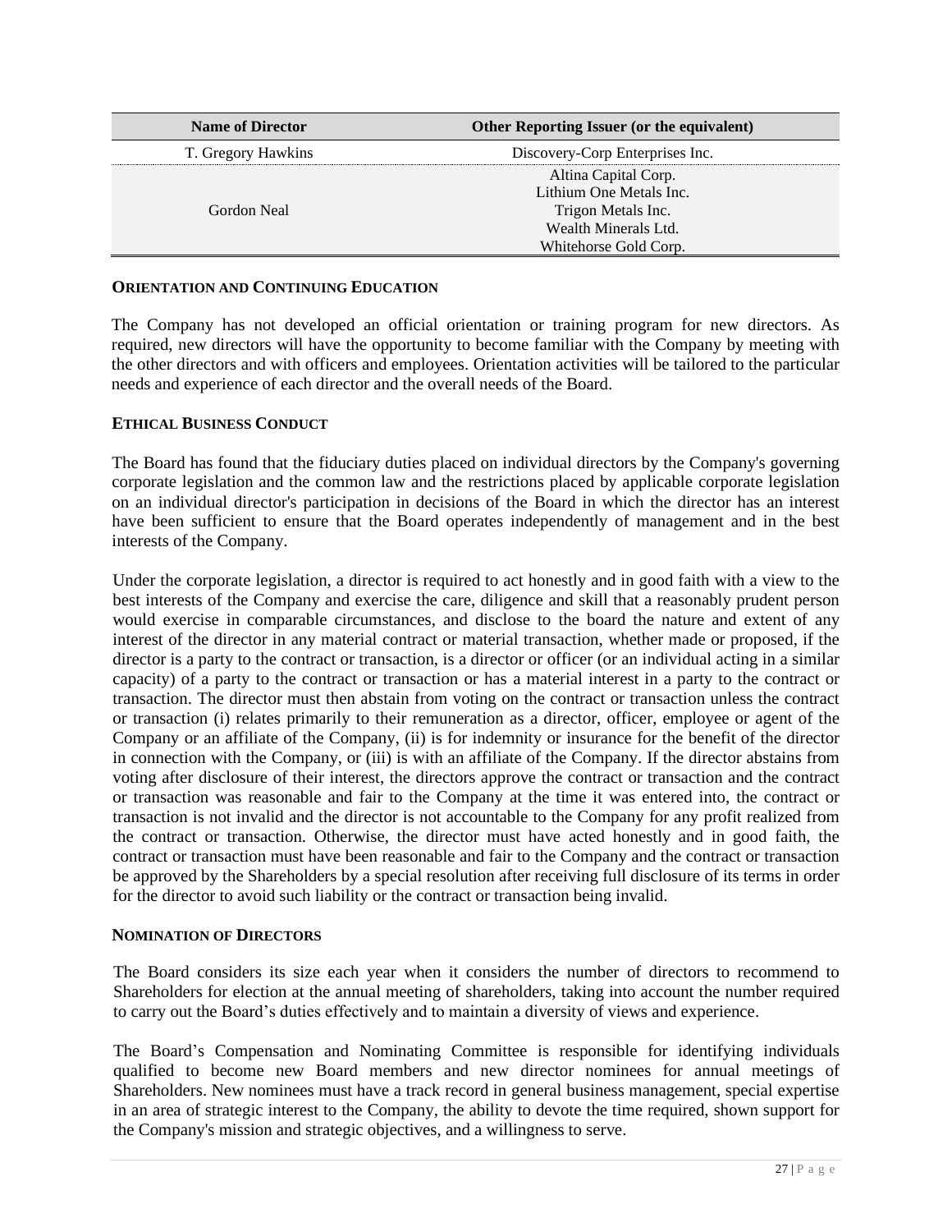| Name of Director | Other Reporting Issuer (or the equivalent) |
|---|---|
| T. Gregory Hawkins | Discovery-Corp Enterprises Inc. |
| Gordon Neal | Altina Capital Corp.<br>Lithium One Metals Inc.<br>Trigon Metals Inc.<br>Wealth Minerals Ltd.<br>Whitehorse Gold Corp. |

### ORIENTATION AND CONTINUING EDUCATION

The Company has not developed an official orientation or training program for new directors. As required, new directors will have the opportunity to become familiar with the Company by meeting with the other directors and with officers and employees. Orientation activities will be tailored to the particular needs and experience of each director and the overall needs of the Board.

### ETHICAL BUSINESS CONDUCT

The Board has found that the fiduciary duties placed on individual directors by the Company's governing corporate legislation and the common law and the restrictions placed by applicable corporate legislation on an individual director's participation in decisions of the Board in which the director has an interest have been sufficient to ensure that the Board operates independently of management and in the best interests of the Company.

Under the corporate legislation, a director is required to act honestly and in good faith with a view to the best interests of the Company and exercise the care, diligence and skill that a reasonably prudent person would exercise in comparable circumstances, and disclose to the board the nature and extent of any interest of the director in any material contract or material transaction, whether made or proposed, if the director is a party to the contract or transaction, is a director or officer (or an individual acting in a similar capacity) of a party to the contract or transaction or has a material interest in a party to the contract or transaction. The director must then abstain from voting on the contract or transaction unless the contract or transaction (i) relates primarily to their remuneration as a director, officer, employee or agent of the Company or an affiliate of the Company, (ii) is for indemnity or insurance for the benefit of the director in connection with the Company, or (iii) is with an affiliate of the Company. If the director abstains from voting after disclosure of their interest, the directors approve the contract or transaction and the contract or transaction was reasonable and fair to the Company at the time it was entered into, the contract or transaction is not invalid and the director is not accountable to the Company for any profit realized from the contract or transaction. Otherwise, the director must have acted honestly and in good faith, the contract or transaction must have been reasonable and fair to the Company and the contract or transaction be approved by the Shareholders by a special resolution after receiving full disclosure of its terms in order for the director to avoid such liability or the contract or transaction being invalid.

### NOMINATION OF DIRECTORS

The Board considers its size each year when it considers the number of directors to recommend to Shareholders for election at the annual meeting of shareholders, taking into account the number required to carry out the Board's duties effectively and to maintain a diversity of views and experience.

The Board's Compensation and Nominating Committee is responsible for identifying individuals qualified to become new Board members and new director nominees for annual meetings of Shareholders. New nominees must have a track record in general business management, special expertise in an area of strategic interest to the Company, the ability to devote the time required, shown support for the Company's mission and strategic objectives, and a willingness to serve.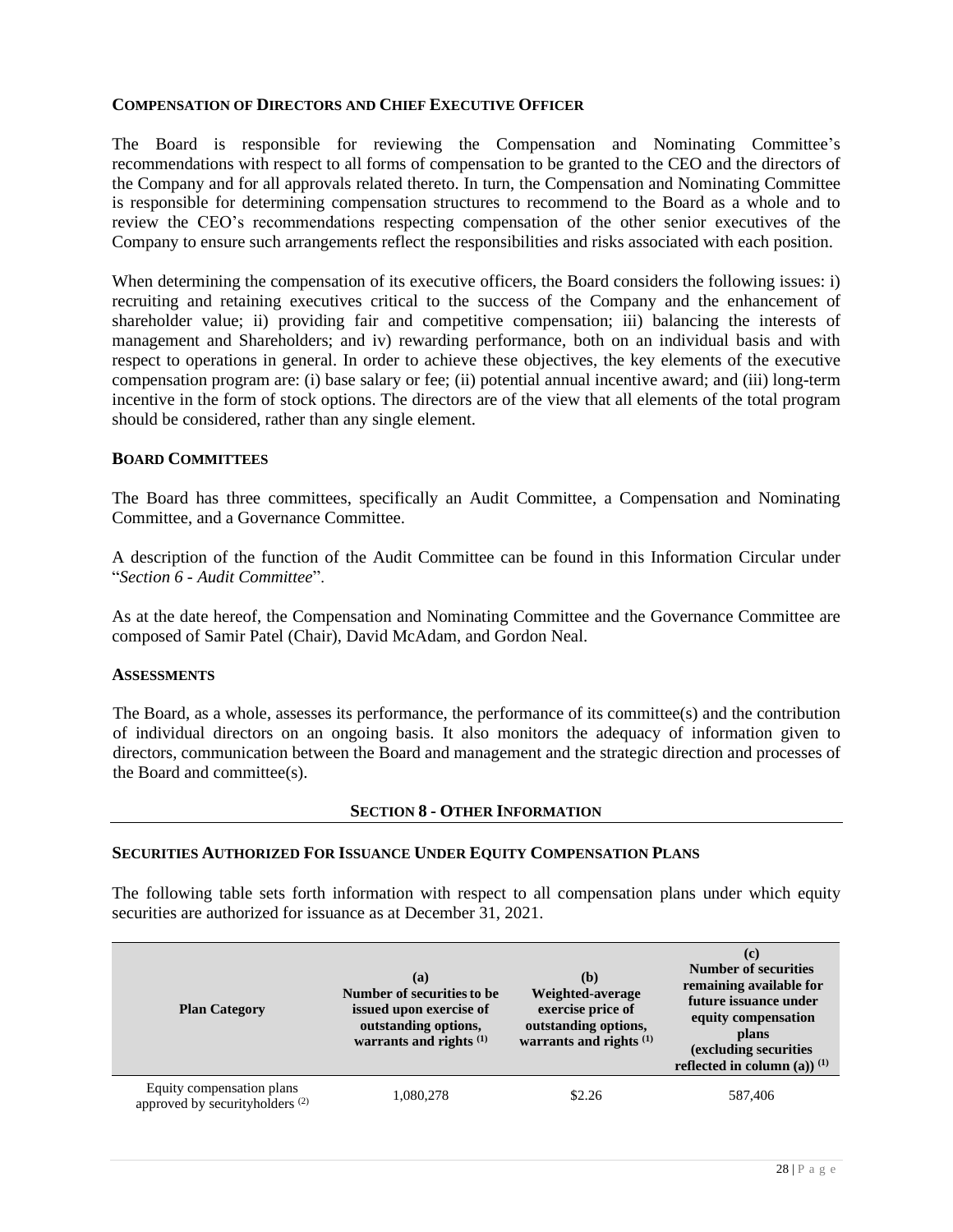### COMPENSATION OF DIRECTORS AND CHIEF EXECUTIVE OFFICER

The Board is responsible for reviewing the Compensation and Nominating Committee's recommendations with respect to all forms of compensation to be granted to the CEO and the directors of the Company and for all approvals related thereto. In turn, the Compensation and Nominating Committee is responsible for determining compensation structures to recommend to the Board as a whole and to review the CEO's recommendations respecting compensation of the other senior executives of the Company to ensure such arrangements reflect the responsibilities and risks associated with each position.

When determining the compensation of its executive officers, the Board considers the following issues: i) recruiting and retaining executives critical to the success of the Company and the enhancement of shareholder value; ii) providing fair and competitive compensation; iii) balancing the interests of management and Shareholders; and iv) rewarding performance, both on an individual basis and with respect to operations in general. In order to achieve these objectives, the key elements of the executive compensation program are: (i) base salary or fee; (ii) potential annual incentive award; and (iii) long-term incentive in the form of stock options. The directors are of the view that all elements of the total program should be considered, rather than any single element.

### BOARD COMMITTEES

The Board has three committees, specifically an Audit Committee, a Compensation and Nominating Committee, and a Governance Committee.

A description of the function of the Audit Committee can be found in this Information Circular under "*Section 6 - Audit Committee*".

As at the date hereof, the Compensation and Nominating Committee and the Governance Committee are composed of Samir Patel (Chair), David McAdam, and Gordon Neal.

### ASSESSMENTS

The Board, as a whole, assesses its performance, the performance of its committee(s) and the contribution of individual directors on an ongoing basis. It also monitors the adequacy of information given to directors, communication between the Board and management and the strategic direction and processes of the Board and committee(s).

## SECTION 8 - OTHER INFORMATION

### SECURITIES AUTHORIZED FOR ISSUANCE UNDER EQUITY COMPENSATION PLANS

The following table sets forth information with respect to all compensation plans under which equity securities are authorized for issuance as at December 31, 2021.

| Plan Category | (a) Number of securities to be issued upon exercise of outstanding options, warrants and rights [(1)] | (b) Weighted-average exercise price of outstanding options, warrants and rights [(1)] | (c) Number of securities remaining available for future issuance under equity compensation plans (excluding securities reflected in column (a)) [(1)] |
|---|---|---|---|
| Equity compensation plans approved by securityholders [(2)] | 1,080,278 | $2.26 | 587,406 |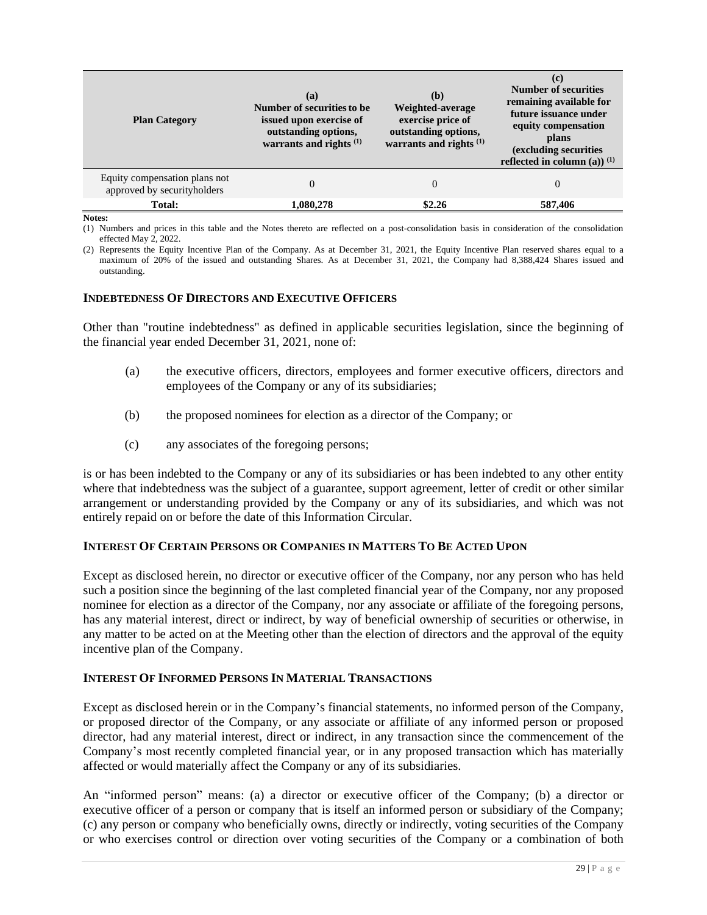| Plan Category | (a)<br>Number of securities to be issued upon exercise of outstanding options, warrants and rights [(1)] | (b)<br>Weighted-average exercise price of outstanding options, warrants and rights [(1)] | (c)<br>Number of securities remaining available for future issuance under equity compensation plans (excluding securities reflected in column (a)) [(1)] |
|---|---|---|---|
| Equity compensation plans not approved by securityholders | 0 | 0 | 0 |
| **Total:** | **1,080,278** | **$2.26** | **587,406** |

**Notes:**

(1) Numbers and prices in this table and the Notes thereto are reflected on a post-consolidation basis in consideration of the consolidation effected May 2, 2022.

(2) Represents the Equity Incentive Plan of the Company. As at December 31, 2021, the Equity Incentive Plan reserved shares equal to a maximum of 20% of the issued and outstanding Shares. As at December 31, 2021, the Company had 8,388,424 Shares issued and outstanding.

## INDEBTEDNESS OF DIRECTORS AND EXECUTIVE OFFICERS

Other than "routine indebtedness" as defined in applicable securities legislation, since the beginning of the financial year ended December 31, 2021, none of:

(a) the executive officers, directors, employees and former executive officers, directors and employees of the Company or any of its subsidiaries;

(b) the proposed nominees for election as a director of the Company; or

(c) any associates of the foregoing persons;

is or has been indebted to the Company or any of its subsidiaries or has been indebted to any other entity where that indebtedness was the subject of a guarantee, support agreement, letter of credit or other similar arrangement or understanding provided by the Company or any of its subsidiaries, and which was not entirely repaid on or before the date of this Information Circular.

## INTEREST OF CERTAIN PERSONS OR COMPANIES IN MATTERS TO BE ACTED UPON

Except as disclosed herein, no director or executive officer of the Company, nor any person who has held such a position since the beginning of the last completed financial year of the Company, nor any proposed nominee for election as a director of the Company, nor any associate or affiliate of the foregoing persons, has any material interest, direct or indirect, by way of beneficial ownership of securities or otherwise, in any matter to be acted on at the Meeting other than the election of directors and the approval of the equity incentive plan of the Company.

## INTEREST OF INFORMED PERSONS IN MATERIAL TRANSACTIONS

Except as disclosed herein or in the Company's financial statements, no informed person of the Company, or proposed director of the Company, or any associate or affiliate of any informed person or proposed director, had any material interest, direct or indirect, in any transaction since the commencement of the Company's most recently completed financial year, or in any proposed transaction which has materially affected or would materially affect the Company or any of its subsidiaries.

An "informed person" means: (a) a director or executive officer of the Company; (b) a director or executive officer of a person or company that is itself an informed person or subsidiary of the Company; (c) any person or company who beneficially owns, directly or indirectly, voting securities of the Company or who exercises control or direction over voting securities of the Company or a combination of both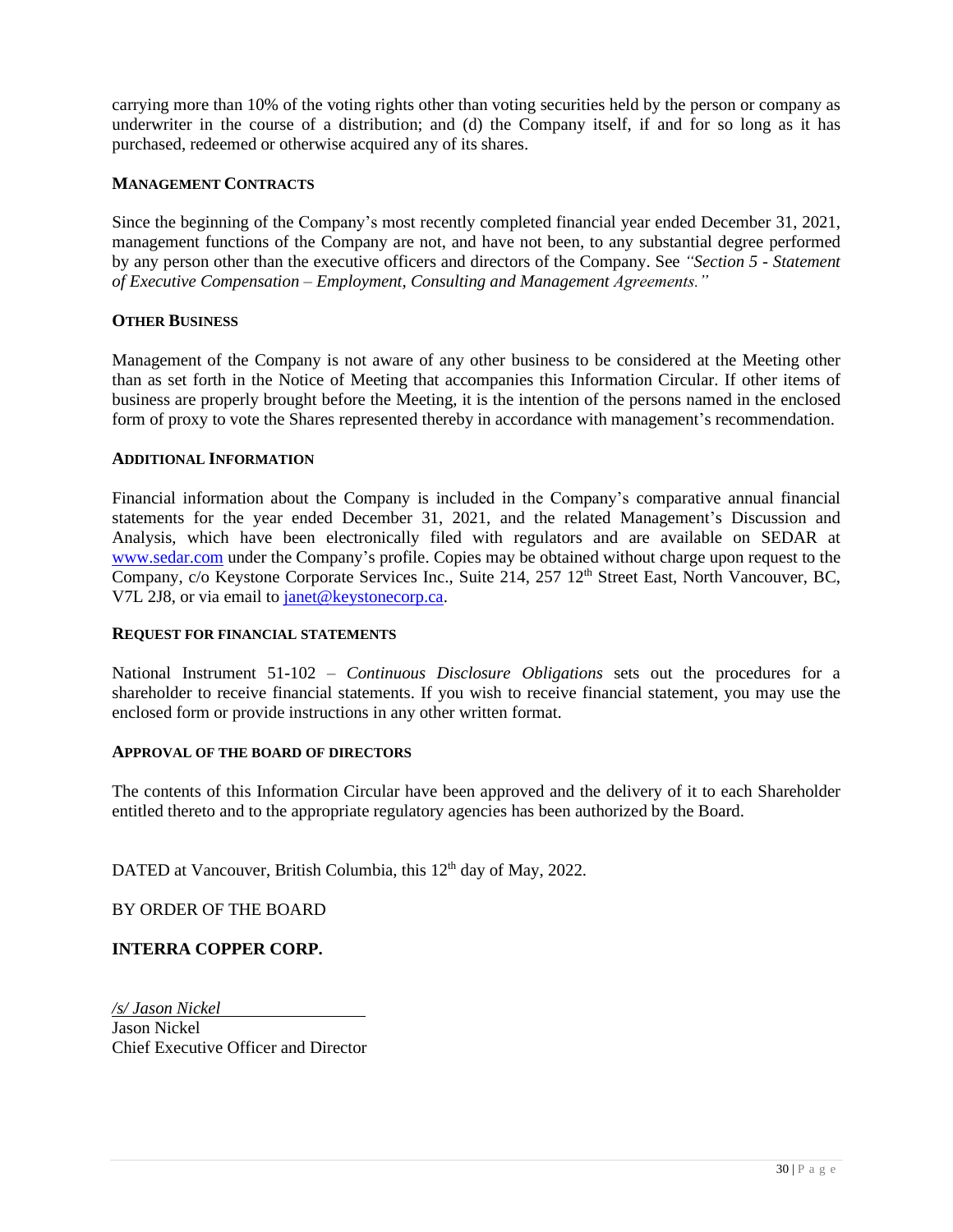carrying more than 10% of the voting rights other than voting securities held by the person or company as underwriter in the course of a distribution; and (d) the Company itself, if and for so long as it has purchased, redeemed or otherwise acquired any of its shares.

## MANAGEMENT CONTRACTS

Since the beginning of the Company's most recently completed financial year ended December 31, 2021, management functions of the Company are not, and have not been, to any substantial degree performed by any person other than the executive officers and directors of the Company. See *"Section 5 - Statement of Executive Compensation – Employment, Consulting and Management Agreements."*

## OTHER BUSINESS

Management of the Company is not aware of any other business to be considered at the Meeting other than as set forth in the Notice of Meeting that accompanies this Information Circular. If other items of business are properly brought before the Meeting, it is the intention of the persons named in the enclosed form of proxy to vote the Shares represented thereby in accordance with management's recommendation.

## ADDITIONAL INFORMATION

Financial information about the Company is included in the Company's comparative annual financial statements for the year ended December 31, 2021, and the related Management's Discussion and Analysis, which have been electronically filed with regulators and are available on SEDAR at www.sedar.com under the Company's profile. Copies may be obtained without charge upon request to the Company, c/o Keystone Corporate Services Inc., Suite 214, 257 12th Street East, North Vancouver, BC, V7L 2J8, or via email to janet@keystonecorp.ca.

## REQUEST FOR FINANCIAL STATEMENTS

National Instrument 51-102 – *Continuous Disclosure Obligations* sets out the procedures for a shareholder to receive financial statements. If you wish to receive financial statement, you may use the enclosed form or provide instructions in any other written format.

## APPROVAL OF THE BOARD OF DIRECTORS

The contents of this Information Circular have been approved and the delivery of it to each Shareholder entitled thereto and to the appropriate regulatory agencies has been authorized by the Board.

DATED at Vancouver, British Columbia, this 12th day of May, 2022.

BY ORDER OF THE BOARD

**INTERRA COPPER CORP.**

*/s/ Jason Nickel*
Jason Nickel
Chief Executive Officer and Director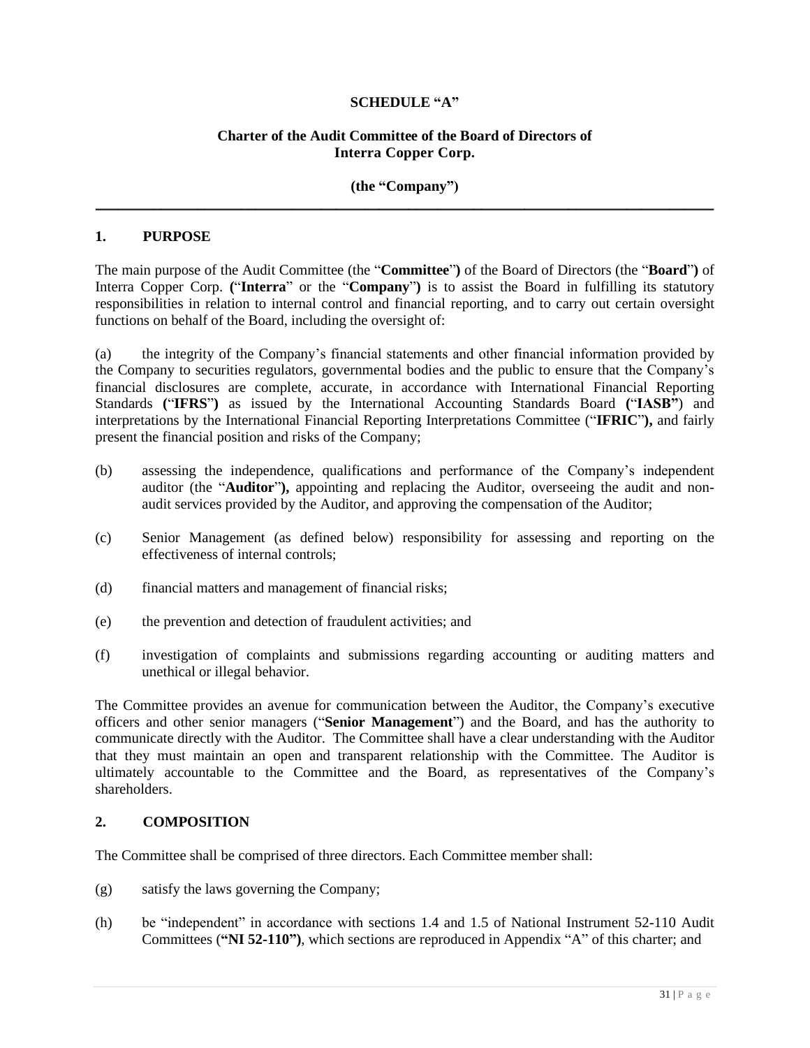**SCHEDULE "A"**

**Charter of the Audit Committee of the Board of Directors of Interra Copper Corp.**

**(the "Company")**

---

## 1. PURPOSE

The main purpose of the Audit Committee (the "**Committee**") of the Board of Directors (the "**Board**") of Interra Copper Corp. ("**Interra**" or the "**Company**") is to assist the Board in fulfilling its statutory responsibilities in relation to internal control and financial reporting, and to carry out certain oversight functions on behalf of the Board, including the oversight of:

(a) the integrity of the Company's financial statements and other financial information provided by the Company to securities regulators, governmental bodies and the public to ensure that the Company's financial disclosures are complete, accurate, in accordance with International Financial Reporting Standards ("**IFRS**") as issued by the International Accounting Standards Board ("**IASB**") and interpretations by the International Financial Reporting Interpretations Committee ("**IFRIC**"), and fairly present the financial position and risks of the Company;

(b) assessing the independence, qualifications and performance of the Company's independent auditor (the "**Auditor**"), appointing and replacing the Auditor, overseeing the audit and non-audit services provided by the Auditor, and approving the compensation of the Auditor;

(c) Senior Management (as defined below) responsibility for assessing and reporting on the effectiveness of internal controls;

(d) financial matters and management of financial risks;

(e) the prevention and detection of fraudulent activities; and

(f) investigation of complaints and submissions regarding accounting or auditing matters and unethical or illegal behavior.

The Committee provides an avenue for communication between the Auditor, the Company's executive officers and other senior managers ("**Senior Management**") and the Board, and has the authority to communicate directly with the Auditor. The Committee shall have a clear understanding with the Auditor that they must maintain an open and transparent relationship with the Committee. The Auditor is ultimately accountable to the Committee and the Board, as representatives of the Company's shareholders.

## 2. COMPOSITION

The Committee shall be comprised of three directors. Each Committee member shall:

(g) satisfy the laws governing the Company;

(h) be "independent" in accordance with sections 1.4 and 1.5 of National Instrument 52-110 Audit Committees (**"NI 52-110")**, which sections are reproduced in Appendix "A" of this charter; and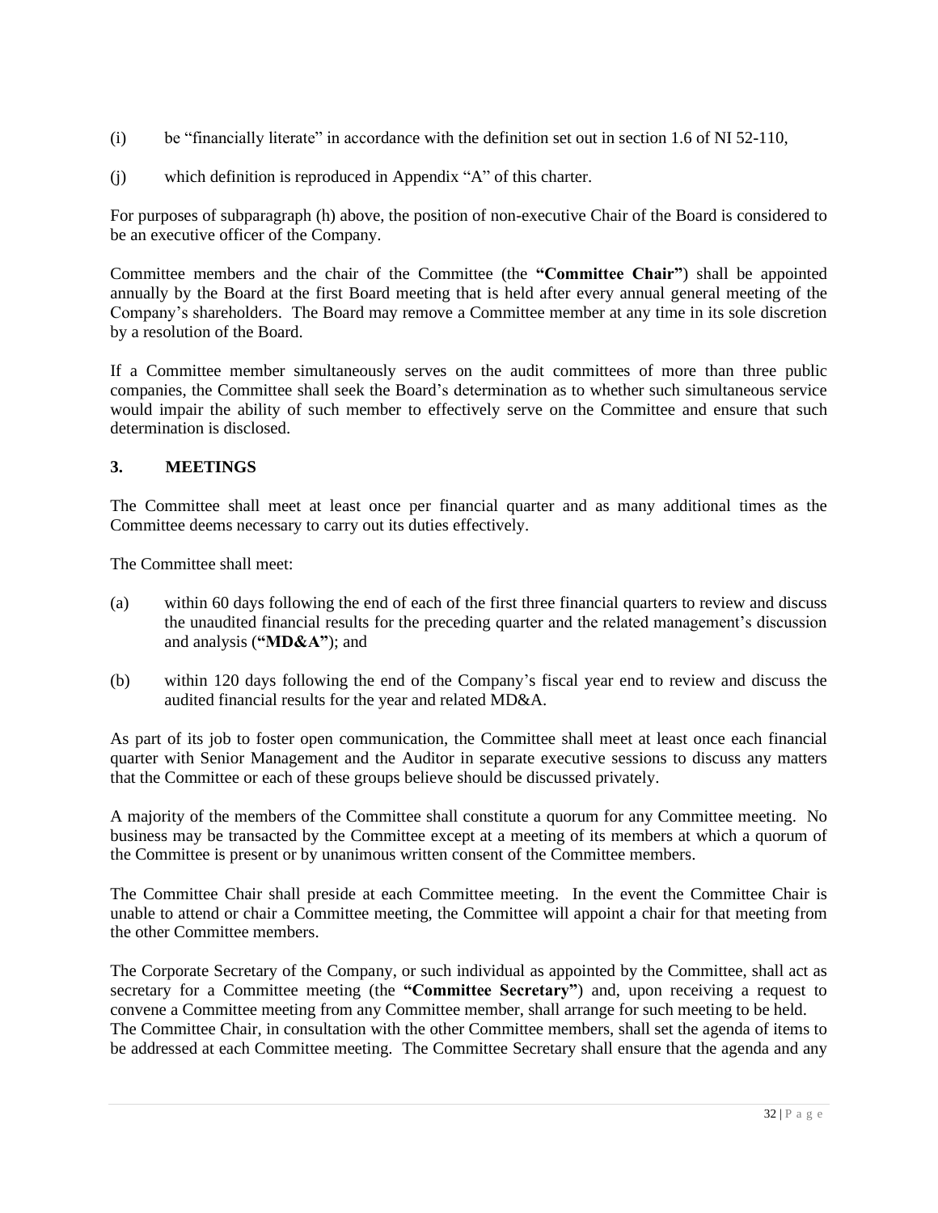(i) be "financially literate" in accordance with the definition set out in section 1.6 of NI 52-110,

(j) which definition is reproduced in Appendix "A" of this charter.

For purposes of subparagraph (h) above, the position of non-executive Chair of the Board is considered to be an executive officer of the Company.

Committee members and the chair of the Committee (the **"Committee Chair"**) shall be appointed annually by the Board at the first Board meeting that is held after every annual general meeting of the Company's shareholders. The Board may remove a Committee member at any time in its sole discretion by a resolution of the Board.

If a Committee member simultaneously serves on the audit committees of more than three public companies, the Committee shall seek the Board's determination as to whether such simultaneous service would impair the ability of such member to effectively serve on the Committee and ensure that such determination is disclosed.

## 3. MEETINGS

The Committee shall meet at least once per financial quarter and as many additional times as the Committee deems necessary to carry out its duties effectively.

The Committee shall meet:

(a) within 60 days following the end of each of the first three financial quarters to review and discuss the unaudited financial results for the preceding quarter and the related management's discussion and analysis (**"MD&A"**); and

(b) within 120 days following the end of the Company's fiscal year end to review and discuss the audited financial results for the year and related MD&A.

As part of its job to foster open communication, the Committee shall meet at least once each financial quarter with Senior Management and the Auditor in separate executive sessions to discuss any matters that the Committee or each of these groups believe should be discussed privately.

A majority of the members of the Committee shall constitute a quorum for any Committee meeting. No business may be transacted by the Committee except at a meeting of its members at which a quorum of the Committee is present or by unanimous written consent of the Committee members.

The Committee Chair shall preside at each Committee meeting. In the event the Committee Chair is unable to attend or chair a Committee meeting, the Committee will appoint a chair for that meeting from the other Committee members.

The Corporate Secretary of the Company, or such individual as appointed by the Committee, shall act as secretary for a Committee meeting (the **"Committee Secretary"**) and, upon receiving a request to convene a Committee meeting from any Committee member, shall arrange for such meeting to be held.
The Committee Chair, in consultation with the other Committee members, shall set the agenda of items to be addressed at each Committee meeting. The Committee Secretary shall ensure that the agenda and any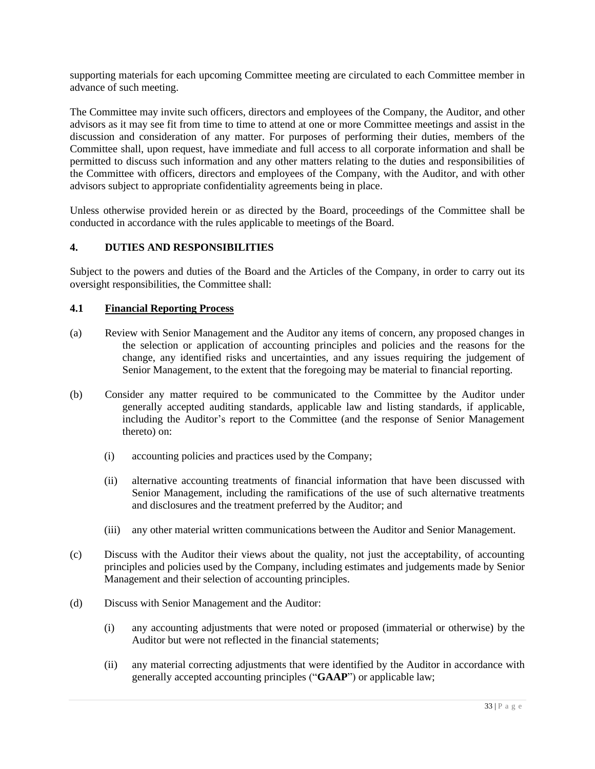supporting materials for each upcoming Committee meeting are circulated to each Committee member in advance of such meeting.

The Committee may invite such officers, directors and employees of the Company, the Auditor, and other advisors as it may see fit from time to time to attend at one or more Committee meetings and assist in the discussion and consideration of any matter. For purposes of performing their duties, members of the Committee shall, upon request, have immediate and full access to all corporate information and shall be permitted to discuss such information and any other matters relating to the duties and responsibilities of the Committee with officers, directors and employees of the Company, with the Auditor, and with other advisors subject to appropriate confidentiality agreements being in place.

Unless otherwise provided herein or as directed by the Board, proceedings of the Committee shall be conducted in accordance with the rules applicable to meetings of the Board.

## 4. DUTIES AND RESPONSIBILITIES

Subject to the powers and duties of the Board and the Articles of the Company, in order to carry out its oversight responsibilities, the Committee shall:

### 4.1 Financial Reporting Process

(a) Review with Senior Management and the Auditor any items of concern, any proposed changes in the selection or application of accounting principles and policies and the reasons for the change, any identified risks and uncertainties, and any issues requiring the judgement of Senior Management, to the extent that the foregoing may be material to financial reporting.

(b) Consider any matter required to be communicated to the Committee by the Auditor under generally accepted auditing standards, applicable law and listing standards, if applicable, including the Auditor's report to the Committee (and the response of Senior Management thereto) on:

  (i) accounting policies and practices used by the Company;

  (ii) alternative accounting treatments of financial information that have been discussed with Senior Management, including the ramifications of the use of such alternative treatments and disclosures and the treatment preferred by the Auditor; and

  (iii) any other material written communications between the Auditor and Senior Management.

(c) Discuss with the Auditor their views about the quality, not just the acceptability, of accounting principles and policies used by the Company, including estimates and judgements made by Senior Management and their selection of accounting principles.

(d) Discuss with Senior Management and the Auditor:

  (i) any accounting adjustments that were noted or proposed (immaterial or otherwise) by the Auditor but were not reflected in the financial statements;

  (ii) any material correcting adjustments that were identified by the Auditor in accordance with generally accepted accounting principles ("**GAAP**") or applicable law;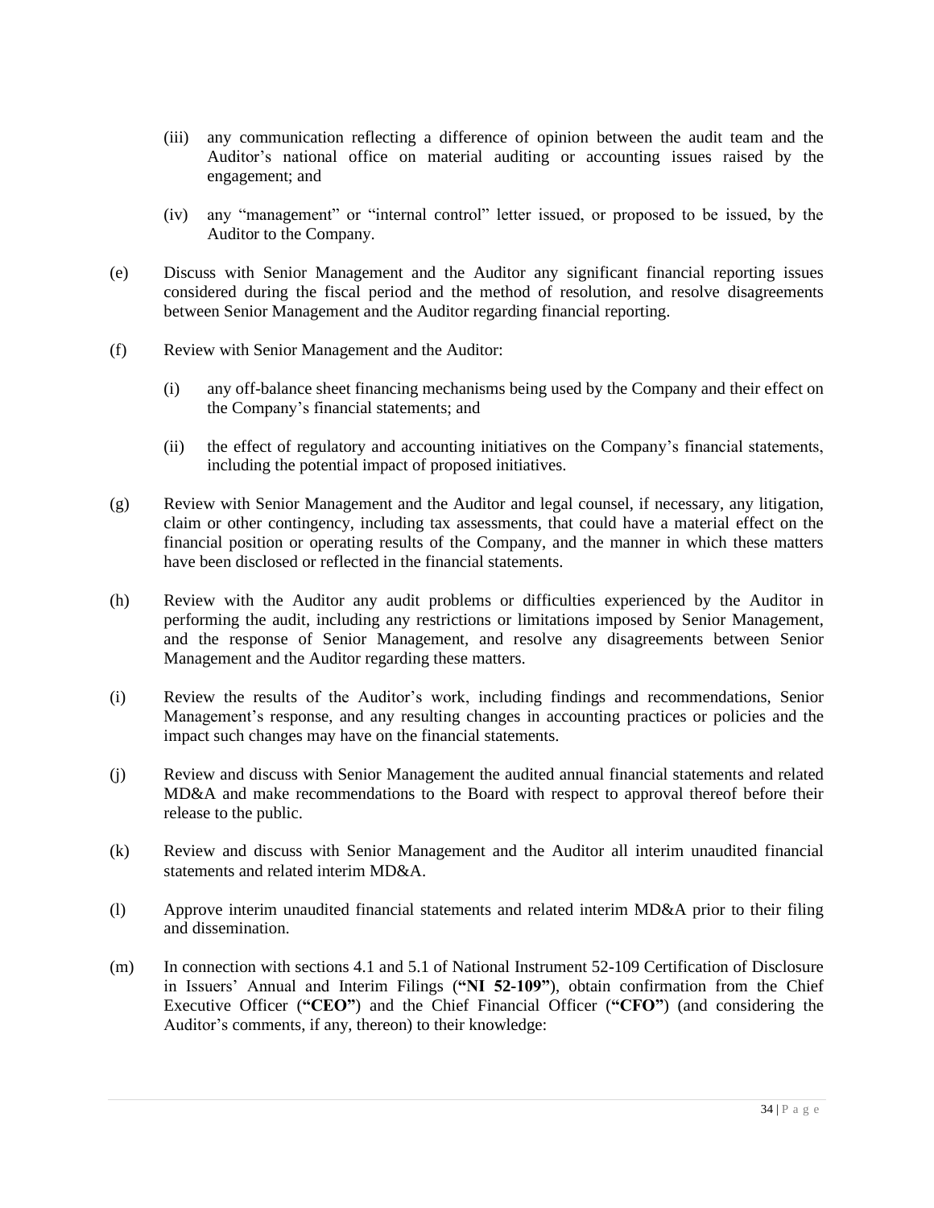(iii) any communication reflecting a difference of opinion between the audit team and the Auditor's national office on material auditing or accounting issues raised by the engagement; and

(iv) any "management" or "internal control" letter issued, or proposed to be issued, by the Auditor to the Company.

(e) Discuss with Senior Management and the Auditor any significant financial reporting issues considered during the fiscal period and the method of resolution, and resolve disagreements between Senior Management and the Auditor regarding financial reporting.

(f) Review with Senior Management and the Auditor:

(i) any off-balance sheet financing mechanisms being used by the Company and their effect on the Company's financial statements; and

(ii) the effect of regulatory and accounting initiatives on the Company's financial statements, including the potential impact of proposed initiatives.

(g) Review with Senior Management and the Auditor and legal counsel, if necessary, any litigation, claim or other contingency, including tax assessments, that could have a material effect on the financial position or operating results of the Company, and the manner in which these matters have been disclosed or reflected in the financial statements.

(h) Review with the Auditor any audit problems or difficulties experienced by the Auditor in performing the audit, including any restrictions or limitations imposed by Senior Management, and the response of Senior Management, and resolve any disagreements between Senior Management and the Auditor regarding these matters.

(i) Review the results of the Auditor's work, including findings and recommendations, Senior Management's response, and any resulting changes in accounting practices or policies and the impact such changes may have on the financial statements.

(j) Review and discuss with Senior Management the audited annual financial statements and related MD&A and make recommendations to the Board with respect to approval thereof before their release to the public.

(k) Review and discuss with Senior Management and the Auditor all interim unaudited financial statements and related interim MD&A.

(l) Approve interim unaudited financial statements and related interim MD&A prior to their filing and dissemination.

(m) In connection with sections 4.1 and 5.1 of National Instrument 52-109 Certification of Disclosure in Issuers' Annual and Interim Filings (**"NI 52-109"**), obtain confirmation from the Chief Executive Officer (**"CEO"**) and the Chief Financial Officer (**"CFO"**) (and considering the Auditor's comments, if any, thereon) to their knowledge: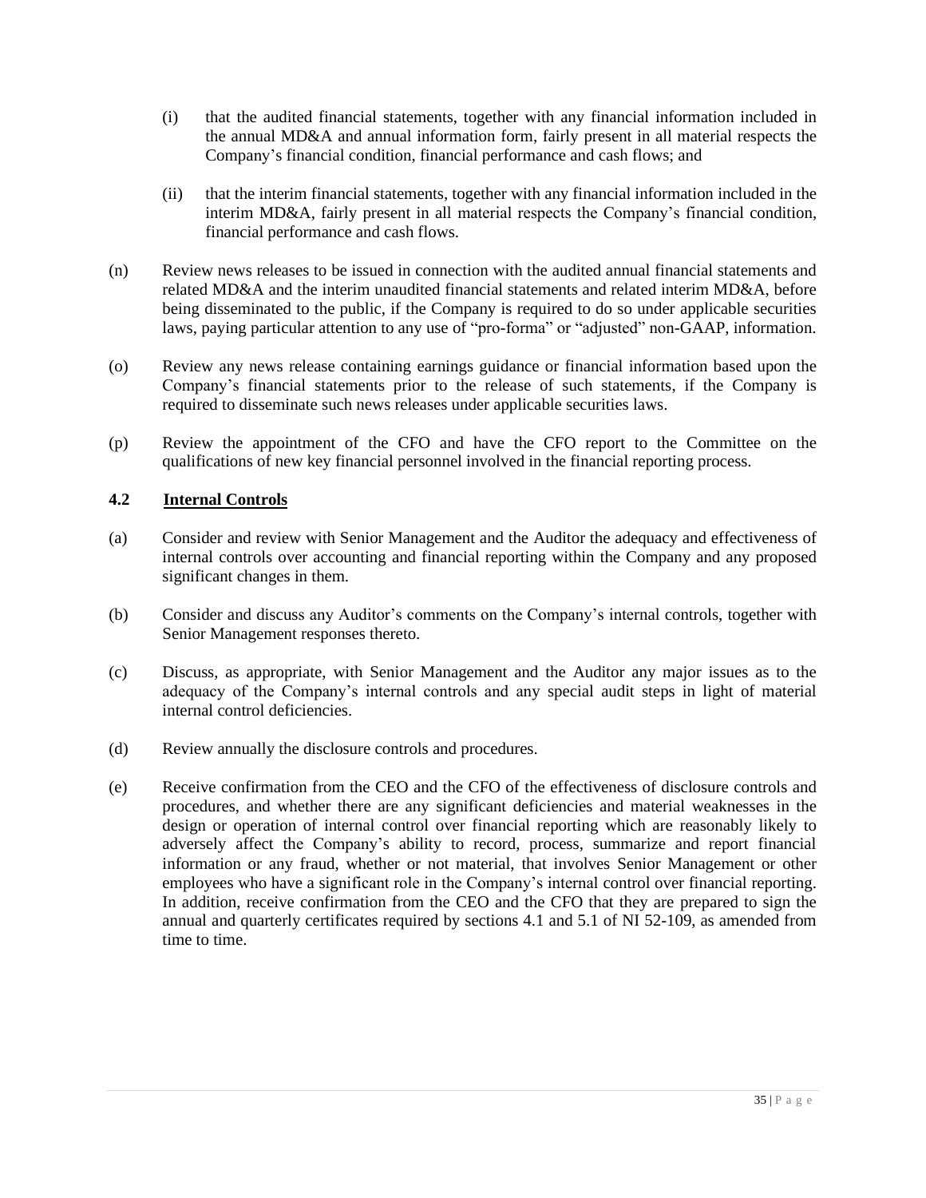(i) that the audited financial statements, together with any financial information included in the annual MD&A and annual information form, fairly present in all material respects the Company's financial condition, financial performance and cash flows; and

(ii) that the interim financial statements, together with any financial information included in the interim MD&A, fairly present in all material respects the Company's financial condition, financial performance and cash flows.

(n) Review news releases to be issued in connection with the audited annual financial statements and related MD&A and the interim unaudited financial statements and related interim MD&A, before being disseminated to the public, if the Company is required to do so under applicable securities laws, paying particular attention to any use of "pro-forma" or "adjusted" non-GAAP, information.

(o) Review any news release containing earnings guidance or financial information based upon the Company's financial statements prior to the release of such statements, if the Company is required to disseminate such news releases under applicable securities laws.

(p) Review the appointment of the CFO and have the CFO report to the Committee on the qualifications of new key financial personnel involved in the financial reporting process.

### 4.2 <u>Internal Controls</u>

(a) Consider and review with Senior Management and the Auditor the adequacy and effectiveness of internal controls over accounting and financial reporting within the Company and any proposed significant changes in them.

(b) Consider and discuss any Auditor's comments on the Company's internal controls, together with Senior Management responses thereto.

(c) Discuss, as appropriate, with Senior Management and the Auditor any major issues as to the adequacy of the Company's internal controls and any special audit steps in light of material internal control deficiencies.

(d) Review annually the disclosure controls and procedures.

(e) Receive confirmation from the CEO and the CFO of the effectiveness of disclosure controls and procedures, and whether there are any significant deficiencies and material weaknesses in the design or operation of internal control over financial reporting which are reasonably likely to adversely affect the Company's ability to record, process, summarize and report financial information or any fraud, whether or not material, that involves Senior Management or other employees who have a significant role in the Company's internal control over financial reporting. In addition, receive confirmation from the CEO and the CFO that they are prepared to sign the annual and quarterly certificates required by sections 4.1 and 5.1 of NI 52-109, as amended from time to time.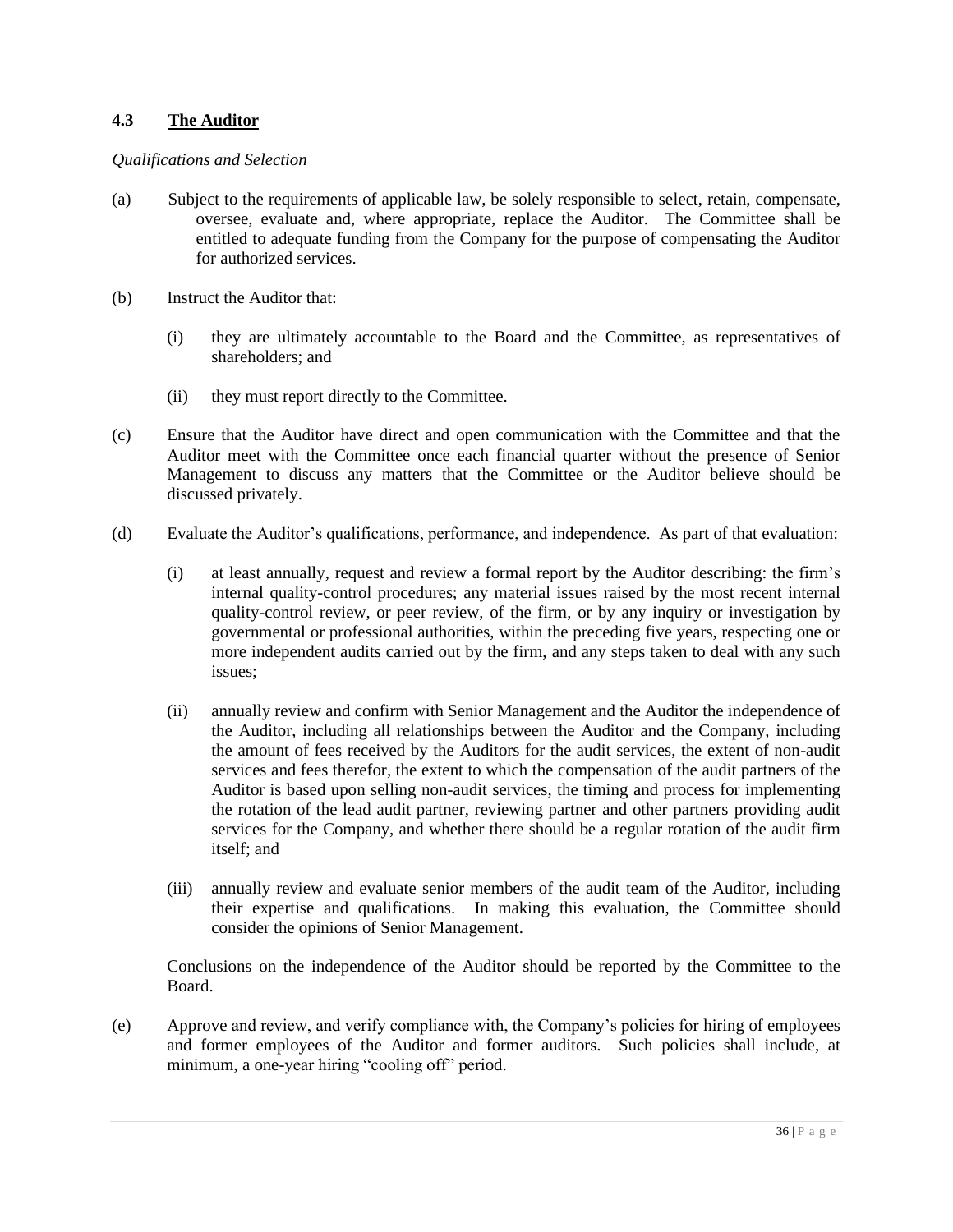### 4.3 The Auditor

*Qualifications and Selection*

(a) Subject to the requirements of applicable law, be solely responsible to select, retain, compensate, oversee, evaluate and, where appropriate, replace the Auditor. The Committee shall be entitled to adequate funding from the Company for the purpose of compensating the Auditor for authorized services.

(b) Instruct the Auditor that:

  (i) they are ultimately accountable to the Board and the Committee, as representatives of shareholders; and

  (ii) they must report directly to the Committee.

(c) Ensure that the Auditor have direct and open communication with the Committee and that the Auditor meet with the Committee once each financial quarter without the presence of Senior Management to discuss any matters that the Committee or the Auditor believe should be discussed privately.

(d) Evaluate the Auditor's qualifications, performance, and independence. As part of that evaluation:

  (i) at least annually, request and review a formal report by the Auditor describing: the firm's internal quality-control procedures; any material issues raised by the most recent internal quality-control review, or peer review, of the firm, or by any inquiry or investigation by governmental or professional authorities, within the preceding five years, respecting one or more independent audits carried out by the firm, and any steps taken to deal with any such issues;

  (ii) annually review and confirm with Senior Management and the Auditor the independence of the Auditor, including all relationships between the Auditor and the Company, including the amount of fees received by the Auditors for the audit services, the extent of non-audit services and fees therefor, the extent to which the compensation of the audit partners of the Auditor is based upon selling non-audit services, the timing and process for implementing the rotation of the lead audit partner, reviewing partner and other partners providing audit services for the Company, and whether there should be a regular rotation of the audit firm itself; and

  (iii) annually review and evaluate senior members of the audit team of the Auditor, including their expertise and qualifications. In making this evaluation, the Committee should consider the opinions of Senior Management.

  Conclusions on the independence of the Auditor should be reported by the Committee to the Board.

(e) Approve and review, and verify compliance with, the Company's policies for hiring of employees and former employees of the Auditor and former auditors. Such policies shall include, at minimum, a one-year hiring "cooling off" period.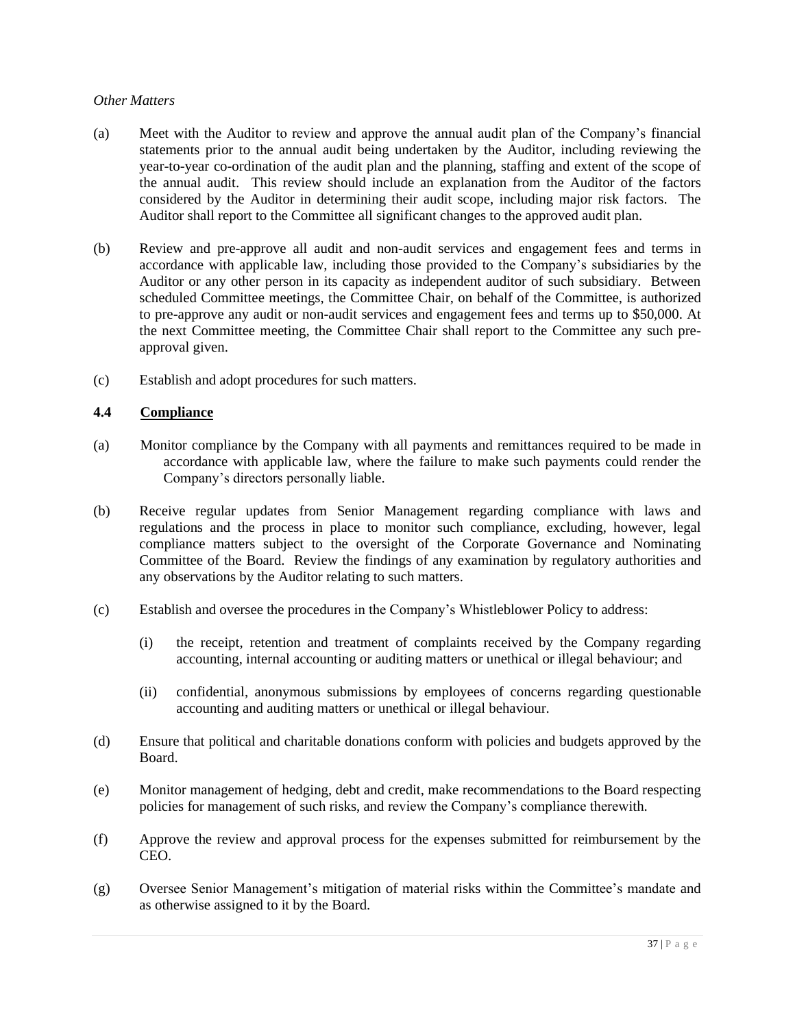*Other Matters*

(a) Meet with the Auditor to review and approve the annual audit plan of the Company's financial statements prior to the annual audit being undertaken by the Auditor, including reviewing the year-to-year co-ordination of the audit plan and the planning, staffing and extent of the scope of the annual audit. This review should include an explanation from the Auditor of the factors considered by the Auditor in determining their audit scope, including major risk factors. The Auditor shall report to the Committee all significant changes to the approved audit plan.

(b) Review and pre-approve all audit and non-audit services and engagement fees and terms in accordance with applicable law, including those provided to the Company's subsidiaries by the Auditor or any other person in its capacity as independent auditor of such subsidiary. Between scheduled Committee meetings, the Committee Chair, on behalf of the Committee, is authorized to pre-approve any audit or non-audit services and engagement fees and terms up to $50,000. At the next Committee meeting, the Committee Chair shall report to the Committee any such pre-approval given.

(c) Establish and adopt procedures for such matters.

### 4.4 <u>Compliance</u>

(a) Monitor compliance by the Company with all payments and remittances required to be made in accordance with applicable law, where the failure to make such payments could render the Company's directors personally liable.

(b) Receive regular updates from Senior Management regarding compliance with laws and regulations and the process in place to monitor such compliance, excluding, however, legal compliance matters subject to the oversight of the Corporate Governance and Nominating Committee of the Board. Review the findings of any examination by regulatory authorities and any observations by the Auditor relating to such matters.

(c) Establish and oversee the procedures in the Company's Whistleblower Policy to address:

   (i) the receipt, retention and treatment of complaints received by the Company regarding accounting, internal accounting or auditing matters or unethical or illegal behaviour; and

   (ii) confidential, anonymous submissions by employees of concerns regarding questionable accounting and auditing matters or unethical or illegal behaviour.

(d) Ensure that political and charitable donations conform with policies and budgets approved by the Board.

(e) Monitor management of hedging, debt and credit, make recommendations to the Board respecting policies for management of such risks, and review the Company's compliance therewith.

(f) Approve the review and approval process for the expenses submitted for reimbursement by the CEO.

(g) Oversee Senior Management's mitigation of material risks within the Committee's mandate and as otherwise assigned to it by the Board.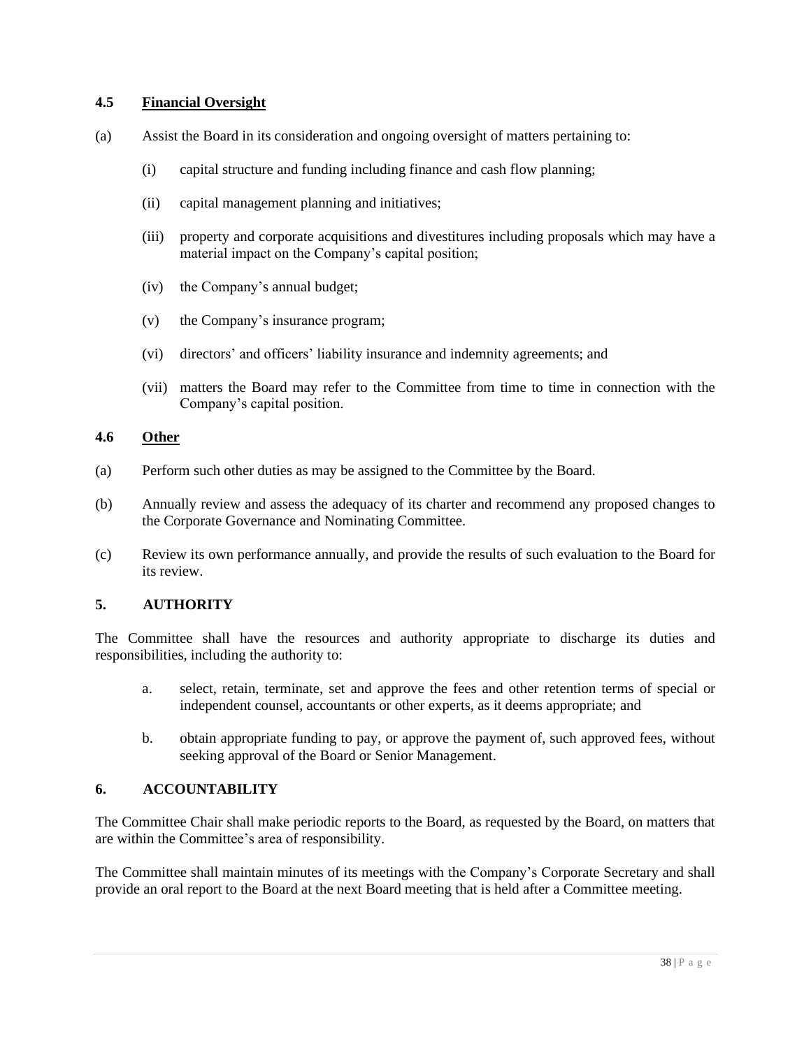### 4.5 Financial Oversight

(a) Assist the Board in its consideration and ongoing oversight of matters pertaining to:

   (i) capital structure and funding including finance and cash flow planning;

   (ii) capital management planning and initiatives;

   (iii) property and corporate acquisitions and divestitures including proposals which may have a material impact on the Company's capital position;

   (iv) the Company's annual budget;

   (v) the Company's insurance program;

   (vi) directors' and officers' liability insurance and indemnity agreements; and

   (vii) matters the Board may refer to the Committee from time to time in connection with the Company's capital position.

### 4.6 Other

(a) Perform such other duties as may be assigned to the Committee by the Board.

(b) Annually review and assess the adequacy of its charter and recommend any proposed changes to the Corporate Governance and Nominating Committee.

(c) Review its own performance annually, and provide the results of such evaluation to the Board for its review.

## 5. AUTHORITY

The Committee shall have the resources and authority appropriate to discharge its duties and responsibilities, including the authority to:

   a. select, retain, terminate, set and approve the fees and other retention terms of special or independent counsel, accountants or other experts, as it deems appropriate; and

   b. obtain appropriate funding to pay, or approve the payment of, such approved fees, without seeking approval of the Board or Senior Management.

## 6. ACCOUNTABILITY

The Committee Chair shall make periodic reports to the Board, as requested by the Board, on matters that are within the Committee's area of responsibility.

The Committee shall maintain minutes of its meetings with the Company's Corporate Secretary and shall provide an oral report to the Board at the next Board meeting that is held after a Committee meeting.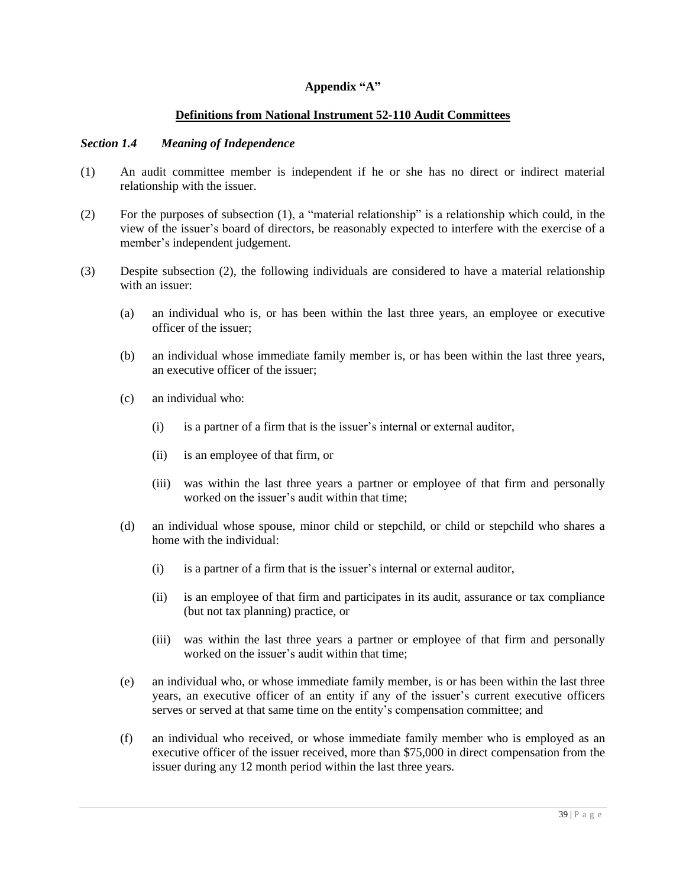## Appendix "A"

### Definitions from National Instrument 52-110 Audit Committees

***Section 1.4 Meaning of Independence***

(1) An audit committee member is independent if he or she has no direct or indirect material relationship with the issuer.

(2) For the purposes of subsection (1), a "material relationship" is a relationship which could, in the view of the issuer's board of directors, be reasonably expected to interfere with the exercise of a member's independent judgement.

(3) Despite subsection (2), the following individuals are considered to have a material relationship with an issuer:

- (a) an individual who is, or has been within the last three years, an employee or executive officer of the issuer;

- (b) an individual whose immediate family member is, or has been within the last three years, an executive officer of the issuer;

- (c) an individual who:

  - (i) is a partner of a firm that is the issuer's internal or external auditor,

  - (ii) is an employee of that firm, or

  - (iii) was within the last three years a partner or employee of that firm and personally worked on the issuer's audit within that time;

- (d) an individual whose spouse, minor child or stepchild, or child or stepchild who shares a home with the individual:

  - (i) is a partner of a firm that is the issuer's internal or external auditor,

  - (ii) is an employee of that firm and participates in its audit, assurance or tax compliance (but not tax planning) practice, or

  - (iii) was within the last three years a partner or employee of that firm and personally worked on the issuer's audit within that time;

- (e) an individual who, or whose immediate family member, is or has been within the last three years, an executive officer of an entity if any of the issuer's current executive officers serves or served at that same time on the entity's compensation committee; and

- (f) an individual who received, or whose immediate family member who is employed as an executive officer of the issuer received, more than $75,000 in direct compensation from the issuer during any 12 month period within the last three years.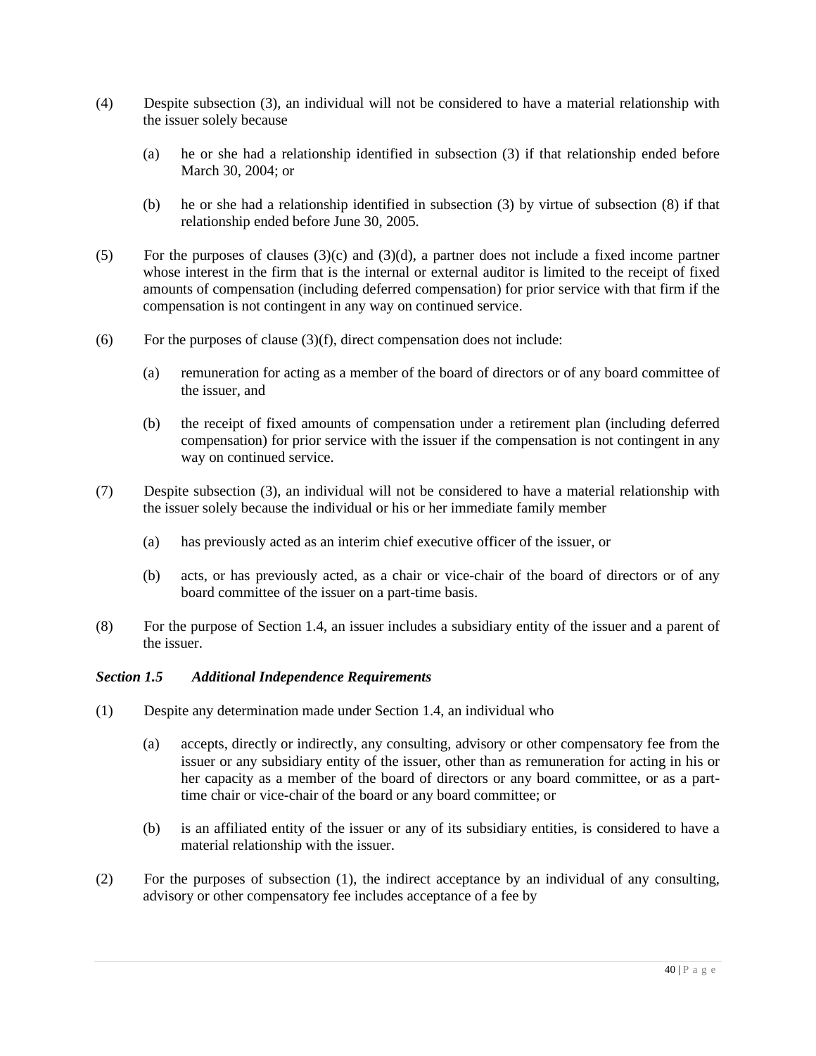(4) Despite subsection (3), an individual will not be considered to have a material relationship with the issuer solely because

(a) he or she had a relationship identified in subsection (3) if that relationship ended before March 30, 2004; or

(b) he or she had a relationship identified in subsection (3) by virtue of subsection (8) if that relationship ended before June 30, 2005.

(5) For the purposes of clauses (3)(c) and (3)(d), a partner does not include a fixed income partner whose interest in the firm that is the internal or external auditor is limited to the receipt of fixed amounts of compensation (including deferred compensation) for prior service with that firm if the compensation is not contingent in any way on continued service.

(6) For the purposes of clause (3)(f), direct compensation does not include:

(a) remuneration for acting as a member of the board of directors or of any board committee of the issuer, and

(b) the receipt of fixed amounts of compensation under a retirement plan (including deferred compensation) for prior service with the issuer if the compensation is not contingent in any way on continued service.

(7) Despite subsection (3), an individual will not be considered to have a material relationship with the issuer solely because the individual or his or her immediate family member

(a) has previously acted as an interim chief executive officer of the issuer, or

(b) acts, or has previously acted, as a chair or vice-chair of the board of directors or of any board committee of the issuer on a part-time basis.

(8) For the purpose of Section 1.4, an issuer includes a subsidiary entity of the issuer and a parent of the issuer.

### *Section 1.5 Additional Independence Requirements*

(1) Despite any determination made under Section 1.4, an individual who

(a) accepts, directly or indirectly, any consulting, advisory or other compensatory fee from the issuer or any subsidiary entity of the issuer, other than as remuneration for acting in his or her capacity as a member of the board of directors or any board committee, or as a part-time chair or vice-chair of the board or any board committee; or

(b) is an affiliated entity of the issuer or any of its subsidiary entities, is considered to have a material relationship with the issuer.

(2) For the purposes of subsection (1), the indirect acceptance by an individual of any consulting, advisory or other compensatory fee includes acceptance of a fee by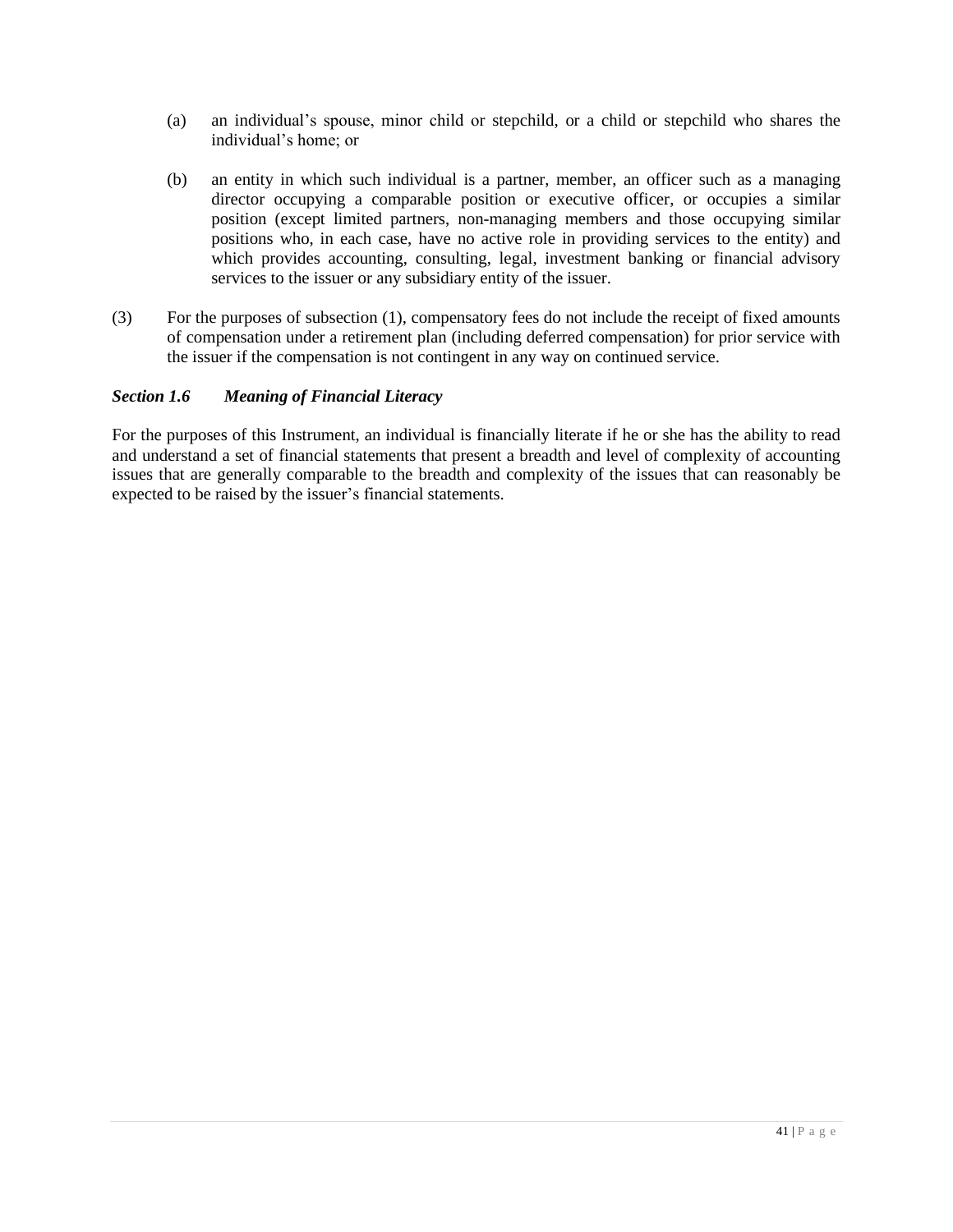(a) an individual's spouse, minor child or stepchild, or a child or stepchild who shares the individual's home; or

(b) an entity in which such individual is a partner, member, an officer such as a managing director occupying a comparable position or executive officer, or occupies a similar position (except limited partners, non-managing members and those occupying similar positions who, in each case, have no active role in providing services to the entity) and which provides accounting, consulting, legal, investment banking or financial advisory services to the issuer or any subsidiary entity of the issuer.

(3) For the purposes of subsection (1), compensatory fees do not include the receipt of fixed amounts of compensation under a retirement plan (including deferred compensation) for prior service with the issuer if the compensation is not contingent in any way on continued service.

### ***Section 1.6 Meaning of Financial Literacy***

For the purposes of this Instrument, an individual is financially literate if he or she has the ability to read and understand a set of financial statements that present a breadth and level of complexity of accounting issues that are generally comparable to the breadth and complexity of the issues that can reasonably be expected to be raised by the issuer's financial statements.